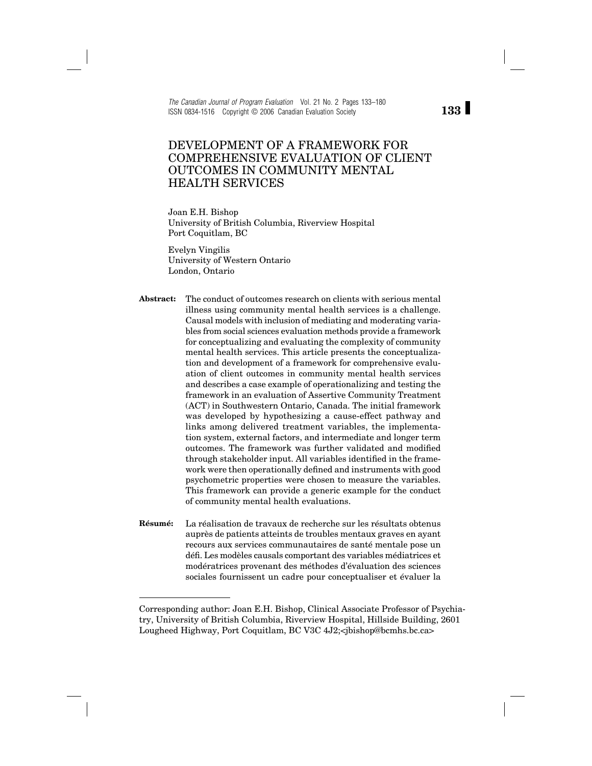# DEVELOPMENT OF A FRAMEWORK FOR COMPREHENSIVE EVALUATION OF CLIENT OUTCOMES IN COMMUNITY MENTAL HEALTH SERVICES

Joan E.H. Bishop
University of British Columbia, Riverview Hospital
Port Coquitlam, BC

Evelyn Vingilis
University of Western Ontario
London, Ontario

**Abstract:** The conduct of outcomes research on clients with serious mental illness using community mental health services is a challenge. Causal models with inclusion of mediating and moderating variables from social sciences evaluation methods provide a framework for conceptualizing and evaluating the complexity of community mental health services. This article presents the conceptualization and development of a framework for comprehensive evaluation of client outcomes in community mental health services and describes a case example of operationalizing and testing the framework in an evaluation of Assertive Community Treatment (ACT) in Southwestern Ontario, Canada. The initial framework was developed by hypothesizing a cause-effect pathway and links among delivered treatment variables, the implementation system, external factors, and intermediate and longer term outcomes. The framework was further validated and modified through stakeholder input. All variables identified in the framework were then operationally defined and instruments with good psychometric properties were chosen to measure the variables. This framework can provide a generic example for the conduct of community mental health evaluations.

**Résumé:** La réalisation de travaux de recherche sur les résultats obtenus auprès de patients atteints de troubles mentaux graves en ayant recours aux services communautaires de santé mentale pose un défi. Les modèles causals comportant des variables médiatrices et modératrices provenant des méthodes d'évaluation des sciences sociales fournissent un cadre pour conceptualiser et évaluer la

---

Corresponding author: Joan E.H. Bishop, Clinical Associate Professor of Psychiatry, University of British Columbia, Riverview Hospital, Hillside Building, 2601 Lougheed Highway, Port Coquitlam, BC V3C 4J2;<jbishop@bcmhs.bc.ca>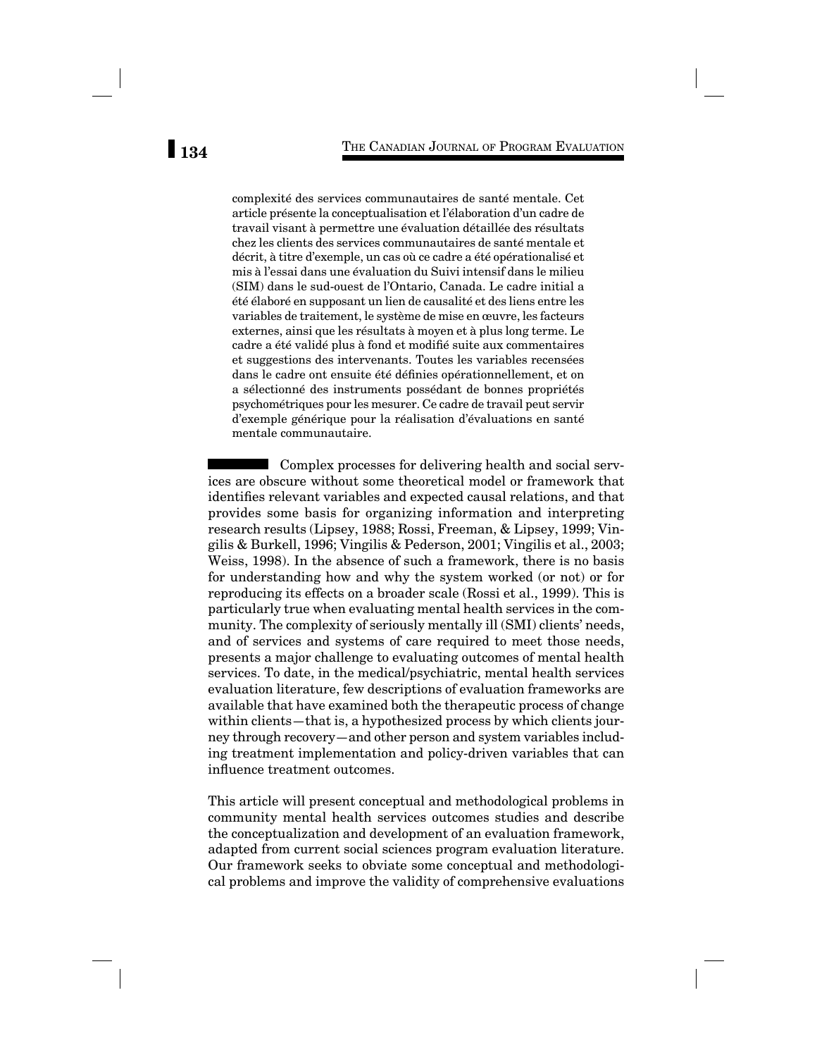complexité des services communautaires de santé mentale. Cet article présente la conceptualisation et l'élaboration d'un cadre de travail visant à permettre une évaluation détaillée des résultats chez les clients des services communautaires de santé mentale et décrit, à titre d'exemple, un cas où ce cadre a été opérationalisé et mis à l'essai dans une évaluation du Suivi intensif dans le milieu (SIM) dans le sud-ouest de l'Ontario, Canada. Le cadre initial a été élaboré en supposant un lien de causalité et des liens entre les variables de traitement, le système de mise en œuvre, les facteurs externes, ainsi que les résultats à moyen et à plus long terme. Le cadre a été validé plus à fond et modifié suite aux commentaires et suggestions des intervenants. Toutes les variables recensées dans le cadre ont ensuite été définies opérationnellement, et on a sélectionné des instruments possédant de bonnes propriétés psychométriques pour les mesurer. Ce cadre de travail peut servir d'exemple générique pour la réalisation d'évaluations en santé mentale communautaire.

Complex processes for delivering health and social services are obscure without some theoretical model or framework that identifies relevant variables and expected causal relations, and that provides some basis for organizing information and interpreting research results (Lipsey, 1988; Rossi, Freeman, & Lipsey, 1999; Vingilis & Burkell, 1996; Vingilis & Pederson, 2001; Vingilis et al., 2003; Weiss, 1998). In the absence of such a framework, there is no basis for understanding how and why the system worked (or not) or for reproducing its effects on a broader scale (Rossi et al., 1999). This is particularly true when evaluating mental health services in the community. The complexity of seriously mentally ill (SMI) clients' needs, and of services and systems of care required to meet those needs, presents a major challenge to evaluating outcomes of mental health services. To date, in the medical/psychiatric, mental health services evaluation literature, few descriptions of evaluation frameworks are available that have examined both the therapeutic process of change within clients—that is, a hypothesized process by which clients journey through recovery—and other person and system variables including treatment implementation and policy-driven variables that can influence treatment outcomes.

This article will present conceptual and methodological problems in community mental health services outcomes studies and describe the conceptualization and development of an evaluation framework, adapted from current social sciences program evaluation literature. Our framework seeks to obviate some conceptual and methodological problems and improve the validity of comprehensive evaluations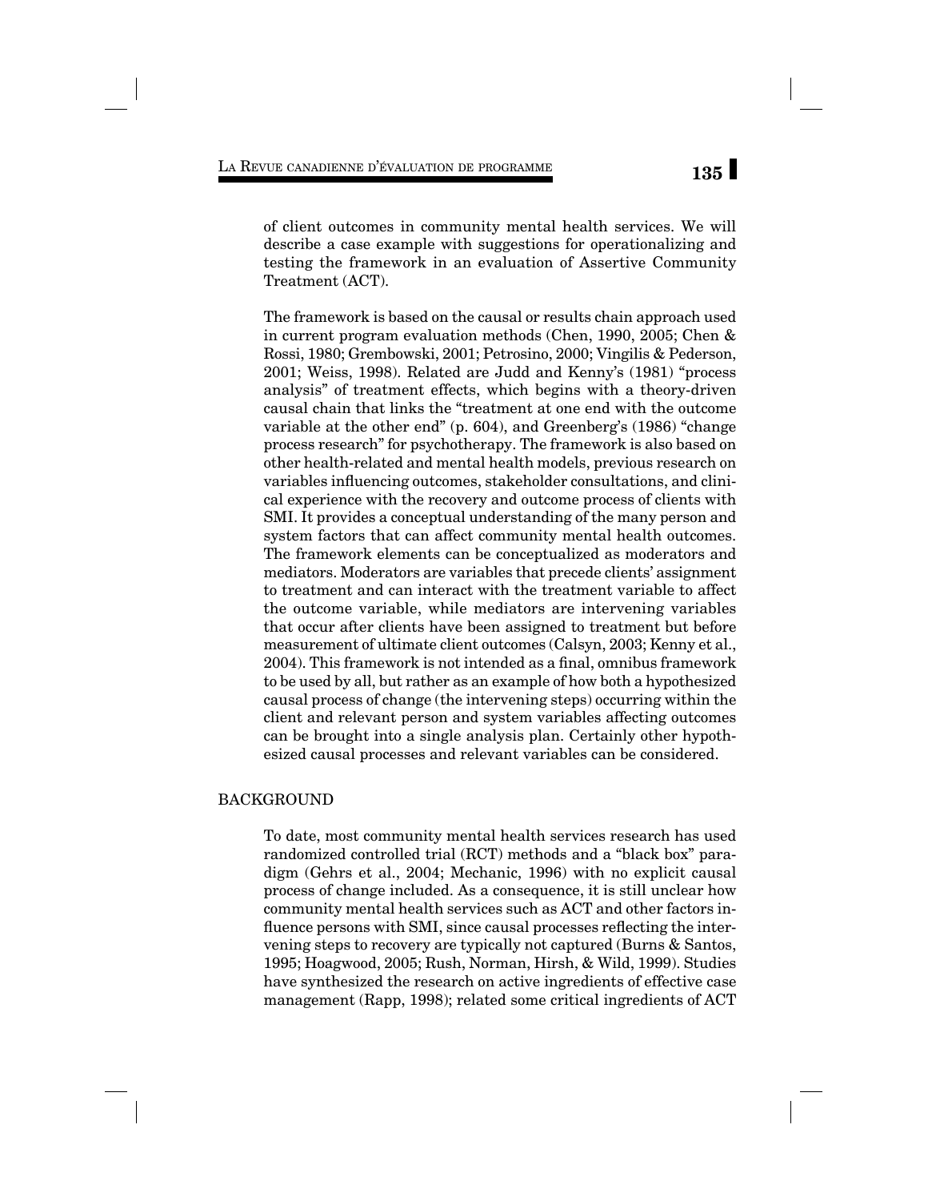of client outcomes in community mental health services. We will describe a case example with suggestions for operationalizing and testing the framework in an evaluation of Assertive Community Treatment (ACT).

The framework is based on the causal or results chain approach used in current program evaluation methods (Chen, 1990, 2005; Chen & Rossi, 1980; Grembowski, 2001; Petrosino, 2000; Vingilis & Pederson, 2001; Weiss, 1998). Related are Judd and Kenny's (1981) "process analysis" of treatment effects, which begins with a theory-driven causal chain that links the "treatment at one end with the outcome variable at the other end" (p. 604), and Greenberg's (1986) "change process research" for psychotherapy. The framework is also based on other health-related and mental health models, previous research on variables influencing outcomes, stakeholder consultations, and clinical experience with the recovery and outcome process of clients with SMI. It provides a conceptual understanding of the many person and system factors that can affect community mental health outcomes. The framework elements can be conceptualized as moderators and mediators. Moderators are variables that precede clients' assignment to treatment and can interact with the treatment variable to affect the outcome variable, while mediators are intervening variables that occur after clients have been assigned to treatment but before measurement of ultimate client outcomes (Calsyn, 2003; Kenny et al., 2004). This framework is not intended as a final, omnibus framework to be used by all, but rather as an example of how both a hypothesized causal process of change (the intervening steps) occurring within the client and relevant person and system variables affecting outcomes can be brought into a single analysis plan. Certainly other hypothesized causal processes and relevant variables can be considered.

## BACKGROUND

To date, most community mental health services research has used randomized controlled trial (RCT) methods and a "black box" paradigm (Gehrs et al., 2004; Mechanic, 1996) with no explicit causal process of change included. As a consequence, it is still unclear how community mental health services such as ACT and other factors influence persons with SMI, since causal processes reflecting the intervening steps to recovery are typically not captured (Burns & Santos, 1995; Hoagwood, 2005; Rush, Norman, Hirsh, & Wild, 1999). Studies have synthesized the research on active ingredients of effective case management (Rapp, 1998); related some critical ingredients of ACT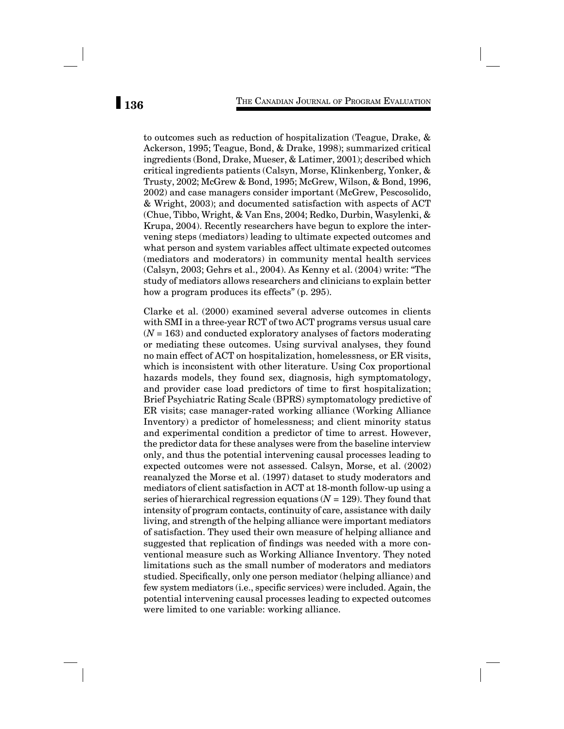to outcomes such as reduction of hospitalization (Teague, Drake, & Ackerson, 1995; Teague, Bond, & Drake, 1998); summarized critical ingredients (Bond, Drake, Mueser, & Latimer, 2001); described which critical ingredients patients (Calsyn, Morse, Klinkenberg, Yonker, & Trusty, 2002; McGrew & Bond, 1995; McGrew, Wilson, & Bond, 1996, 2002) and case managers consider important (McGrew, Pescosolido, & Wright, 2003); and documented satisfaction with aspects of ACT (Chue, Tibbo, Wright, & Van Ens, 2004; Redko, Durbin, Wasylenki, & Krupa, 2004). Recently researchers have begun to explore the intervening steps (mediators) leading to ultimate expected outcomes and what person and system variables affect ultimate expected outcomes (mediators and moderators) in community mental health services (Calsyn, 2003; Gehrs et al., 2004). As Kenny et al. (2004) write: "The study of mediators allows researchers and clinicians to explain better how a program produces its effects" (p. 295).

Clarke et al. (2000) examined several adverse outcomes in clients with SMI in a three-year RCT of two ACT programs versus usual care ($N = 163$) and conducted exploratory analyses of factors moderating or mediating these outcomes. Using survival analyses, they found no main effect of ACT on hospitalization, homelessness, or ER visits, which is inconsistent with other literature. Using Cox proportional hazards models, they found sex, diagnosis, high symptomatology, and provider case load predictors of time to first hospitalization; Brief Psychiatric Rating Scale (BPRS) symptomatology predictive of ER visits; case manager-rated working alliance (Working Alliance Inventory) a predictor of homelessness; and client minority status and experimental condition a predictor of time to arrest. However, the predictor data for these analyses were from the baseline interview only, and thus the potential intervening causal processes leading to expected outcomes were not assessed. Calsyn, Morse, et al. (2002) reanalyzed the Morse et al. (1997) dataset to study moderators and mediators of client satisfaction in ACT at 18-month follow-up using a series of hierarchical regression equations ($N = 129$). They found that intensity of program contacts, continuity of care, assistance with daily living, and strength of the helping alliance were important mediators of satisfaction. They used their own measure of helping alliance and suggested that replication of findings was needed with a more conventional measure such as Working Alliance Inventory. They noted limitations such as the small number of moderators and mediators studied. Specifically, only one person mediator (helping alliance) and few system mediators (i.e., specific services) were included. Again, the potential intervening causal processes leading to expected outcomes were limited to one variable: working alliance.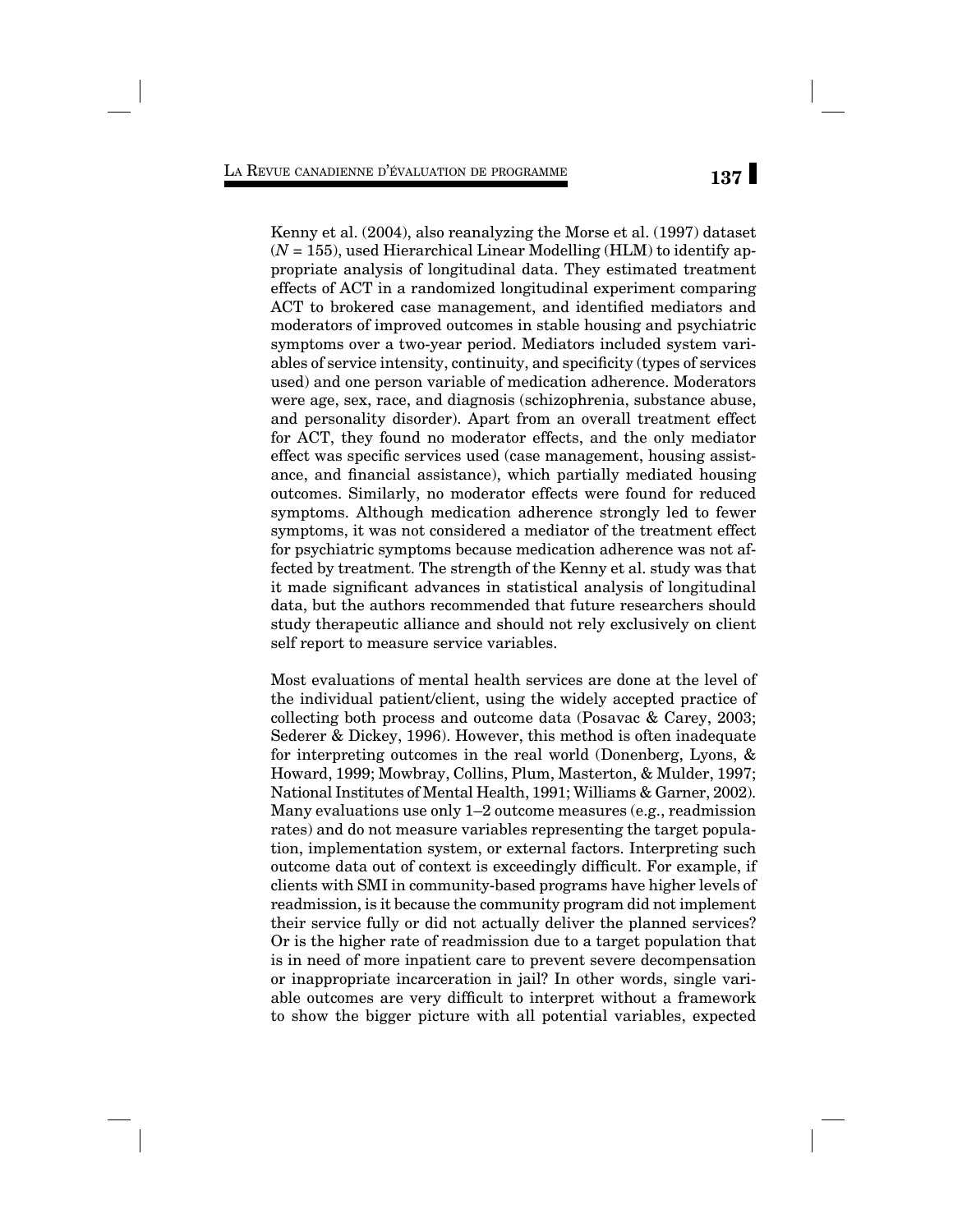Kenny et al. (2004), also reanalyzing the Morse et al. (1997) dataset ($N = 155$), used Hierarchical Linear Modelling (HLM) to identify appropriate analysis of longitudinal data. They estimated treatment effects of ACT in a randomized longitudinal experiment comparing ACT to brokered case management, and identified mediators and moderators of improved outcomes in stable housing and psychiatric symptoms over a two-year period. Mediators included system variables of service intensity, continuity, and specificity (types of services used) and one person variable of medication adherence. Moderators were age, sex, race, and diagnosis (schizophrenia, substance abuse, and personality disorder). Apart from an overall treatment effect for ACT, they found no moderator effects, and the only mediator effect was specific services used (case management, housing assistance, and financial assistance), which partially mediated housing outcomes. Similarly, no moderator effects were found for reduced symptoms. Although medication adherence strongly led to fewer symptoms, it was not considered a mediator of the treatment effect for psychiatric symptoms because medication adherence was not affected by treatment. The strength of the Kenny et al. study was that it made significant advances in statistical analysis of longitudinal data, but the authors recommended that future researchers should study therapeutic alliance and should not rely exclusively on client self report to measure service variables.

Most evaluations of mental health services are done at the level of the individual patient/client, using the widely accepted practice of collecting both process and outcome data (Posavac & Carey, 2003; Sederer & Dickey, 1996). However, this method is often inadequate for interpreting outcomes in the real world (Donenberg, Lyons, & Howard, 1999; Mowbray, Collins, Plum, Masterton, & Mulder, 1997; National Institutes of Mental Health, 1991; Williams & Garner, 2002). Many evaluations use only 1–2 outcome measures (e.g., readmission rates) and do not measure variables representing the target population, implementation system, or external factors. Interpreting such outcome data out of context is exceedingly difficult. For example, if clients with SMI in community-based programs have higher levels of readmission, is it because the community program did not implement their service fully or did not actually deliver the planned services? Or is the higher rate of readmission due to a target population that is in need of more inpatient care to prevent severe decompensation or inappropriate incarceration in jail? In other words, single variable outcomes are very difficult to interpret without a framework to show the bigger picture with all potential variables, expected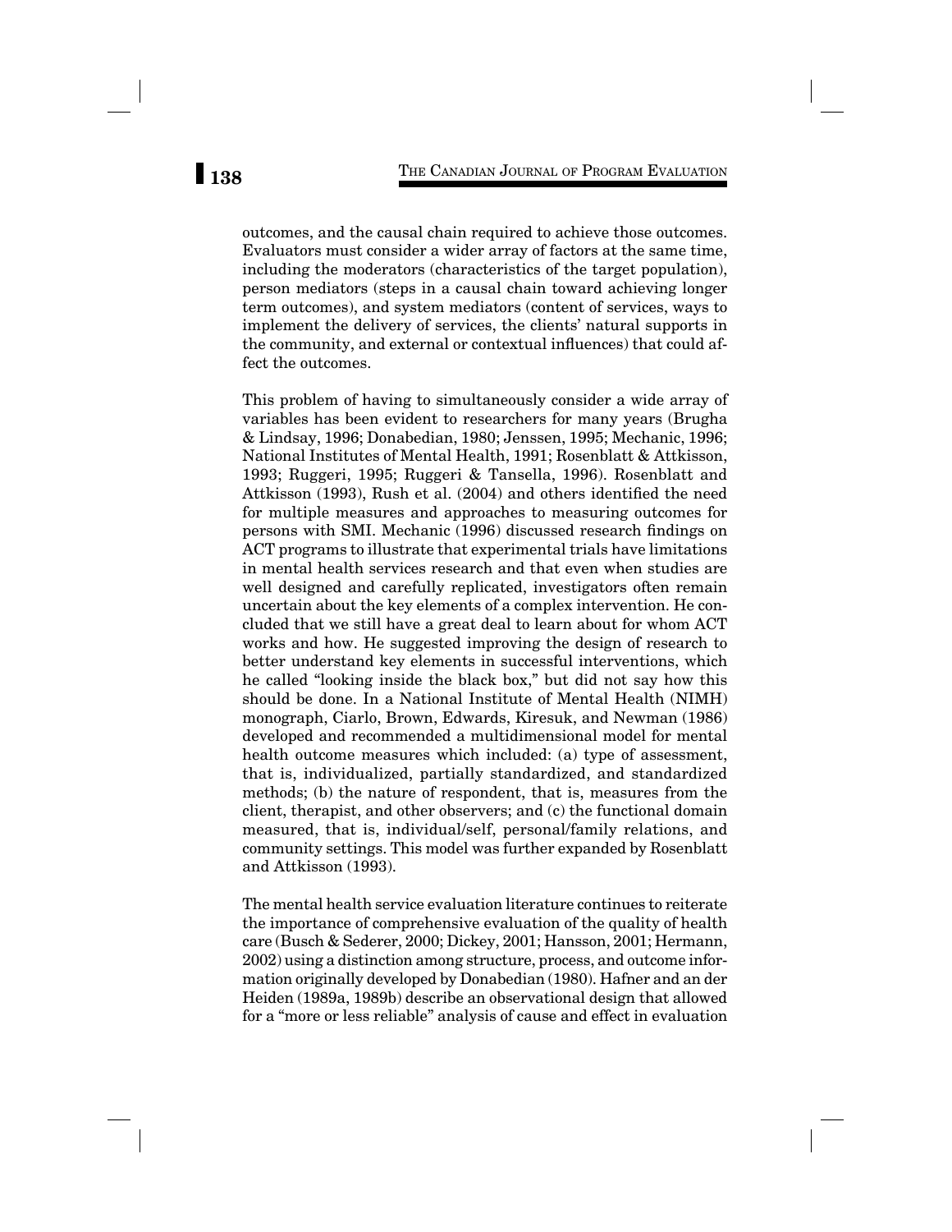outcomes, and the causal chain required to achieve those outcomes. Evaluators must consider a wider array of factors at the same time, including the moderators (characteristics of the target population), person mediators (steps in a causal chain toward achieving longer term outcomes), and system mediators (content of services, ways to implement the delivery of services, the clients' natural supports in the community, and external or contextual influences) that could affect the outcomes.

This problem of having to simultaneously consider a wide array of variables has been evident to researchers for many years (Brugha & Lindsay, 1996; Donabedian, 1980; Jenssen, 1995; Mechanic, 1996; National Institutes of Mental Health, 1991; Rosenblatt & Attkisson, 1993; Ruggeri, 1995; Ruggeri & Tansella, 1996). Rosenblatt and Attkisson (1993), Rush et al. (2004) and others identified the need for multiple measures and approaches to measuring outcomes for persons with SMI. Mechanic (1996) discussed research findings on ACT programs to illustrate that experimental trials have limitations in mental health services research and that even when studies are well designed and carefully replicated, investigators often remain uncertain about the key elements of a complex intervention. He concluded that we still have a great deal to learn about for whom ACT works and how. He suggested improving the design of research to better understand key elements in successful interventions, which he called "looking inside the black box," but did not say how this should be done. In a National Institute of Mental Health (NIMH) monograph, Ciarlo, Brown, Edwards, Kiresuk, and Newman (1986) developed and recommended a multidimensional model for mental health outcome measures which included: (a) type of assessment, that is, individualized, partially standardized, and standardized methods; (b) the nature of respondent, that is, measures from the client, therapist, and other observers; and (c) the functional domain measured, that is, individual/self, personal/family relations, and community settings. This model was further expanded by Rosenblatt and Attkisson (1993).

The mental health service evaluation literature continues to reiterate the importance of comprehensive evaluation of the quality of health care (Busch & Sederer, 2000; Dickey, 2001; Hansson, 2001; Hermann, 2002) using a distinction among structure, process, and outcome information originally developed by Donabedian (1980). Hafner and an der Heiden (1989a, 1989b) describe an observational design that allowed for a "more or less reliable" analysis of cause and effect in evaluation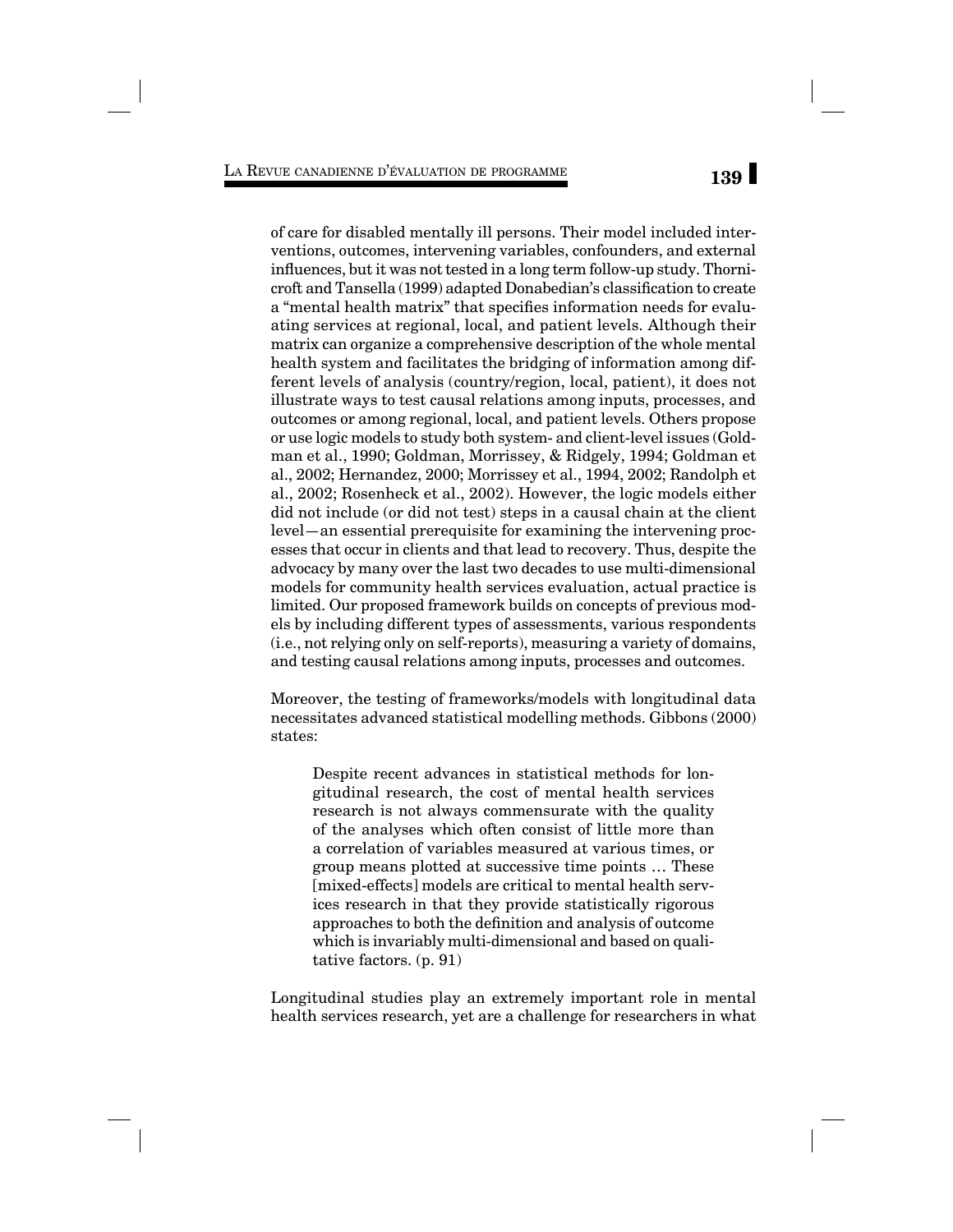of care for disabled mentally ill persons. Their model included interventions, outcomes, intervening variables, confounders, and external influences, but it was not tested in a long term follow-up study. Thornicroft and Tansella (1999) adapted Donabedian's classification to create a "mental health matrix" that specifies information needs for evaluating services at regional, local, and patient levels. Although their matrix can organize a comprehensive description of the whole mental health system and facilitates the bridging of information among different levels of analysis (country/region, local, patient), it does not illustrate ways to test causal relations among inputs, processes, and outcomes or among regional, local, and patient levels. Others propose or use logic models to study both system- and client-level issues (Goldman et al., 1990; Goldman, Morrissey, & Ridgely, 1994; Goldman et al., 2002; Hernandez, 2000; Morrissey et al., 1994, 2002; Randolph et al., 2002; Rosenheck et al., 2002). However, the logic models either did not include (or did not test) steps in a causal chain at the client level—an essential prerequisite for examining the intervening processes that occur in clients and that lead to recovery. Thus, despite the advocacy by many over the last two decades to use multi-dimensional models for community health services evaluation, actual practice is limited. Our proposed framework builds on concepts of previous models by including different types of assessments, various respondents (i.e., not relying only on self-reports), measuring a variety of domains, and testing causal relations among inputs, processes and outcomes.

Moreover, the testing of frameworks/models with longitudinal data necessitates advanced statistical modelling methods. Gibbons (2000) states:

> Despite recent advances in statistical methods for longitudinal research, the cost of mental health services research is not always commensurate with the quality of the analyses which often consist of little more than a correlation of variables measured at various times, or group means plotted at successive time points … These [mixed-effects] models are critical to mental health services research in that they provide statistically rigorous approaches to both the definition and analysis of outcome which is invariably multi-dimensional and based on qualitative factors. (p. 91)

Longitudinal studies play an extremely important role in mental health services research, yet are a challenge for researchers in what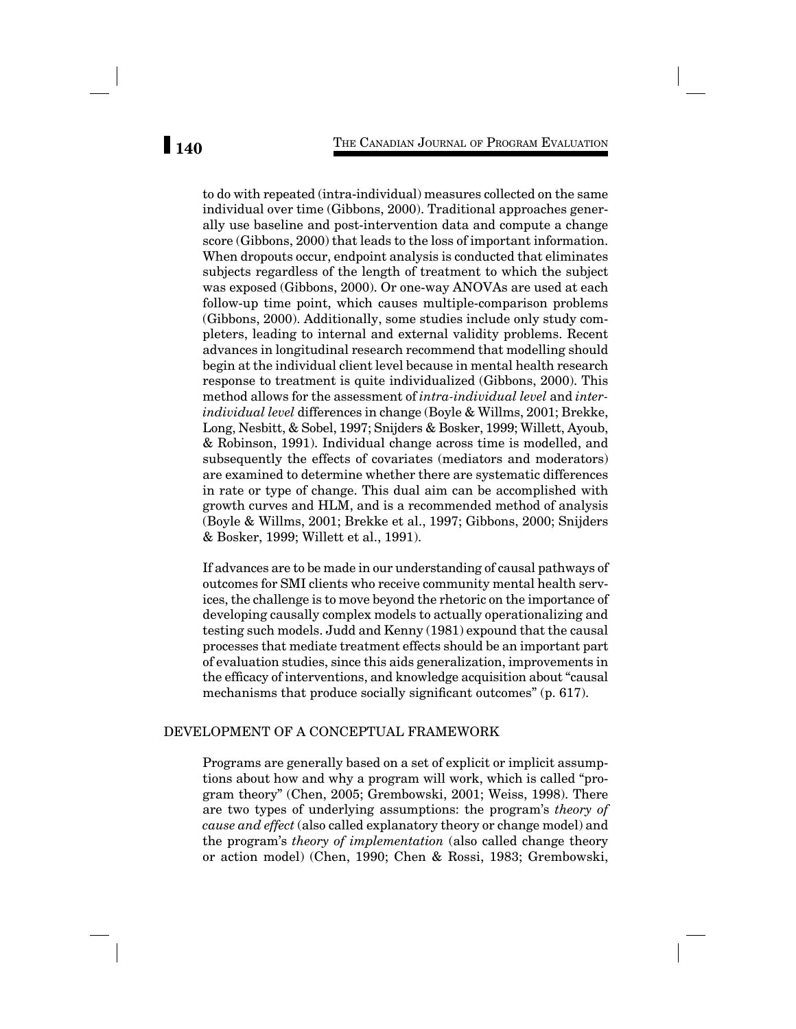to do with repeated (intra-individual) measures collected on the same individual over time (Gibbons, 2000). Traditional approaches generally use baseline and post-intervention data and compute a change score (Gibbons, 2000) that leads to the loss of important information. When dropouts occur, endpoint analysis is conducted that eliminates subjects regardless of the length of treatment to which the subject was exposed (Gibbons, 2000). Or one-way ANOVAs are used at each follow-up time point, which causes multiple-comparison problems (Gibbons, 2000). Additionally, some studies include only study completers, leading to internal and external validity problems. Recent advances in longitudinal research recommend that modelling should begin at the individual client level because in mental health research response to treatment is quite individualized (Gibbons, 2000). This method allows for the assessment of *intra-individual level* and *inter-individual level* differences in change (Boyle & Willms, 2001; Brekke, Long, Nesbitt, & Sobel, 1997; Snijders & Bosker, 1999; Willett, Ayoub, & Robinson, 1991). Individual change across time is modelled, and subsequently the effects of covariates (mediators and moderators) are examined to determine whether there are systematic differences in rate or type of change. This dual aim can be accomplished with growth curves and HLM, and is a recommended method of analysis (Boyle & Willms, 2001; Brekke et al., 1997; Gibbons, 2000; Snijders & Bosker, 1999; Willett et al., 1991).

If advances are to be made in our understanding of causal pathways of outcomes for SMI clients who receive community mental health services, the challenge is to move beyond the rhetoric on the importance of developing causally complex models to actually operationalizing and testing such models. Judd and Kenny (1981) expound that the causal processes that mediate treatment effects should be an important part of evaluation studies, since this aids generalization, improvements in the efficacy of interventions, and knowledge acquisition about "causal mechanisms that produce socially significant outcomes" (p. 617).

## DEVELOPMENT OF A CONCEPTUAL FRAMEWORK

Programs are generally based on a set of explicit or implicit assumptions about how and why a program will work, which is called "program theory" (Chen, 2005; Grembowski, 2001; Weiss, 1998). There are two types of underlying assumptions: the program's *theory of cause and effect* (also called explanatory theory or change model) and the program's *theory of implementation* (also called change theory or action model) (Chen, 1990; Chen & Rossi, 1983; Grembowski,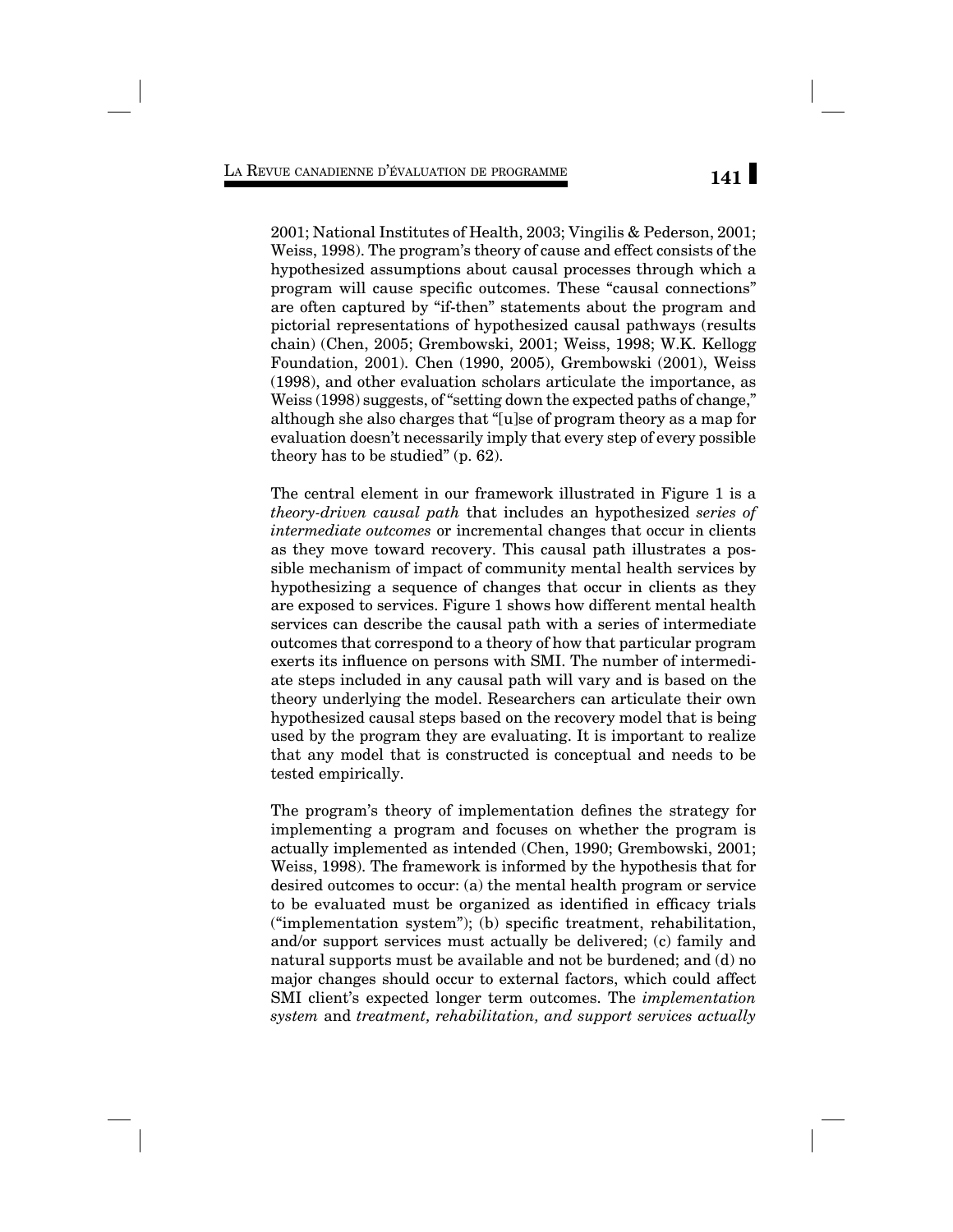2001; National Institutes of Health, 2003; Vingilis & Pederson, 2001; Weiss, 1998). The program's theory of cause and effect consists of the hypothesized assumptions about causal processes through which a program will cause specific outcomes. These "causal connections" are often captured by "if-then" statements about the program and pictorial representations of hypothesized causal pathways (results chain) (Chen, 2005; Grembowski, 2001; Weiss, 1998; W.K. Kellogg Foundation, 2001). Chen (1990, 2005), Grembowski (2001), Weiss (1998), and other evaluation scholars articulate the importance, as Weiss (1998) suggests, of "setting down the expected paths of change," although she also charges that "[u]se of program theory as a map for evaluation doesn't necessarily imply that every step of every possible theory has to be studied" (p. 62).

The central element in our framework illustrated in Figure 1 is a *theory-driven causal path* that includes an hypothesized *series of intermediate outcomes* or incremental changes that occur in clients as they move toward recovery. This causal path illustrates a possible mechanism of impact of community mental health services by hypothesizing a sequence of changes that occur in clients as they are exposed to services. Figure 1 shows how different mental health services can describe the causal path with a series of intermediate outcomes that correspond to a theory of how that particular program exerts its influence on persons with SMI. The number of intermediate steps included in any causal path will vary and is based on the theory underlying the model. Researchers can articulate their own hypothesized causal steps based on the recovery model that is being used by the program they are evaluating. It is important to realize that any model that is constructed is conceptual and needs to be tested empirically.

The program's theory of implementation defines the strategy for implementing a program and focuses on whether the program is actually implemented as intended (Chen, 1990; Grembowski, 2001; Weiss, 1998). The framework is informed by the hypothesis that for desired outcomes to occur: (a) the mental health program or service to be evaluated must be organized as identified in efficacy trials ("implementation system"); (b) specific treatment, rehabilitation, and/or support services must actually be delivered; (c) family and natural supports must be available and not be burdened; and (d) no major changes should occur to external factors, which could affect SMI client's expected longer term outcomes. The *implementation system* and *treatment, rehabilitation, and support services actually*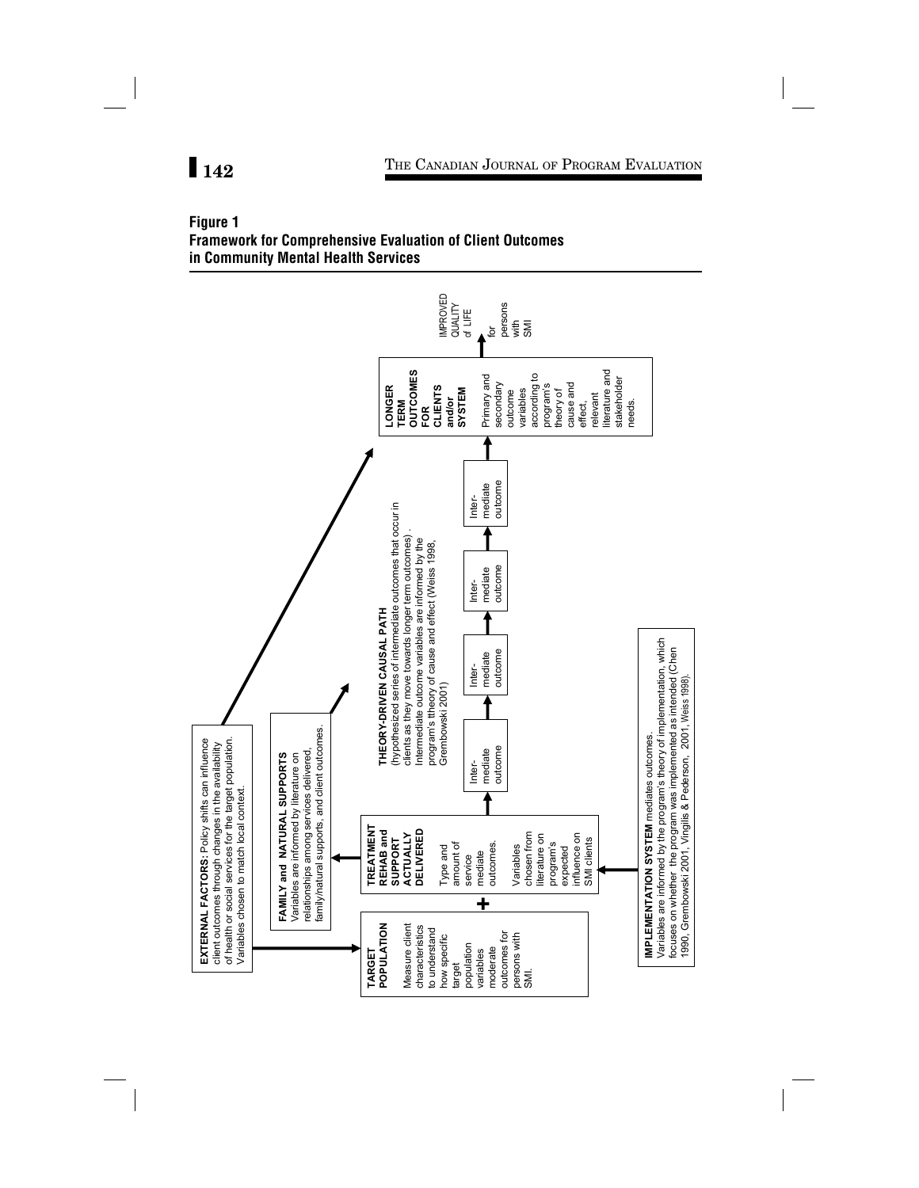**Figure 1**
**Framework for Comprehensive Evaluation of Client Outcomes in Community Mental Health Services**

**EXTERNAL FACTORS:** Policy shifts can influence client outcomes through changes in the availability of health or social services for the target population. Variables chosen to match local context.

**FAMILY and NATURAL SUPPORTS**
Variables are informed by literature on relationships among services delivered, family/natural supports, and client outcomes.

**TARGET POPULATION**
Measure client characteristics to understand how specific target population variables moderate outcomes for persons with SMI.

+

**TREATMENT REHAB and SUPPORT ACTUALLY DELIVERED**
Type and amount of service mediate outcomes.
Variables chosen from literature on program's expected influence on SMI clients

**THEORY-DRIVEN CAUSAL PATH**
(hypothesized series of intermediate outcomes that occur in clients as they move towards longer term outcomes) . Intermediate outcome variables are informed by the program's ttheory of cause and effect (Weiss 1998, Grembowski 2001)

Inter-mediate outcome → Inter-mediate outcome → Inter-mediate outcome → Inter-mediate outcome

**LONGER TERM OUTCOMES FOR CLIENTS and/or SYSTEM**
Primary and secondary outcome variables according to program's theory of cause and effect, relevant literature and stakeholder needs.

IMPROVED QUALITY of LIFE for persons with SMI

**IMPLEMENTATION SYSTEM** mediates outcomes.
Variables are informed by the program's theory of implementation, which focuses on whether the program was implemented as intended (Chen 1990, Grembowski 2001, Vingilis & Pederson, 2001, Weiss 1998).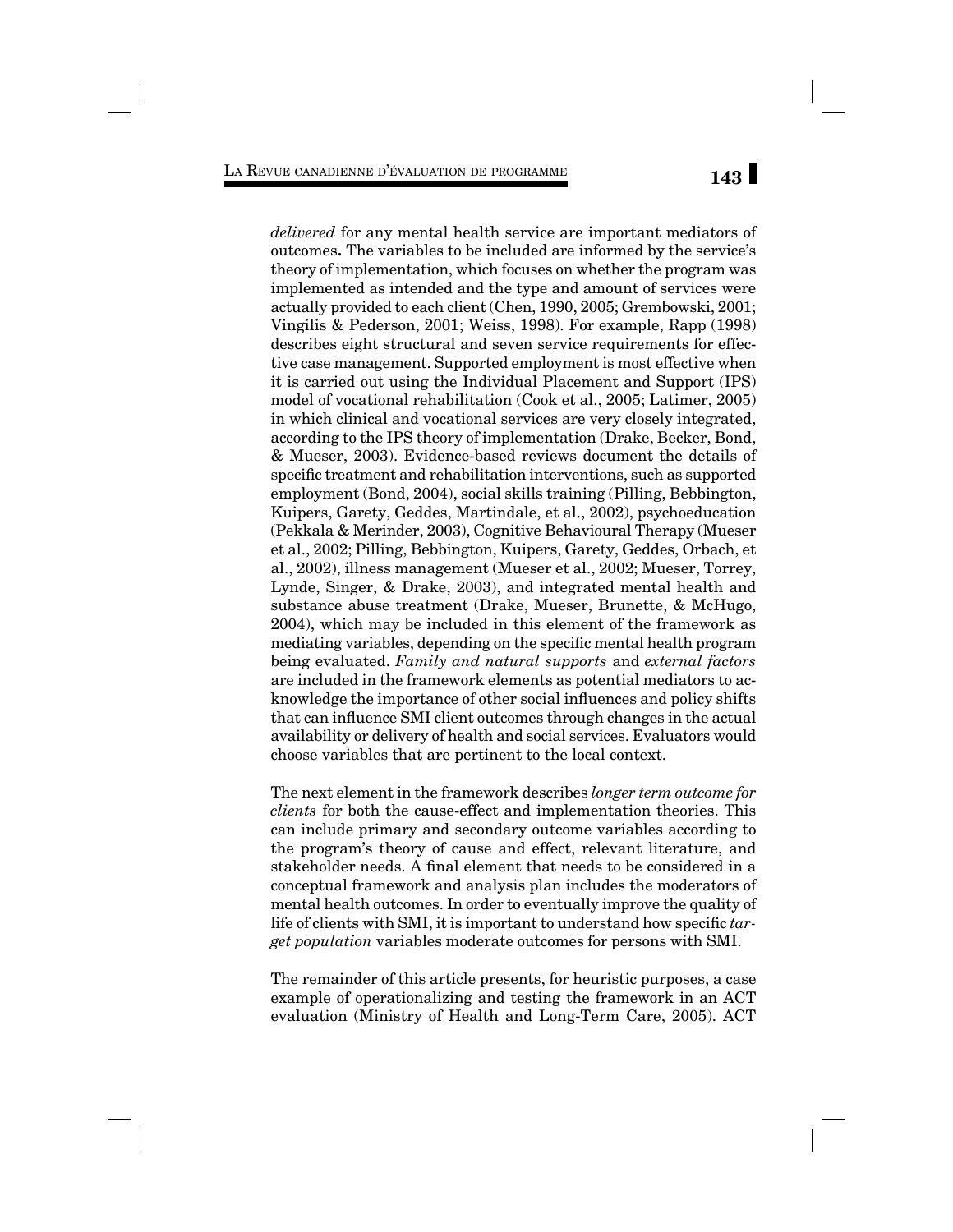*delivered* for any mental health service are important mediators of outcomes**.** The variables to be included are informed by the service's theory of implementation, which focuses on whether the program was implemented as intended and the type and amount of services were actually provided to each client (Chen, 1990, 2005; Grembowski, 2001; Vingilis & Pederson, 2001; Weiss, 1998). For example, Rapp (1998) describes eight structural and seven service requirements for effective case management. Supported employment is most effective when it is carried out using the Individual Placement and Support (IPS) model of vocational rehabilitation (Cook et al., 2005; Latimer, 2005) in which clinical and vocational services are very closely integrated, according to the IPS theory of implementation (Drake, Becker, Bond, & Mueser, 2003). Evidence-based reviews document the details of specific treatment and rehabilitation interventions, such as supported employment (Bond, 2004), social skills training (Pilling, Bebbington, Kuipers, Garety, Geddes, Martindale, et al., 2002), psychoeducation (Pekkala & Merinder, 2003), Cognitive Behavioural Therapy (Mueser et al., 2002; Pilling, Bebbington, Kuipers, Garety, Geddes, Orbach, et al., 2002), illness management (Mueser et al., 2002; Mueser, Torrey, Lynde, Singer, & Drake, 2003), and integrated mental health and substance abuse treatment (Drake, Mueser, Brunette, & McHugo, 2004), which may be included in this element of the framework as mediating variables, depending on the specific mental health program being evaluated. *Family and natural supports* and *external factors* are included in the framework elements as potential mediators to acknowledge the importance of other social influences and policy shifts that can influence SMI client outcomes through changes in the actual availability or delivery of health and social services. Evaluators would choose variables that are pertinent to the local context.

The next element in the framework describes *longer term outcome for clients* for both the cause-effect and implementation theories. This can include primary and secondary outcome variables according to the program's theory of cause and effect, relevant literature, and stakeholder needs. A final element that needs to be considered in a conceptual framework and analysis plan includes the moderators of mental health outcomes. In order to eventually improve the quality of life of clients with SMI, it is important to understand how specific *target population* variables moderate outcomes for persons with SMI.

The remainder of this article presents, for heuristic purposes, a case example of operationalizing and testing the framework in an ACT evaluation (Ministry of Health and Long-Term Care, 2005). ACT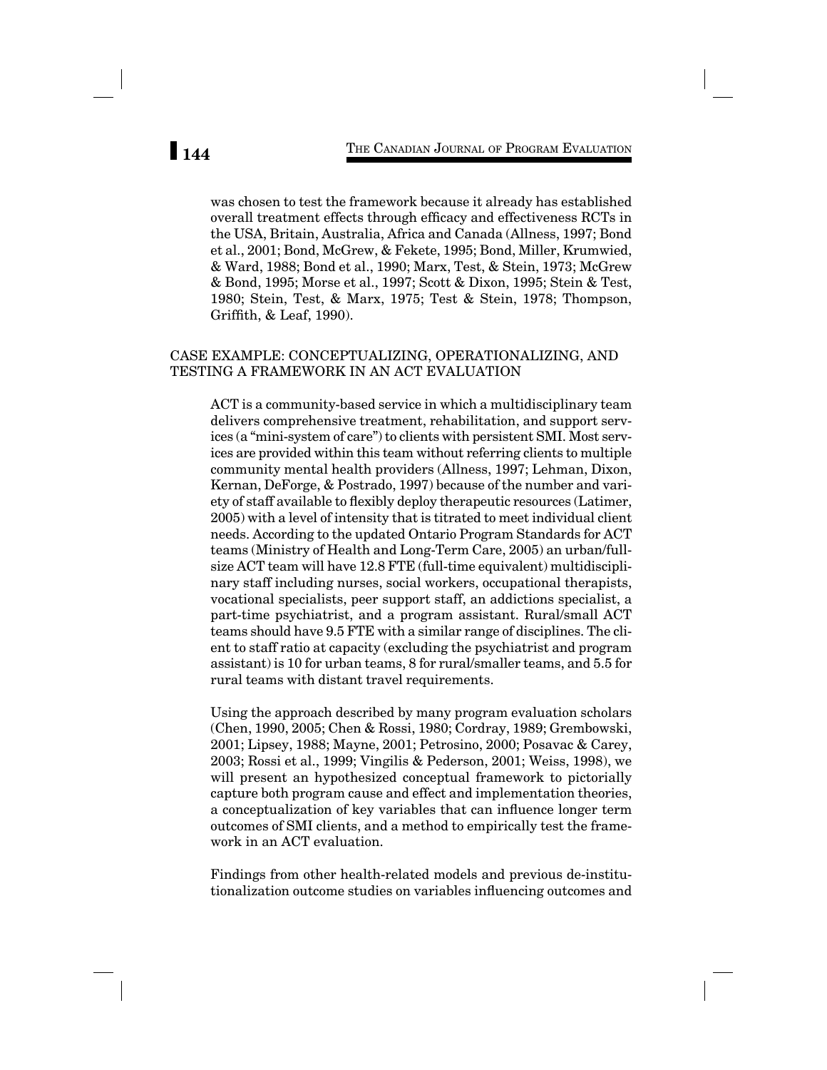was chosen to test the framework because it already has established overall treatment effects through efficacy and effectiveness RCTs in the USA, Britain, Australia, Africa and Canada (Allness, 1997; Bond et al., 2001; Bond, McGrew, & Fekete, 1995; Bond, Miller, Krumwied, & Ward, 1988; Bond et al., 1990; Marx, Test, & Stein, 1973; McGrew & Bond, 1995; Morse et al., 1997; Scott & Dixon, 1995; Stein & Test, 1980; Stein, Test, & Marx, 1975; Test & Stein, 1978; Thompson, Griffith, & Leaf, 1990).

## CASE EXAMPLE: CONCEPTUALIZING, OPERATIONALIZING, AND TESTING A FRAMEWORK IN AN ACT EVALUATION

ACT is a community-based service in which a multidisciplinary team delivers comprehensive treatment, rehabilitation, and support services (a "mini-system of care") to clients with persistent SMI. Most services are provided within this team without referring clients to multiple community mental health providers (Allness, 1997; Lehman, Dixon, Kernan, DeForge, & Postrado, 1997) because of the number and variety of staff available to flexibly deploy therapeutic resources (Latimer, 2005) with a level of intensity that is titrated to meet individual client needs. According to the updated Ontario Program Standards for ACT teams (Ministry of Health and Long-Term Care, 2005) an urban/full-size ACT team will have 12.8 FTE (full-time equivalent) multidisciplinary staff including nurses, social workers, occupational therapists, vocational specialists, peer support staff, an addictions specialist, a part-time psychiatrist, and a program assistant. Rural/small ACT teams should have 9.5 FTE with a similar range of disciplines. The client to staff ratio at capacity (excluding the psychiatrist and program assistant) is 10 for urban teams, 8 for rural/smaller teams, and 5.5 for rural teams with distant travel requirements.

Using the approach described by many program evaluation scholars (Chen, 1990, 2005; Chen & Rossi, 1980; Cordray, 1989; Grembowski, 2001; Lipsey, 1988; Mayne, 2001; Petrosino, 2000; Posavac & Carey, 2003; Rossi et al., 1999; Vingilis & Pederson, 2001; Weiss, 1998), we will present an hypothesized conceptual framework to pictorially capture both program cause and effect and implementation theories, a conceptualization of key variables that can influence longer term outcomes of SMI clients, and a method to empirically test the framework in an ACT evaluation.

Findings from other health-related models and previous de-institutionalization outcome studies on variables influencing outcomes and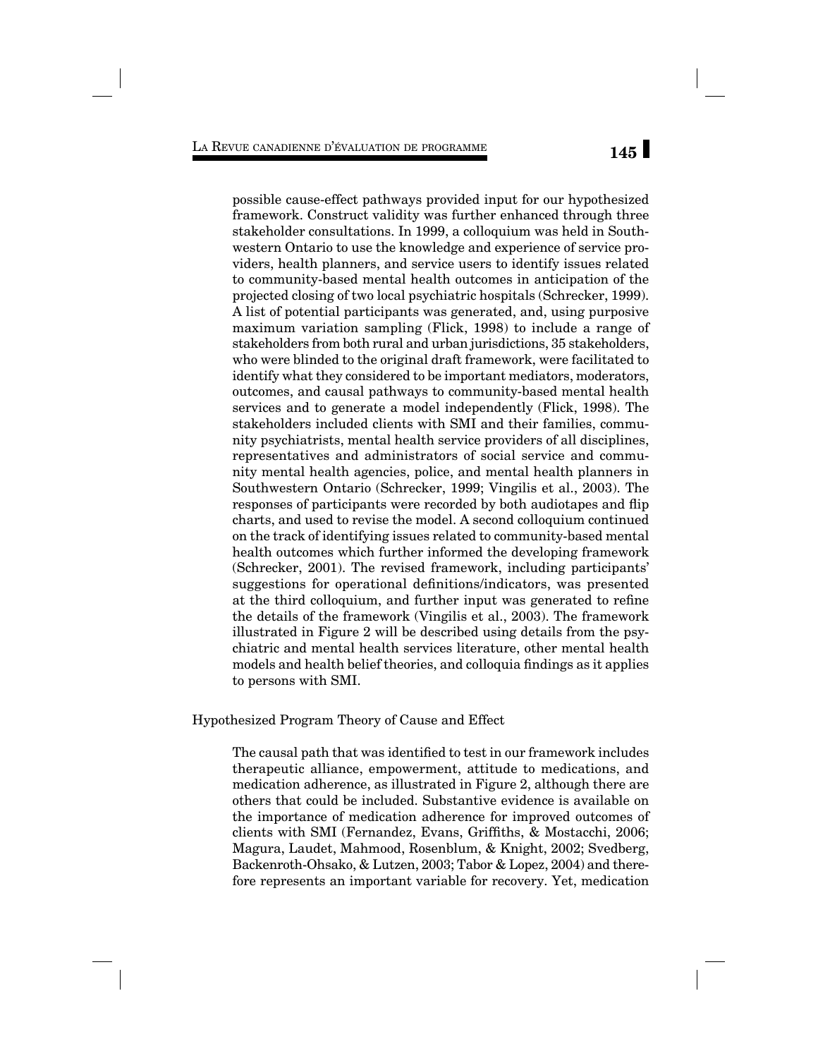possible cause-effect pathways provided input for our hypothesized framework. Construct validity was further enhanced through three stakeholder consultations. In 1999, a colloquium was held in Southwestern Ontario to use the knowledge and experience of service providers, health planners, and service users to identify issues related to community-based mental health outcomes in anticipation of the projected closing of two local psychiatric hospitals (Schrecker, 1999). A list of potential participants was generated, and, using purposive maximum variation sampling (Flick, 1998) to include a range of stakeholders from both rural and urban jurisdictions, 35 stakeholders, who were blinded to the original draft framework, were facilitated to identify what they considered to be important mediators, moderators, outcomes, and causal pathways to community-based mental health services and to generate a model independently (Flick, 1998). The stakeholders included clients with SMI and their families, community psychiatrists, mental health service providers of all disciplines, representatives and administrators of social service and community mental health agencies, police, and mental health planners in Southwestern Ontario (Schrecker, 1999; Vingilis et al., 2003). The responses of participants were recorded by both audiotapes and flip charts, and used to revise the model. A second colloquium continued on the track of identifying issues related to community-based mental health outcomes which further informed the developing framework (Schrecker, 2001). The revised framework, including participants' suggestions for operational definitions/indicators, was presented at the third colloquium, and further input was generated to refine the details of the framework (Vingilis et al., 2003). The framework illustrated in Figure 2 will be described using details from the psychiatric and mental health services literature, other mental health models and health belief theories, and colloquia findings as it applies to persons with SMI.

## Hypothesized Program Theory of Cause and Effect

The causal path that was identified to test in our framework includes therapeutic alliance, empowerment, attitude to medications, and medication adherence, as illustrated in Figure 2, although there are others that could be included. Substantive evidence is available on the importance of medication adherence for improved outcomes of clients with SMI (Fernandez, Evans, Griffiths, & Mostacchi, 2006; Magura, Laudet, Mahmood, Rosenblum, & Knight, 2002; Svedberg, Backenroth-Ohsako, & Lutzen, 2003; Tabor & Lopez, 2004) and therefore represents an important variable for recovery. Yet, medication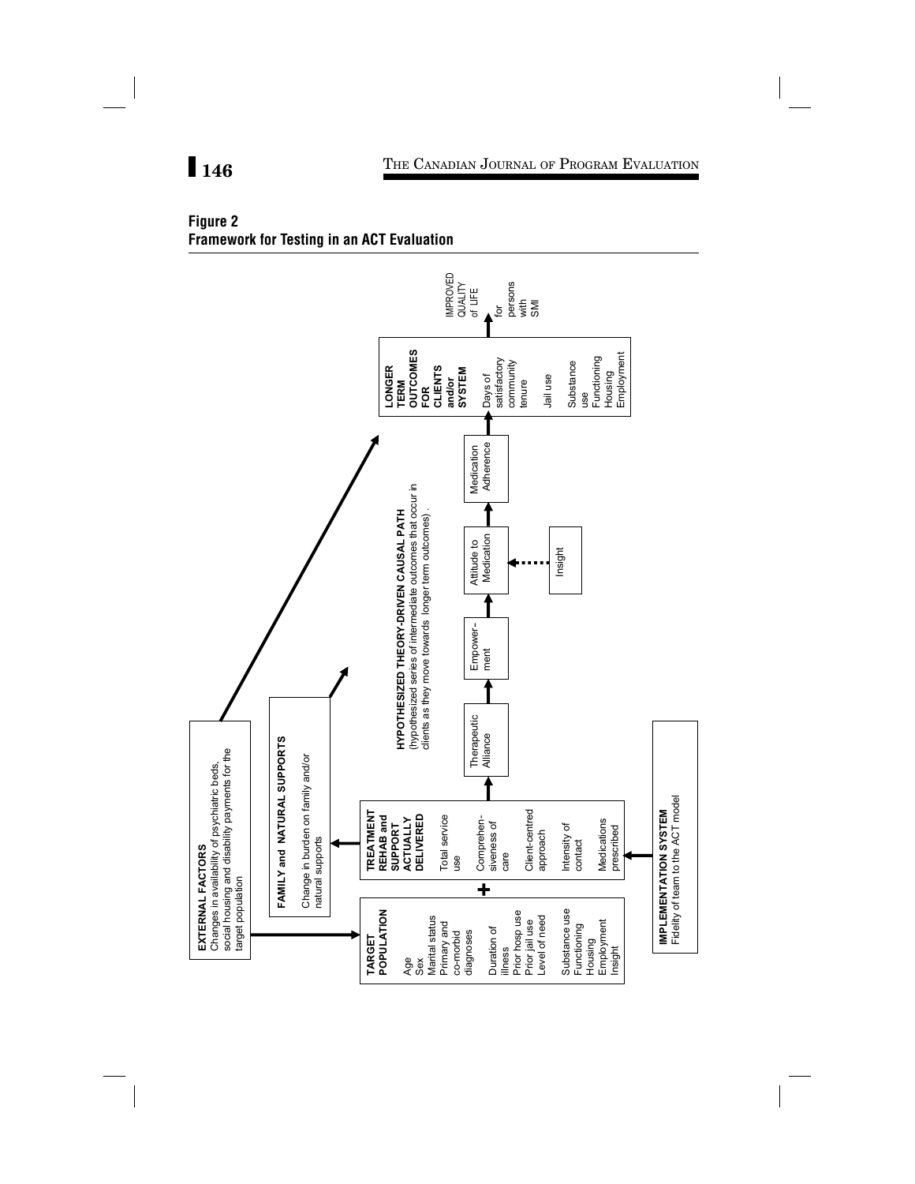**Figure 2**
**Framework for Testing in an ACT Evaluation**

**EXTERNAL FACTORS**
Changes in availability of psychiatric beds, social housing and disability payments for the target population

**FAMILY and NATURAL SUPPORTS**
Change in burden on family and/or natural supports

**TARGET POPULATION**
Age
Sex
Marital status
Primary and co-morbid diagnoses
Duration of illness
Prior hosp use
Prior jail use
Level of need
Substance use
Functioning
Housing
Employment
Insight

+

**TREATMENT REHAB and SUPPORT ACTUALLY DELIVERED**
Total service use
Comprehensiveness of care
Client-centred approach
Intensity of contact
Medications prescribed

**IMPLEMENTATION SYSTEM**
Fidelity of team to the ACT model

**HYPOTHESIZED THEORY-DRIVEN CAUSAL PATH**
(hypothesized series of intermediate outcomes that occur in clients as they move towards longer term outcomes).

Therapeutic Alliance → Empowerment → Attitude to Medication → Medication Adherence

Insight ⇢ Attitude to Medication

**LONGER TERM OUTCOMES FOR CLIENTS and/or SYSTEM**
Days of satisfactory community tenure
Jail use
Substance use
Functioning
Housing
Employment

IMPROVED QUALITY of LIFE for persons with SMI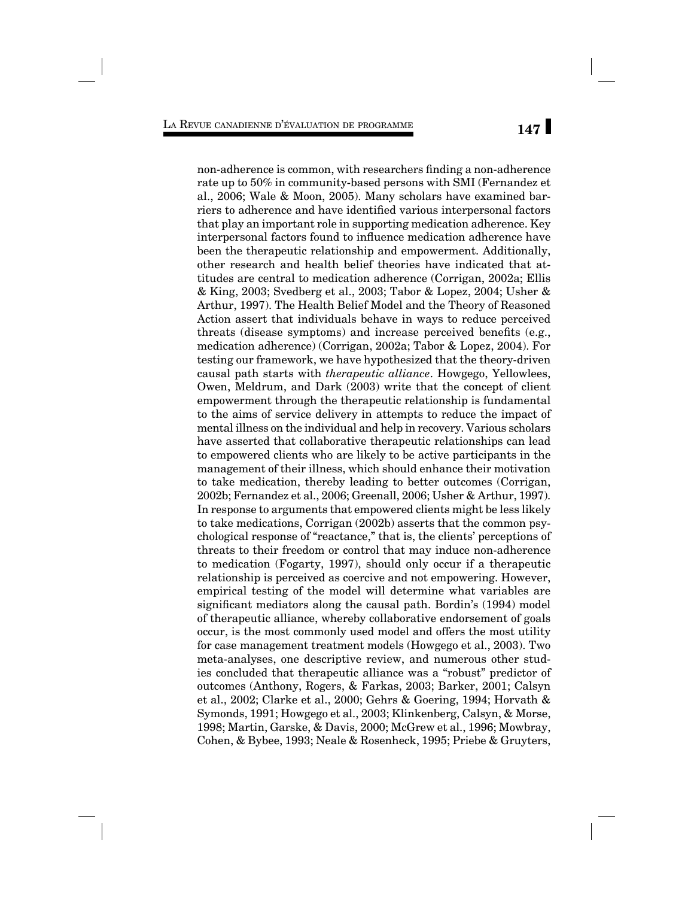non-adherence is common, with researchers finding a non-adherence rate up to 50% in community-based persons with SMI (Fernandez et al., 2006; Wale & Moon, 2005). Many scholars have examined barriers to adherence and have identified various interpersonal factors that play an important role in supporting medication adherence. Key interpersonal factors found to influence medication adherence have been the therapeutic relationship and empowerment. Additionally, other research and health belief theories have indicated that attitudes are central to medication adherence (Corrigan, 2002a; Ellis & King, 2003; Svedberg et al., 2003; Tabor & Lopez, 2004; Usher & Arthur, 1997). The Health Belief Model and the Theory of Reasoned Action assert that individuals behave in ways to reduce perceived threats (disease symptoms) and increase perceived benefits (e.g., medication adherence) (Corrigan, 2002a; Tabor & Lopez, 2004). For testing our framework, we have hypothesized that the theory-driven causal path starts with *therapeutic alliance*. Howgego, Yellowlees, Owen, Meldrum, and Dark (2003) write that the concept of client empowerment through the therapeutic relationship is fundamental to the aims of service delivery in attempts to reduce the impact of mental illness on the individual and help in recovery. Various scholars have asserted that collaborative therapeutic relationships can lead to empowered clients who are likely to be active participants in the management of their illness, which should enhance their motivation to take medication, thereby leading to better outcomes (Corrigan, 2002b; Fernandez et al., 2006; Greenall, 2006; Usher & Arthur, 1997). In response to arguments that empowered clients might be less likely to take medications, Corrigan (2002b) asserts that the common psychological response of "reactance," that is, the clients' perceptions of threats to their freedom or control that may induce non-adherence to medication (Fogarty, 1997), should only occur if a therapeutic relationship is perceived as coercive and not empowering. However, empirical testing of the model will determine what variables are significant mediators along the causal path. Bordin's (1994) model of therapeutic alliance, whereby collaborative endorsement of goals occur, is the most commonly used model and offers the most utility for case management treatment models (Howgego et al., 2003). Two meta-analyses, one descriptive review, and numerous other studies concluded that therapeutic alliance was a "robust" predictor of outcomes (Anthony, Rogers, & Farkas, 2003; Barker, 2001; Calsyn et al., 2002; Clarke et al., 2000; Gehrs & Goering, 1994; Horvath & Symonds, 1991; Howgego et al., 2003; Klinkenberg, Calsyn, & Morse, 1998; Martin, Garske, & Davis, 2000; McGrew et al., 1996; Mowbray, Cohen, & Bybee, 1993; Neale & Rosenheck, 1995; Priebe & Gruyters,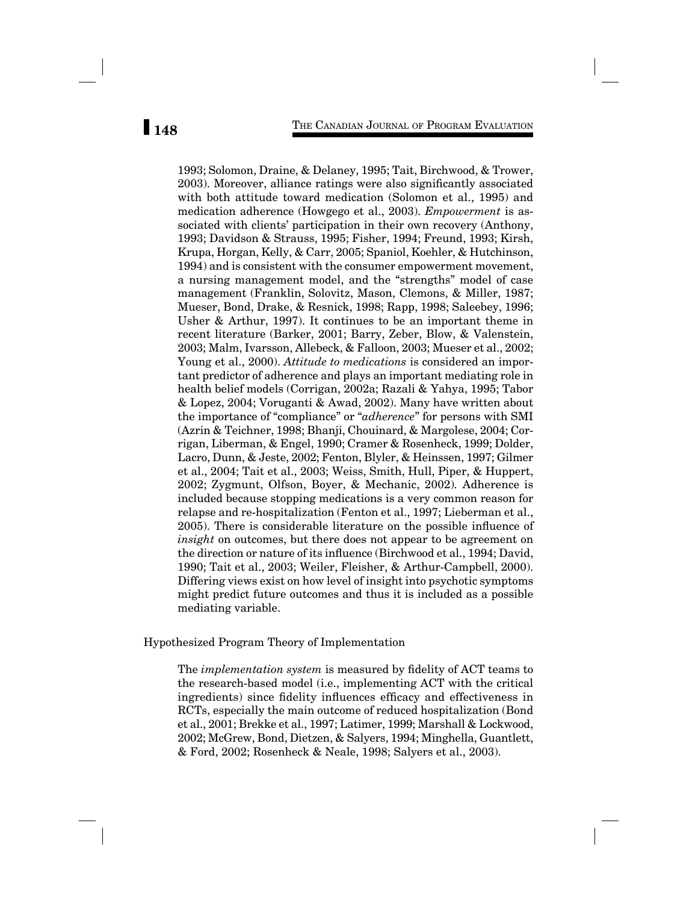1993; Solomon, Draine, & Delaney, 1995; Tait, Birchwood, & Trower, 2003). Moreover, alliance ratings were also significantly associated with both attitude toward medication (Solomon et al., 1995) and medication adherence (Howgego et al., 2003). *Empowerment* is associated with clients' participation in their own recovery (Anthony, 1993; Davidson & Strauss, 1995; Fisher, 1994; Freund, 1993; Kirsh, Krupa, Horgan, Kelly, & Carr, 2005; Spaniol, Koehler, & Hutchinson, 1994) and is consistent with the consumer empowerment movement, a nursing management model, and the "strengths" model of case management (Franklin, Solovitz, Mason, Clemons, & Miller, 1987; Mueser, Bond, Drake, & Resnick, 1998; Rapp, 1998; Saleebey, 1996; Usher & Arthur, 1997). It continues to be an important theme in recent literature (Barker, 2001; Barry, Zeber, Blow, & Valenstein, 2003; Malm, Ivarsson, Allebeck, & Falloon, 2003; Mueser et al., 2002; Young et al., 2000). *Attitude to medications* is considered an important predictor of adherence and plays an important mediating role in health belief models (Corrigan, 2002a; Razali & Yahya, 1995; Tabor & Lopez, 2004; Voruganti & Awad, 2002). Many have written about the importance of "compliance" or "*adherence*" for persons with SMI (Azrin & Teichner, 1998; Bhanji, Chouinard, & Margolese, 2004; Corrigan, Liberman, & Engel, 1990; Cramer & Rosenheck, 1999; Dolder, Lacro, Dunn, & Jeste, 2002; Fenton, Blyler, & Heinssen, 1997; Gilmer et al., 2004; Tait et al., 2003; Weiss, Smith, Hull, Piper, & Huppert, 2002; Zygmunt, Olfson, Boyer, & Mechanic, 2002). Adherence is included because stopping medications is a very common reason for relapse and re-hospitalization (Fenton et al., 1997; Lieberman et al., 2005). There is considerable literature on the possible influence of *insight* on outcomes, but there does not appear to be agreement on the direction or nature of its influence (Birchwood et al., 1994; David, 1990; Tait et al., 2003; Weiler, Fleisher, & Arthur-Campbell, 2000). Differing views exist on how level of insight into psychotic symptoms might predict future outcomes and thus it is included as a possible mediating variable.

## Hypothesized Program Theory of Implementation

The *implementation system* is measured by fidelity of ACT teams to the research-based model (i.e., implementing ACT with the critical ingredients) since fidelity influences efficacy and effectiveness in RCTs, especially the main outcome of reduced hospitalization (Bond et al., 2001; Brekke et al., 1997; Latimer, 1999; Marshall & Lockwood, 2002; McGrew, Bond, Dietzen, & Salyers, 1994; Minghella, Guantlett, & Ford, 2002; Rosenheck & Neale, 1998; Salyers et al., 2003).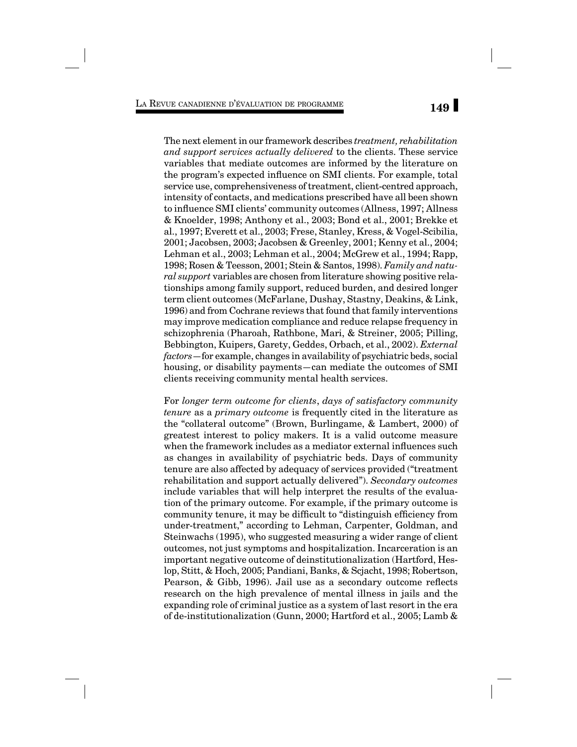The next element in our framework describes *treatment, rehabilitation and support services actually delivered* to the clients. These service variables that mediate outcomes are informed by the literature on the program's expected influence on SMI clients. For example, total service use, comprehensiveness of treatment, client-centred approach, intensity of contacts, and medications prescribed have all been shown to influence SMI clients' community outcomes (Allness, 1997; Allness & Knoelder, 1998; Anthony et al., 2003; Bond et al., 2001; Brekke et al., 1997; Everett et al., 2003; Frese, Stanley, Kress, & Vogel-Scibilia, 2001; Jacobsen, 2003; Jacobsen & Greenley, 2001; Kenny et al., 2004; Lehman et al., 2003; Lehman et al., 2004; McGrew et al., 1994; Rapp, 1998; Rosen & Teesson, 2001; Stein & Santos, 1998). *Family and natural support* variables are chosen from literature showing positive relationships among family support, reduced burden, and desired longer term client outcomes (McFarlane, Dushay, Stastny, Deakins, & Link, 1996) and from Cochrane reviews that found that family interventions may improve medication compliance and reduce relapse frequency in schizophrenia (Pharoah, Rathbone, Mari, & Streiner, 2005; Pilling, Bebbington, Kuipers, Garety, Geddes, Orbach, et al., 2002). *External factors*—for example, changes in availability of psychiatric beds, social housing, or disability payments—can mediate the outcomes of SMI clients receiving community mental health services.

For *longer term outcome for clients*, *days of satisfactory community tenure* as a *primary outcome* is frequently cited in the literature as the "collateral outcome" (Brown, Burlingame, & Lambert, 2000) of greatest interest to policy makers. It is a valid outcome measure when the framework includes as a mediator external influences such as changes in availability of psychiatric beds. Days of community tenure are also affected by adequacy of services provided ("treatment rehabilitation and support actually delivered"). *Secondary outcomes* include variables that will help interpret the results of the evaluation of the primary outcome. For example, if the primary outcome is community tenure, it may be difficult to "distinguish efficiency from under-treatment," according to Lehman, Carpenter, Goldman, and Steinwachs (1995), who suggested measuring a wider range of client outcomes, not just symptoms and hospitalization. Incarceration is an important negative outcome of deinstitutionalization (Hartford, Heslop, Stitt, & Hoch, 2005; Pandiani, Banks, & Scjacht, 1998; Robertson, Pearson, & Gibb, 1996). Jail use as a secondary outcome reflects research on the high prevalence of mental illness in jails and the expanding role of criminal justice as a system of last resort in the era of de-institutionalization (Gunn, 2000; Hartford et al., 2005; Lamb &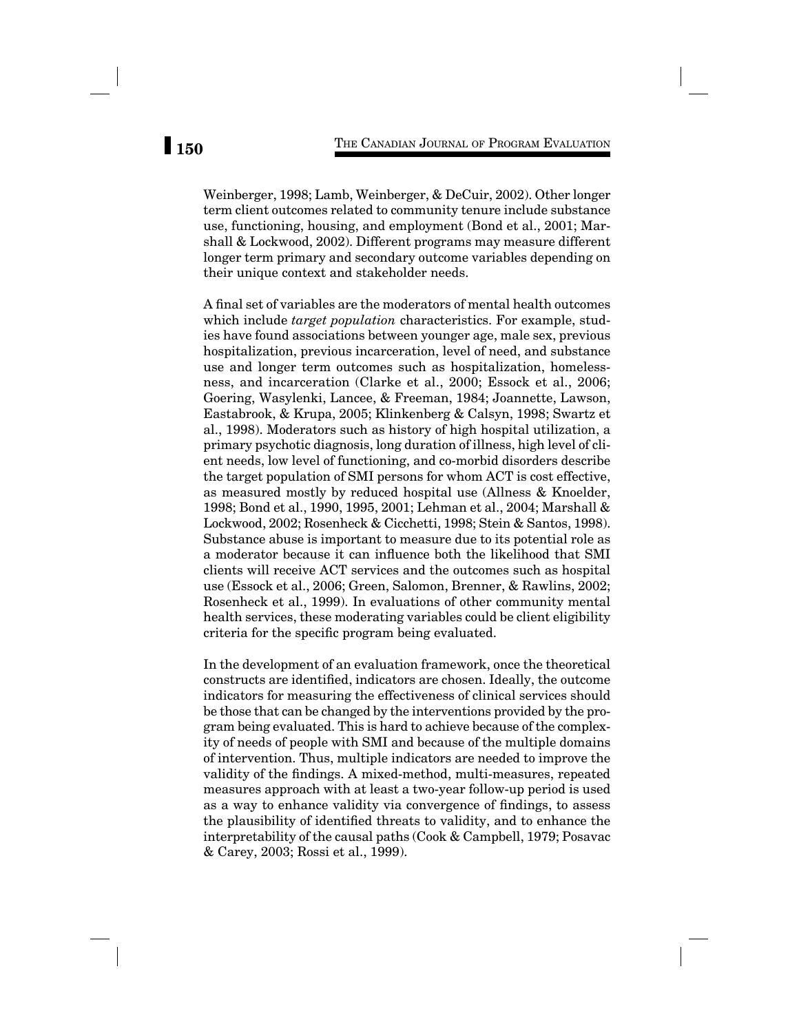Weinberger, 1998; Lamb, Weinberger, & DeCuir, 2002). Other longer term client outcomes related to community tenure include substance use, functioning, housing, and employment (Bond et al., 2001; Marshall & Lockwood, 2002). Different programs may measure different longer term primary and secondary outcome variables depending on their unique context and stakeholder needs.

A final set of variables are the moderators of mental health outcomes which include *target population* characteristics. For example, studies have found associations between younger age, male sex, previous hospitalization, previous incarceration, level of need, and substance use and longer term outcomes such as hospitalization, homelessness, and incarceration (Clarke et al., 2000; Essock et al., 2006; Goering, Wasylenki, Lancee, & Freeman, 1984; Joannette, Lawson, Eastabrook, & Krupa, 2005; Klinkenberg & Calsyn, 1998; Swartz et al., 1998). Moderators such as history of high hospital utilization, a primary psychotic diagnosis, long duration of illness, high level of client needs, low level of functioning, and co-morbid disorders describe the target population of SMI persons for whom ACT is cost effective, as measured mostly by reduced hospital use (Allness & Knoelder, 1998; Bond et al., 1990, 1995, 2001; Lehman et al., 2004; Marshall & Lockwood, 2002; Rosenheck & Cicchetti, 1998; Stein & Santos, 1998). Substance abuse is important to measure due to its potential role as a moderator because it can influence both the likelihood that SMI clients will receive ACT services and the outcomes such as hospital use (Essock et al., 2006; Green, Salomon, Brenner, & Rawlins, 2002; Rosenheck et al., 1999). In evaluations of other community mental health services, these moderating variables could be client eligibility criteria for the specific program being evaluated.

In the development of an evaluation framework, once the theoretical constructs are identified, indicators are chosen. Ideally, the outcome indicators for measuring the effectiveness of clinical services should be those that can be changed by the interventions provided by the program being evaluated. This is hard to achieve because of the complexity of needs of people with SMI and because of the multiple domains of intervention. Thus, multiple indicators are needed to improve the validity of the findings. A mixed-method, multi-measures, repeated measures approach with at least a two-year follow-up period is used as a way to enhance validity via convergence of findings, to assess the plausibility of identified threats to validity, and to enhance the interpretability of the causal paths (Cook & Campbell, 1979; Posavac & Carey, 2003; Rossi et al., 1999).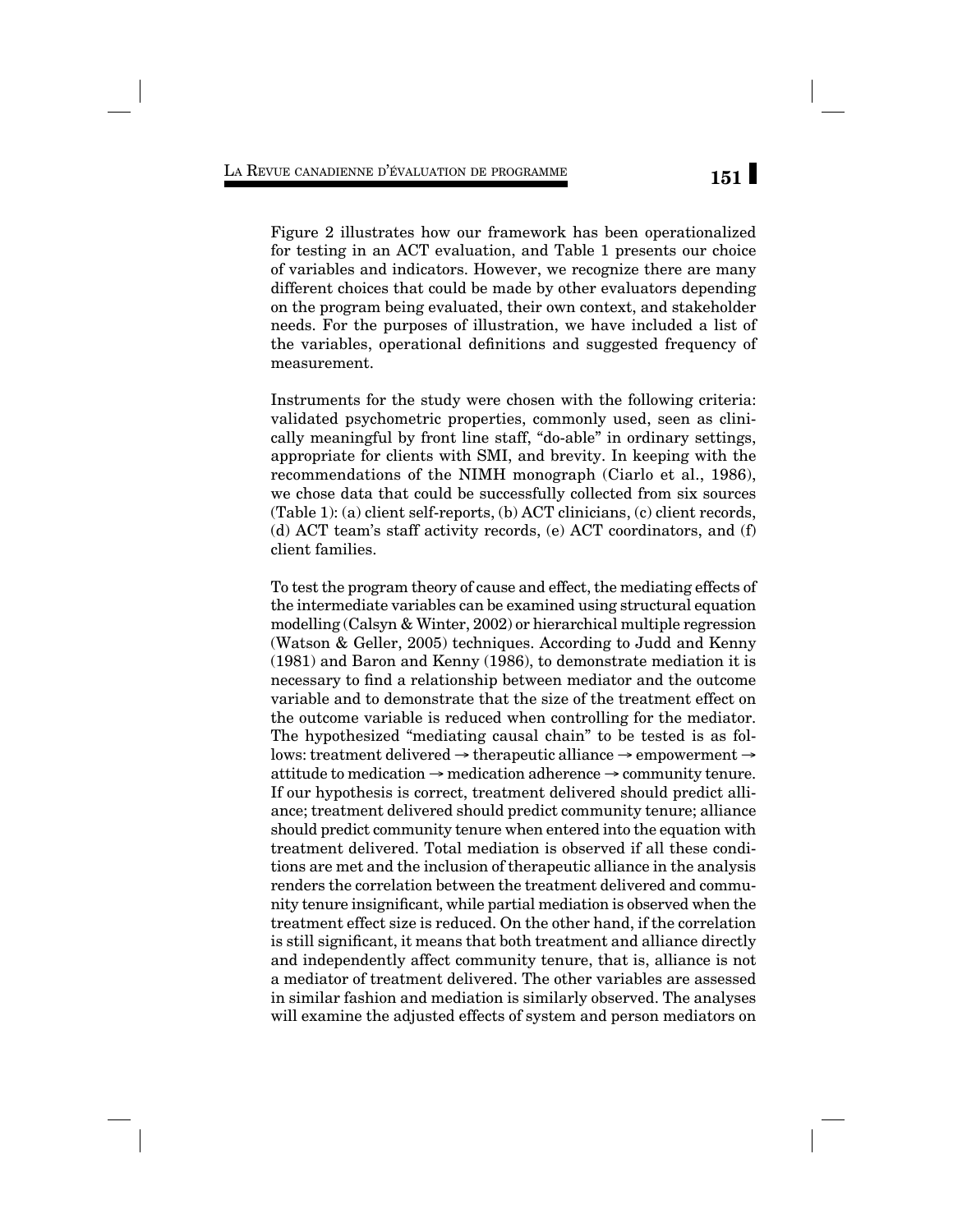Figure 2 illustrates how our framework has been operationalized for testing in an ACT evaluation, and Table 1 presents our choice of variables and indicators. However, we recognize there are many different choices that could be made by other evaluators depending on the program being evaluated, their own context, and stakeholder needs. For the purposes of illustration, we have included a list of the variables, operational definitions and suggested frequency of measurement.

Instruments for the study were chosen with the following criteria: validated psychometric properties, commonly used, seen as clinically meaningful by front line staff, "do-able" in ordinary settings, appropriate for clients with SMI, and brevity. In keeping with the recommendations of the NIMH monograph (Ciarlo et al., 1986), we chose data that could be successfully collected from six sources (Table 1): (a) client self-reports, (b) ACT clinicians, (c) client records, (d) ACT team's staff activity records, (e) ACT coordinators, and (f) client families.

To test the program theory of cause and effect, the mediating effects of the intermediate variables can be examined using structural equation modelling (Calsyn & Winter, 2002) or hierarchical multiple regression (Watson & Geller, 2005) techniques. According to Judd and Kenny (1981) and Baron and Kenny (1986), to demonstrate mediation it is necessary to find a relationship between mediator and the outcome variable and to demonstrate that the size of the treatment effect on the outcome variable is reduced when controlling for the mediator. The hypothesized "mediating causal chain" to be tested is as follows: treatment delivered → therapeutic alliance → empowerment → attitude to medication → medication adherence → community tenure. If our hypothesis is correct, treatment delivered should predict alliance; treatment delivered should predict community tenure; alliance should predict community tenure when entered into the equation with treatment delivered. Total mediation is observed if all these conditions are met and the inclusion of therapeutic alliance in the analysis renders the correlation between the treatment delivered and community tenure insignificant, while partial mediation is observed when the treatment effect size is reduced. On the other hand, if the correlation is still significant, it means that both treatment and alliance directly and independently affect community tenure, that is, alliance is not a mediator of treatment delivered. The other variables are assessed in similar fashion and mediation is similarly observed. The analyses will examine the adjusted effects of system and person mediators on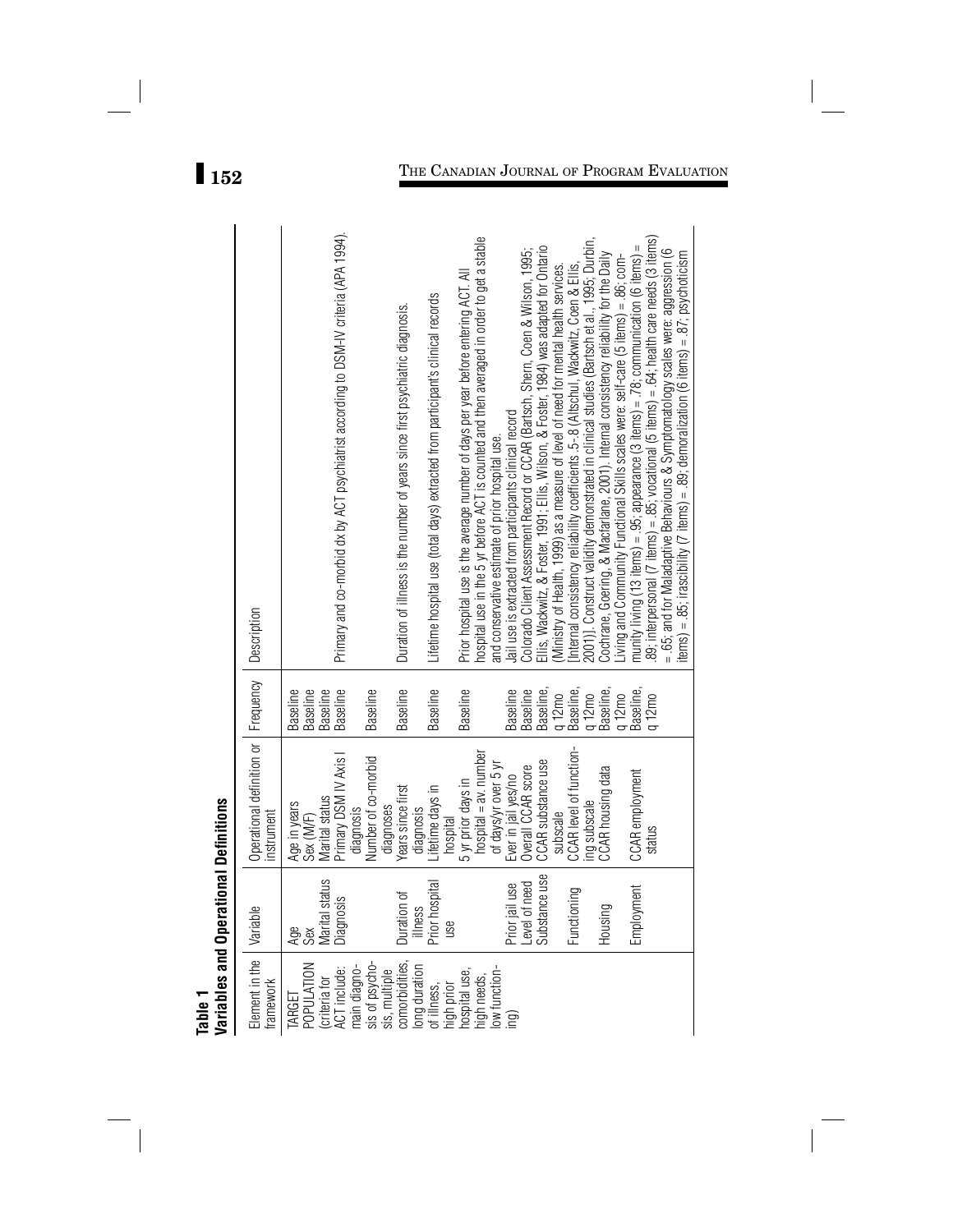**Table 1**
**Variables and Operational Definitions**

| Element in the framework | Variable | Operational definition or instrument | Frequency | Description |
|---|---|---|---|---|
| TARGET POPULATION (criteria for ACT include: main diagnosis of psychosis, multiple comorbidities, long duration of illness, high prior hospital use, high needs, low functioning) | Age | Age in years | Baseline | |
| | Sex | Sex (M/F) | Baseline | |
| | Marital status | Marital status | Baseline | |
| | Diagnosis | Primary DSM IV Axis I diagnosis | Baseline | Primary and co-morbid dx by ACT psychiatrist according to DSM-IV criteria (APA 1994). |
| | | Number of co-morbid diagnoses | Baseline | |
| | Duration of illness | Years since first diagnosis | Baseline | Duration of illness is the number of years since first psychiatric diagnosis. |
| | Prior hospital use | Lifetime days in hospital | Baseline | Lifetime hospital use (total days) extracted from participant's clinical records |
| | | 5 yr prior days in hospital = av. number of days/yr over 5 yr | Baseline | Prior hospital use is the average number of days per year before entering ACT. All hospital use in the 5 yr before ACT is counted and then averaged in order to get a stable and conservative estimate of prior hospital use. |
| | Prior jail use | Ever in jail yes/no | Baseline | Jail use is extracted from participants clinical record |
| | Level of need | Overall CCAR score | Baseline | Colorado Client Assessment Record or CCAR (Bartsch, Shern, Coen & Wilson, 1995; Ellis, Wackwitz, & Foster, 1991; Ellis, Wilson, & Foster, 1984) was adapted for Ontario (Ministry of Health, 1999) as a measure of level of need for mental health services. |
| | Substance use | CCAR substance use subscale | Baseline, q 12mo | [Internal consistency reliability coefficients .5-.8 (Altschul, Wackwitz, Coen & Ellis, 2001)]. Construct validity demonstrated in clinical studies (Bartsch et al., 1995; Durbin, Cochrane, Goering, & Macfarlane, 2001). Internal consistency reliability for the Daily Living and Community Functional Skills scales were: self-care (5 items) = .86; community living (13 items) = .95; appearance (3 items) = .78; communication (6 items) = .89; interpersonal (7 items) = .85; vocational (5 items) = .64; health care needs (3 items) = .65; and for Maladaptive Behaviours & Symptomatology scales were: aggression (6 items) = .85; irascibility (7 items) = .89; demoralization (6 items) = .87; psychoticism |
| | Functioning | CCAR level of functioning subscale | Baseline, q 12mo | |
| | Housing | CCAR housing data | Baseline, q 12mo | |
| | Employment | CCAR employment status | Baseline, q 12mo | |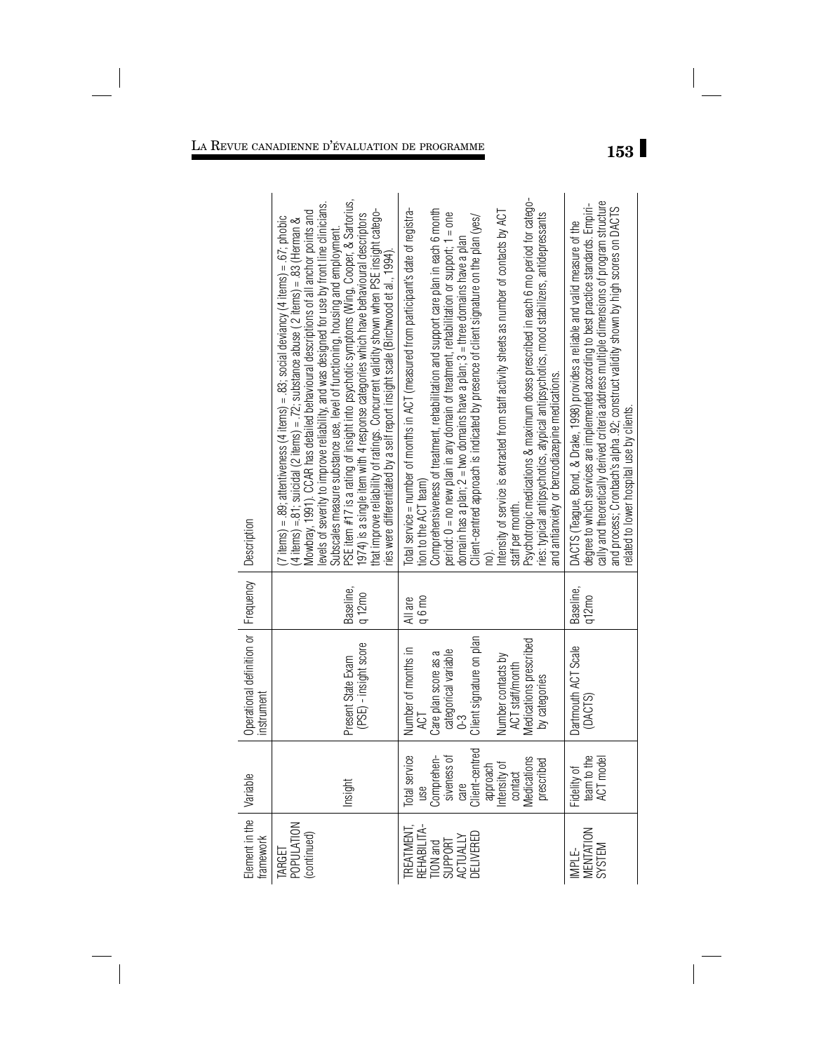| Element in the framework | Variable | Operational definition or instrument | Frequency | Description |
| --- | --- | --- | --- | --- |
| TARGET POPULATION (continued) | | | | (7 items) = .89; attentiveness (4 items) = .83; social deviancy (4 items) = .67; phobic (4 items) =.81; suicidal (2 items) = .72; substance abuse (2 items) = .83 (Herman & Mowbray, 1991). CCAR has detailed behavioural descriptions of all anchor points and levels of severity to improve reliability, and was designed for use by front line clinicians. Subscales measure substance use, level of functioning, housing and employment. |
| | Insight | Present State Exam (PSE) - insight score | Baseline, q 12mo | PSE item #17 is a rating of insight into psychotic symptoms (Wing, Cooper, & Sartorius, 1974) is a single item with 4 response categories which have behavioural descriptors that improve reliability of ratings. Concurrent validity shown when PSE insight categories were differentiated by a self report insight scale (Birchwood et al., 1994). |
| TREATMENT, REHABILITATION and SUPPORT ACTUALLY DELIVERED | Total service use<br>Comprehensiveness of care<br>Client-centred approach<br>Intensity of contact<br>Medications prescribed | Number of months in ACT<br>Care plan score as a categorical variable 0-3<br>Client signature on plan<br>Number contacts by ACT staff/month<br>Medications prescribed by categories | All are q 6 mo | Total service = number of months in ACT (measured from participant's date of registration to the ACT team)<br>Comprehensiveness of treatment, rehabilitation and support care plan in each 6 month period: 0 = no new plan in any domain of treatment, rehabilitation or support; 1 = one domain has a plan; 2 = two domains have a plan; 3 = three domains have a plan<br>Client-centred approach is indicated by presence of client signature on the plan (yes/no).<br>Intensity of service is extracted from staff activity sheets as number of contacts by ACT staff per month.<br>Psychotropic medications & maximum doses prescribed in each 6 mo period for categories: typical antipsychotics, atypical antipsychotics, mood stabilizers, antidepressants and antianxiety or benzodiazepine medications. |
| IMPLEMENTATION SYSTEM | Fidelity of team to the ACT model | Dartmouth ACT Scale (DACTS) | Baseline, q12mo | DACTS (Teague, Bond, & Drake, 1998) provides a reliable and valid measure of the degree to which services are implemented according to best practice standards. Empirically and theoretically derived criteria address multiple dimensions of program structure and process; Cronbach's alpha .92; construct validity shown by high scores on DACTS related to lower hospital use by clients. |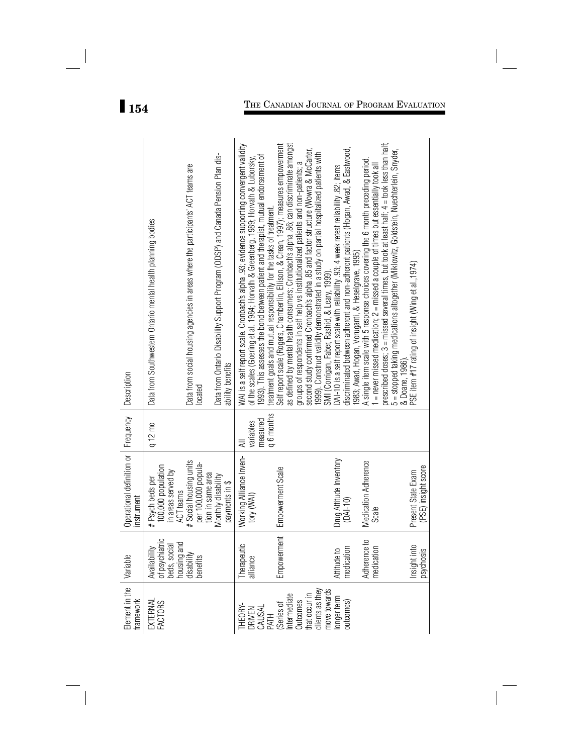| Element in the framework | Variable | Operational definition or instrument | Frequency | Description |
|---|---|---|---|---|
| EXTERNAL FACTORS | Availability of psychiatric beds, social housing and disability benefits | # Psych beds per 100,000 population in areas served by ACT teams | q 12 mo | Data from Southwestern Ontario mental health planning bodies |
| | | # Social housing units per 100,000 population in same area | | Data from social housing agencies in areas where the participants' ACT teams are located |
| | | Monthly disability payments in $ | | Data from Ontario Disability Support Program (ODSP) and Canada Pension Plan disability benefits |
| THEORY-DRIVEN CAUSAL PATH (Series of Intermediate Outcomes that occur in clients as they move towards longer term outcomes) | Therapeutic alliance | Working Alliance Inventory (WAI) | All variables measured q 6 months | WAI is a self report scale. Cronbach's alpha .93; evidence supporting convergent validity of the scales (Goering et al. 1984; Horvath & Greenberg, 1989; Horvath & Luborsky, 1993). This assesses the bond between patient and therapist, mutual endorsement of treatment goals and mutual responsibility for the tasks of treatment. |
| | Empowerment | Empowerment Scale | | Self report scale (Rogers, Chamberlin, Ellison, & Crean, 1997); measures empowerment as defined by mental health consumers; Cronbach's alpha .86; can discriminate amongst groups of respondents in self help vs institutionalized patients and non-patients; a second study confirmed Cronbach's alpha .85 and factor structure (Wowra & McCarter, 1999). Construct validity demonstrated in a study on partial hospitalized patients with SMI (Corrigan, Faber, Rashid, & Leary, 1999). |
| | Attitude to medication | Drug Attitude Inventory (DAI-10) | | DAI-10 is a self report scale with reliability .93; 4 week retest reliability .82; items discriminated between adherent and non-adherent patients (Hogan, Awad, & Eastwood, 1983; Awad, Hogan, Voruganti, & Heselgrave, 1995) |
| | Adherence to medication | Medication Adherence Scale | | A single item scale with 5 response choices covering the 6 month preceding period. 1 = never missed medication; 2 = missed a couple of times but essentially took all prescribed doses; 3 = missed several times, but took at least half; 4 = took less than half; 5 = stopped taking medications altogether (Miklowitz, Goldstein, Nuechterlein, Snyder, & Doane, 1986). |
| | Insight into psychosis | Present State Exam (PSE) insight score | | PSE item #17 rating of insight (Wing et al.,1974) |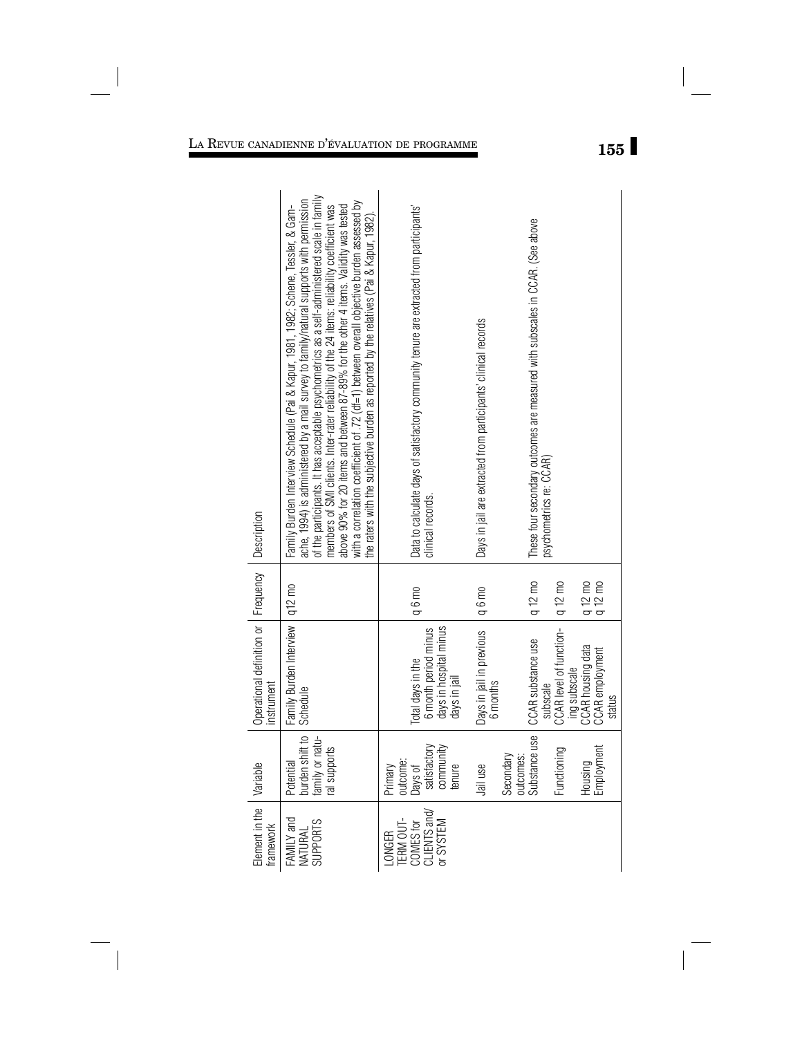| Element in the framework | Variable | Operational definition or instrument | Frequency | Description |
|---|---|---|---|---|
| FAMILY and NATURAL SUPPORTS | Potential burden shift to family or natural supports | Family Burden Interview Schedule | q12 mo | Family Burden Interview Schedule (Pai & Kapur, 1981, 1982; Schene, Tessler, & Gamache, 1994) is administered by a mail survey to family/natural supports with permission of the participants. It has acceptable psychometrics as a self-administered scale in family members of SMI clients. Inter-rater reliability of the 24 items: reliability coefficient was above 90% for 20 items and between 87–89% for the other 4 items. Validity was tested with a correlation coefficient of .72 (df=1) between overall objective burden assessed by the raters with the subjective burden as reported by the relatives (Pai & Kapur, 1982). |
| LONGER TERM OUTCOMES for CLIENTS and/or SYSTEM | Primary outcome: Days of satisfactory community tenure | Total days in the 6 month period minus days in hospital minus days in jail | q 6 mo | Data to calculate days of satisfactory community tenure are extracted from participants' clinical records. |
| | Jail use | Days in jail in previous 6 months | q 6 mo | Days in jail are extracted from participants' clinical records |
| | Secondary outcomes: Substance use | CCAR substance use subscale | q 12 mo | These four secondary outcomes are measured with subscales in CCAR. (See above psychometrics re: CCAR) |
| | Functioning | CCAR level of functioning subscale | q 12 mo | |
| | Housing | CCAR housing data | q 12 mo | |
| | Employment | CCAR employment status | q 12 mo | |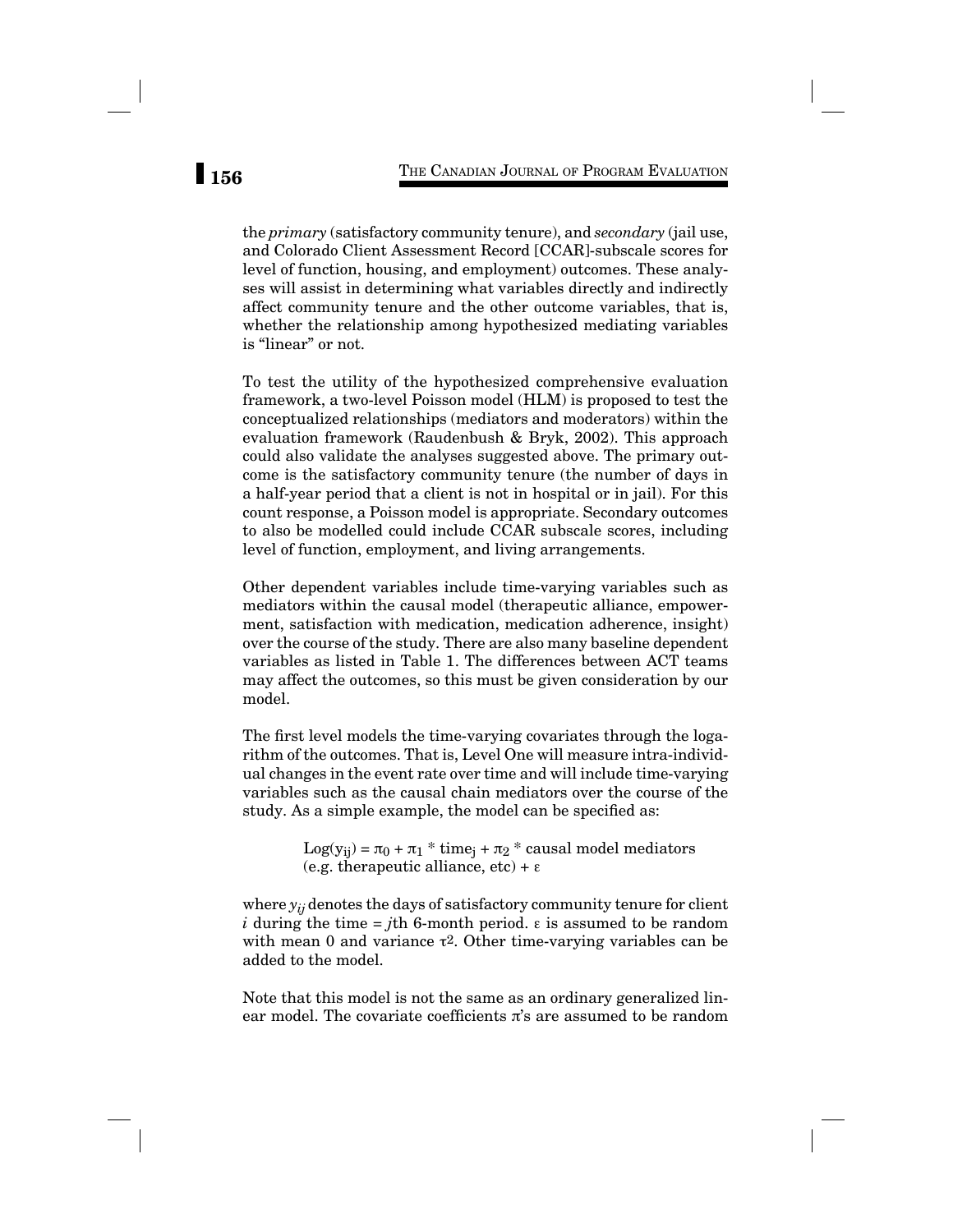the *primary* (satisfactory community tenure), and *secondary* (jail use, and Colorado Client Assessment Record [CCAR]-subscale scores for level of function, housing, and employment) outcomes. These analyses will assist in determining what variables directly and indirectly affect community tenure and the other outcome variables, that is, whether the relationship among hypothesized mediating variables is "linear" or not.

To test the utility of the hypothesized comprehensive evaluation framework, a two-level Poisson model (HLM) is proposed to test the conceptualized relationships (mediators and moderators) within the evaluation framework (Raudenbush & Bryk, 2002). This approach could also validate the analyses suggested above. The primary outcome is the satisfactory community tenure (the number of days in a half-year period that a client is not in hospital or in jail). For this count response, a Poisson model is appropriate. Secondary outcomes to also be modelled could include CCAR subscale scores, including level of function, employment, and living arrangements.

Other dependent variables include time-varying variables such as mediators within the causal model (therapeutic alliance, empowerment, satisfaction with medication, medication adherence, insight) over the course of the study. There are also many baseline dependent variables as listed in Table 1. The differences between ACT teams may affect the outcomes, so this must be given consideration by our model.

The first level models the time-varying covariates through the logarithm of the outcomes. That is, Level One will measure intra-individual changes in the event rate over time and will include time-varying variables such as the causal chain mediators over the course of the study. As a simple example, the model can be specified as:

$$\text{Log}(y_{ij}) = \pi_0 + \pi_1 * \text{time}_j + \pi_2 * \text{causal model mediators (e.g. therapeutic alliance, etc)} + \varepsilon$$

where $y_{ij}$ denotes the days of satisfactory community tenure for client $i$ during the time = $j$th 6-month period. $\varepsilon$ is assumed to be random with mean 0 and variance $\tau^2$. Other time-varying variables can be added to the model.

Note that this model is not the same as an ordinary generalized linear model. The covariate coefficients $\pi$'s are assumed to be random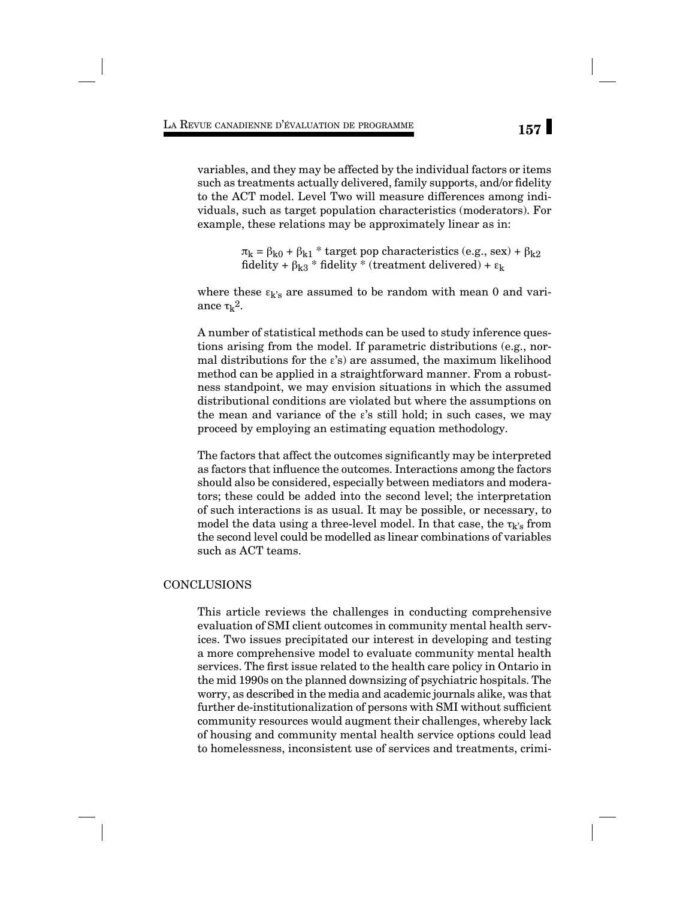variables, and they may be affected by the individual factors or items such as treatments actually delivered, family supports, and/or fidelity to the ACT model. Level Two will measure differences among individuals, such as target population characteristics (moderators). For example, these relations may be approximately linear as in:

$$\pi_k = \beta_{k0} + \beta_{k1} * \text{target pop characteristics (e.g., sex)} + \beta_{k2} \text{ fidelity} + \beta_{k3} * \text{fidelity} * \text{(treatment delivered)} + \varepsilon_k$$

where these $\varepsilon_{k's}$ are assumed to be random with mean 0 and variance $\tau_k^2$.

A number of statistical methods can be used to study inference questions arising from the model. If parametric distributions (e.g., normal distributions for the ε's) are assumed, the maximum likelihood method can be applied in a straightforward manner. From a robustness standpoint, we may envision situations in which the assumed distributional conditions are violated but where the assumptions on the mean and variance of the ε's still hold; in such cases, we may proceed by employing an estimating equation methodology.

The factors that affect the outcomes significantly may be interpreted as factors that influence the outcomes. Interactions among the factors should also be considered, especially between mediators and moderators; these could be added into the second level; the interpretation of such interactions is as usual. It may be possible, or necessary, to model the data using a three-level model. In that case, the $\tau_{k's}$ from the second level could be modelled as linear combinations of variables such as ACT teams.

## CONCLUSIONS

This article reviews the challenges in conducting comprehensive evaluation of SMI client outcomes in community mental health services. Two issues precipitated our interest in developing and testing a more comprehensive model to evaluate community mental health services. The first issue related to the health care policy in Ontario in the mid 1990s on the planned downsizing of psychiatric hospitals. The worry, as described in the media and academic journals alike, was that further de-institutionalization of persons with SMI without sufficient community resources would augment their challenges, whereby lack of housing and community mental health service options could lead to homelessness, inconsistent use of services and treatments, crimi-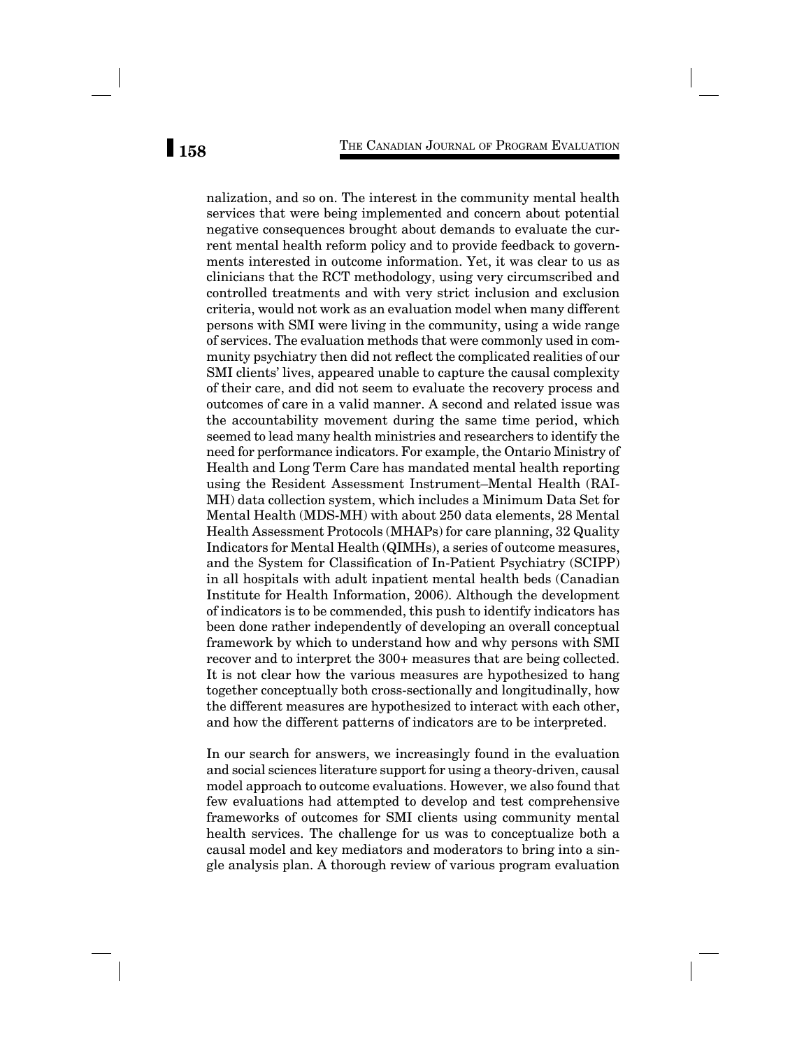nalization, and so on. The interest in the community mental health services that were being implemented and concern about potential negative consequences brought about demands to evaluate the current mental health reform policy and to provide feedback to governments interested in outcome information. Yet, it was clear to us as clinicians that the RCT methodology, using very circumscribed and controlled treatments and with very strict inclusion and exclusion criteria, would not work as an evaluation model when many different persons with SMI were living in the community, using a wide range of services. The evaluation methods that were commonly used in community psychiatry then did not reflect the complicated realities of our SMI clients' lives, appeared unable to capture the causal complexity of their care, and did not seem to evaluate the recovery process and outcomes of care in a valid manner. A second and related issue was the accountability movement during the same time period, which seemed to lead many health ministries and researchers to identify the need for performance indicators. For example, the Ontario Ministry of Health and Long Term Care has mandated mental health reporting using the Resident Assessment Instrument–Mental Health (RAI-MH) data collection system, which includes a Minimum Data Set for Mental Health (MDS-MH) with about 250 data elements, 28 Mental Health Assessment Protocols (MHAPs) for care planning, 32 Quality Indicators for Mental Health (QIMHs), a series of outcome measures, and the System for Classification of In-Patient Psychiatry (SCIPP) in all hospitals with adult inpatient mental health beds (Canadian Institute for Health Information, 2006). Although the development of indicators is to be commended, this push to identify indicators has been done rather independently of developing an overall conceptual framework by which to understand how and why persons with SMI recover and to interpret the 300+ measures that are being collected. It is not clear how the various measures are hypothesized to hang together conceptually both cross-sectionally and longitudinally, how the different measures are hypothesized to interact with each other, and how the different patterns of indicators are to be interpreted.

In our search for answers, we increasingly found in the evaluation and social sciences literature support for using a theory-driven, causal model approach to outcome evaluations. However, we also found that few evaluations had attempted to develop and test comprehensive frameworks of outcomes for SMI clients using community mental health services. The challenge for us was to conceptualize both a causal model and key mediators and moderators to bring into a single analysis plan. A thorough review of various program evaluation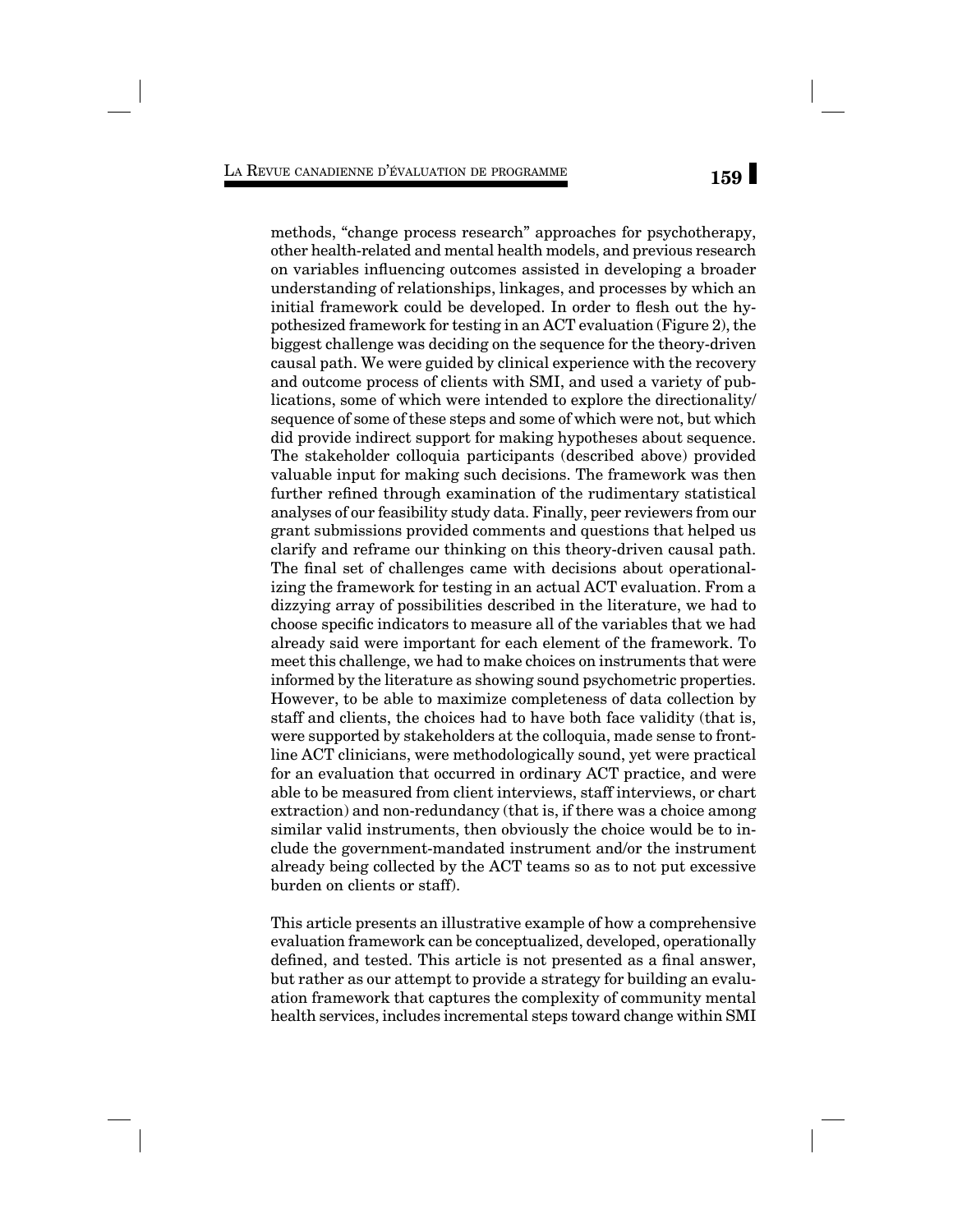methods, "change process research" approaches for psychotherapy, other health-related and mental health models, and previous research on variables influencing outcomes assisted in developing a broader understanding of relationships, linkages, and processes by which an initial framework could be developed. In order to flesh out the hypothesized framework for testing in an ACT evaluation (Figure 2), the biggest challenge was deciding on the sequence for the theory-driven causal path. We were guided by clinical experience with the recovery and outcome process of clients with SMI, and used a variety of publications, some of which were intended to explore the directionality/sequence of some of these steps and some of which were not, but which did provide indirect support for making hypotheses about sequence. The stakeholder colloquia participants (described above) provided valuable input for making such decisions. The framework was then further refined through examination of the rudimentary statistical analyses of our feasibility study data. Finally, peer reviewers from our grant submissions provided comments and questions that helped us clarify and reframe our thinking on this theory-driven causal path. The final set of challenges came with decisions about operationalizing the framework for testing in an actual ACT evaluation. From a dizzying array of possibilities described in the literature, we had to choose specific indicators to measure all of the variables that we had already said were important for each element of the framework. To meet this challenge, we had to make choices on instruments that were informed by the literature as showing sound psychometric properties. However, to be able to maximize completeness of data collection by staff and clients, the choices had to have both face validity (that is, were supported by stakeholders at the colloquia, made sense to frontline ACT clinicians, were methodologically sound, yet were practical for an evaluation that occurred in ordinary ACT practice, and were able to be measured from client interviews, staff interviews, or chart extraction) and non-redundancy (that is, if there was a choice among similar valid instruments, then obviously the choice would be to include the government-mandated instrument and/or the instrument already being collected by the ACT teams so as to not put excessive burden on clients or staff).

This article presents an illustrative example of how a comprehensive evaluation framework can be conceptualized, developed, operationally defined, and tested. This article is not presented as a final answer, but rather as our attempt to provide a strategy for building an evaluation framework that captures the complexity of community mental health services, includes incremental steps toward change within SMI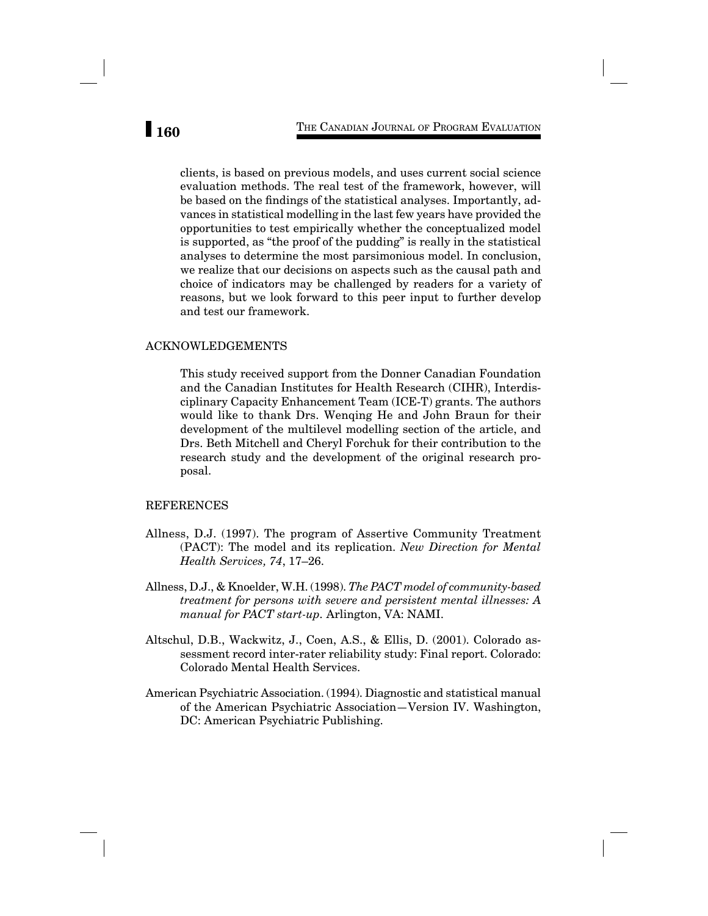clients, is based on previous models, and uses current social science evaluation methods. The real test of the framework, however, will be based on the findings of the statistical analyses. Importantly, advances in statistical modelling in the last few years have provided the opportunities to test empirically whether the conceptualized model is supported, as "the proof of the pudding" is really in the statistical analyses to determine the most parsimonious model. In conclusion, we realize that our decisions on aspects such as the causal path and choice of indicators may be challenged by readers for a variety of reasons, but we look forward to this peer input to further develop and test our framework.

## ACKNOWLEDGEMENTS

This study received support from the Donner Canadian Foundation and the Canadian Institutes for Health Research (CIHR), Interdisciplinary Capacity Enhancement Team (ICE-T) grants. The authors would like to thank Drs. Wenqing He and John Braun for their development of the multilevel modelling section of the article, and Drs. Beth Mitchell and Cheryl Forchuk for their contribution to the research study and the development of the original research proposal.

## REFERENCES

Allness, D.J. (1997). The program of Assertive Community Treatment (PACT): The model and its replication. *New Direction for Mental Health Services, 74*, 17–26.

Allness, D.J., & Knoelder, W.H. (1998). *The PACT model of community-based treatment for persons with severe and persistent mental illnesses: A manual for PACT start-up*. Arlington, VA: NAMI.

Altschul, D.B., Wackwitz, J., Coen, A.S., & Ellis, D. (2001). Colorado assessment record inter-rater reliability study: Final report. Colorado: Colorado Mental Health Services.

American Psychiatric Association. (1994). Diagnostic and statistical manual of the American Psychiatric Association—Version IV. Washington, DC: American Psychiatric Publishing.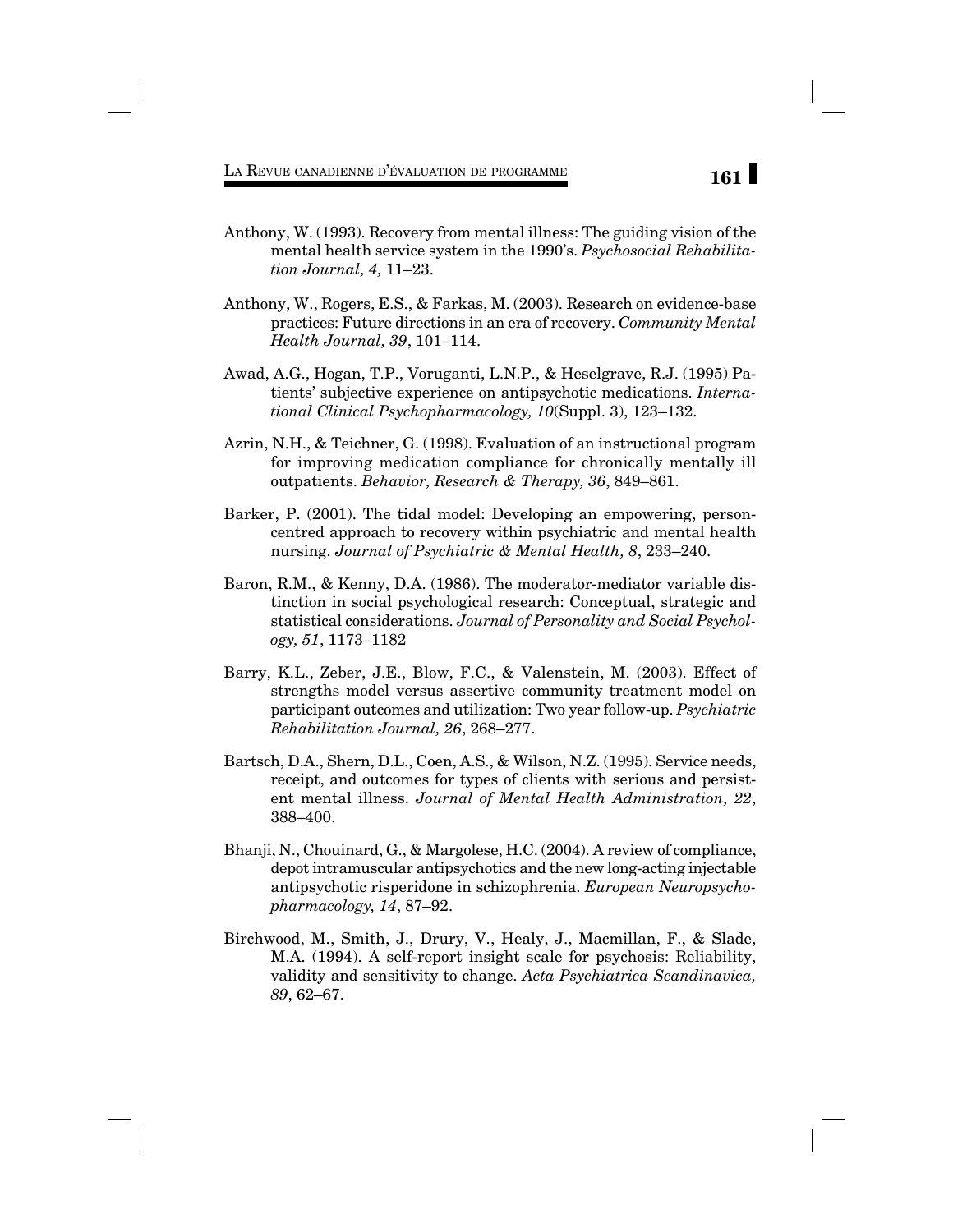Anthony, W. (1993). Recovery from mental illness: The guiding vision of the mental health service system in the 1990's. *Psychosocial Rehabilitation Journal, 4,* 11–23.

Anthony, W., Rogers, E.S., & Farkas, M. (2003). Research on evidence-base practices: Future directions in an era of recovery. *Community Mental Health Journal, 39*, 101–114.

Awad, A.G., Hogan, T.P., Voruganti, L.N.P., & Heselgrave, R.J. (1995) Patients' subjective experience on antipsychotic medications. *International Clinical Psychopharmacology, 10*(Suppl. 3), 123–132.

Azrin, N.H., & Teichner, G. (1998). Evaluation of an instructional program for improving medication compliance for chronically mentally ill outpatients. *Behavior, Research & Therapy, 36*, 849–861.

Barker, P. (2001). The tidal model: Developing an empowering, person-centred approach to recovery within psychiatric and mental health nursing. *Journal of Psychiatric & Mental Health, 8*, 233–240.

Baron, R.M., & Kenny, D.A. (1986). The moderator-mediator variable distinction in social psychological research: Conceptual, strategic and statistical considerations. *Journal of Personality and Social Psychology, 51*, 1173–1182

Barry, K.L., Zeber, J.E., Blow, F.C., & Valenstein, M. (2003). Effect of strengths model versus assertive community treatment model on participant outcomes and utilization: Two year follow-up. *Psychiatric Rehabilitation Journal, 26*, 268–277.

Bartsch, D.A., Shern, D.L., Coen, A.S., & Wilson, N.Z. (1995). Service needs, receipt, and outcomes for types of clients with serious and persistent mental illness. *Journal of Mental Health Administration, 22*, 388–400.

Bhanji, N., Chouinard, G., & Margolese, H.C. (2004). A review of compliance, depot intramuscular antipsychotics and the new long-acting injectable antipsychotic risperidone in schizophrenia. *European Neuropsychopharmacology, 14*, 87–92.

Birchwood, M., Smith, J., Drury, V., Healy, J., Macmillan, F., & Slade, M.A. (1994). A self-report insight scale for psychosis: Reliability, validity and sensitivity to change. *Acta Psychiatrica Scandinavica, 89*, 62–67.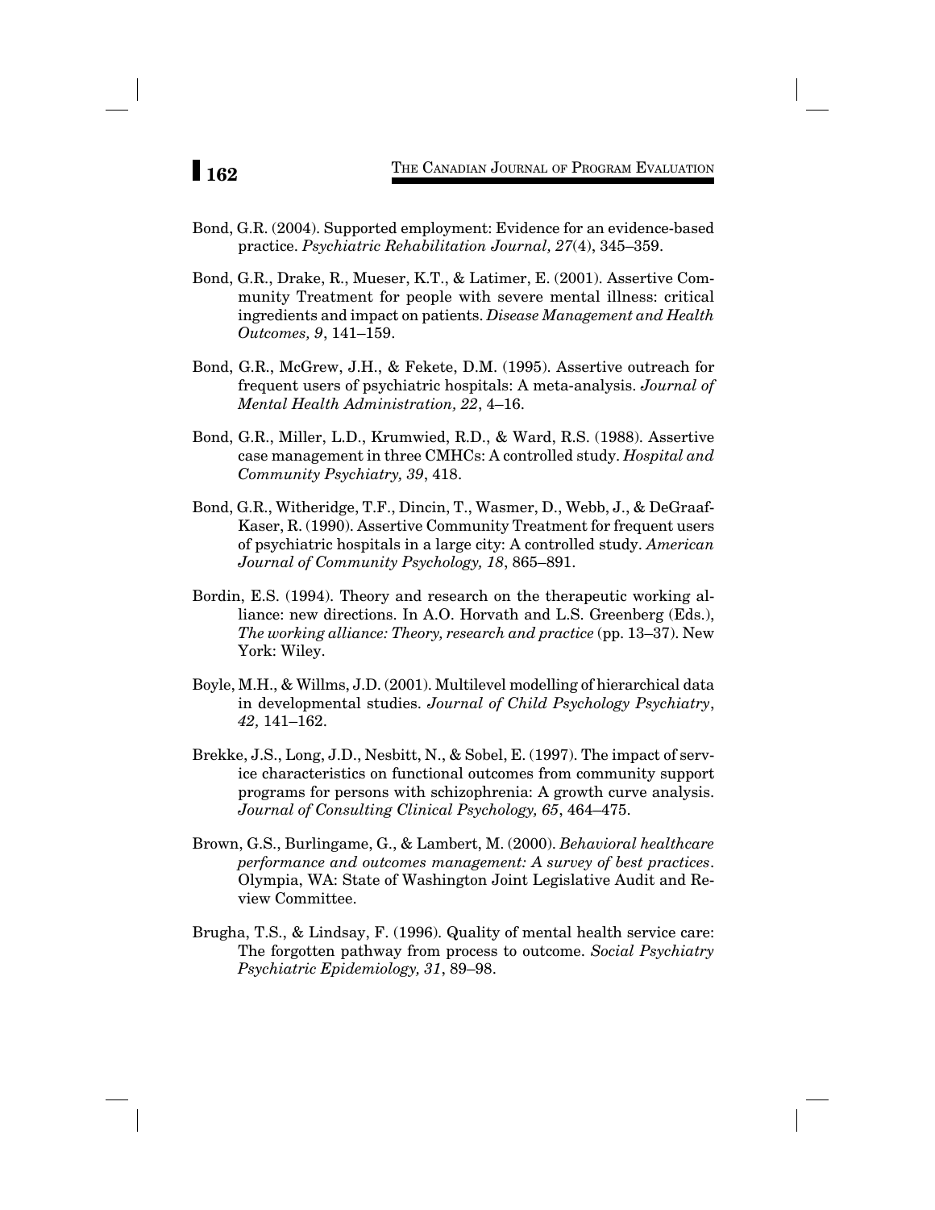Bond, G.R. (2004). Supported employment: Evidence for an evidence-based practice. *Psychiatric Rehabilitation Journal, 27*(4), 345–359.

Bond, G.R., Drake, R., Mueser, K.T., & Latimer, E. (2001). Assertive Community Treatment for people with severe mental illness: critical ingredients and impact on patients. *Disease Management and Health Outcomes, 9*, 141–159.

Bond, G.R., McGrew, J.H., & Fekete, D.M. (1995). Assertive outreach for frequent users of psychiatric hospitals: A meta-analysis. *Journal of Mental Health Administration, 22*, 4–16.

Bond, G.R., Miller, L.D., Krumwied, R.D., & Ward, R.S. (1988). Assertive case management in three CMHCs: A controlled study. *Hospital and Community Psychiatry, 39*, 418.

Bond, G.R., Witheridge, T.F., Dincin, T., Wasmer, D., Webb, J., & DeGraaf-Kaser, R. (1990). Assertive Community Treatment for frequent users of psychiatric hospitals in a large city: A controlled study. *American Journal of Community Psychology, 18*, 865–891.

Bordin, E.S. (1994). Theory and research on the therapeutic working alliance: new directions. In A.O. Horvath and L.S. Greenberg (Eds.), *The working alliance: Theory, research and practice* (pp. 13–37). New York: Wiley.

Boyle, M.H., & Willms, J.D. (2001). Multilevel modelling of hierarchical data in developmental studies. *Journal of Child Psychology Psychiatry*, *42,* 141–162.

Brekke, J.S., Long, J.D., Nesbitt, N., & Sobel, E. (1997). The impact of service characteristics on functional outcomes from community support programs for persons with schizophrenia: A growth curve analysis. *Journal of Consulting Clinical Psychology, 65*, 464–475.

Brown, G.S., Burlingame, G., & Lambert, M. (2000). *Behavioral healthcare performance and outcomes management: A survey of best practices*. Olympia, WA: State of Washington Joint Legislative Audit and Review Committee.

Brugha, T.S., & Lindsay, F. (1996). Quality of mental health service care: The forgotten pathway from process to outcome. *Social Psychiatry Psychiatric Epidemiology, 31*, 89–98.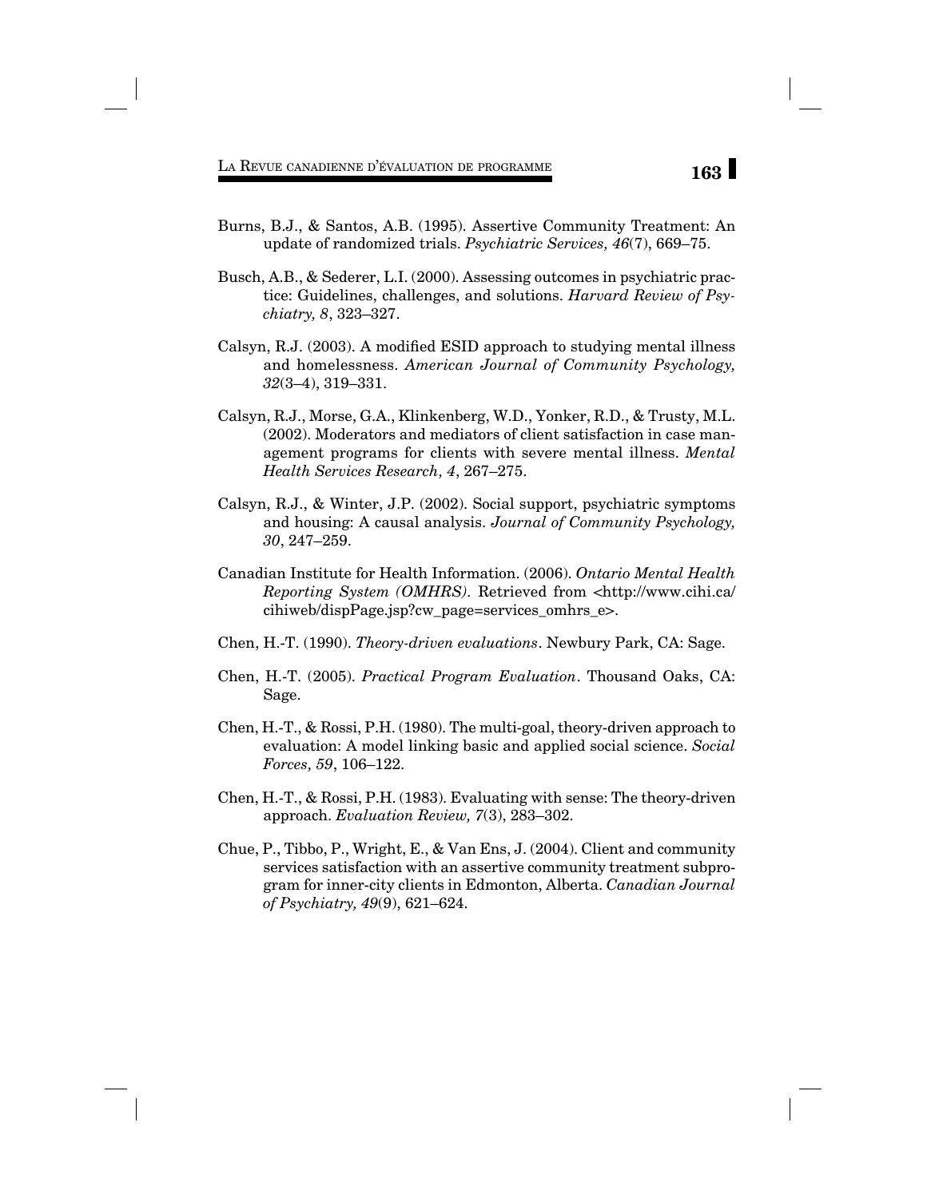Burns, B.J., & Santos, A.B. (1995). Assertive Community Treatment: An update of randomized trials. *Psychiatric Services, 46*(7), 669–75.

Busch, A.B., & Sederer, L.I. (2000). Assessing outcomes in psychiatric practice: Guidelines, challenges, and solutions. *Harvard Review of Psychiatry, 8*, 323–327.

Calsyn, R.J. (2003). A modified ESID approach to studying mental illness and homelessness. *American Journal of Community Psychology, 32*(3–4), 319–331.

Calsyn, R.J., Morse, G.A., Klinkenberg, W.D., Yonker, R.D., & Trusty, M.L. (2002). Moderators and mediators of client satisfaction in case management programs for clients with severe mental illness. *Mental Health Services Research, 4*, 267–275.

Calsyn, R.J., & Winter, J.P. (2002). Social support, psychiatric symptoms and housing: A causal analysis. *Journal of Community Psychology, 30*, 247–259.

Canadian Institute for Health Information. (2006). *Ontario Mental Health Reporting System (OMHRS)*. Retrieved from <http://www.cihi.ca/cihiweb/dispPage.jsp?cw_page=services_omhrs_e>.

Chen, H.-T. (1990). *Theory-driven evaluations*. Newbury Park, CA: Sage.

Chen, H.-T. (2005). *Practical Program Evaluation*. Thousand Oaks, CA: Sage.

Chen, H.-T., & Rossi, P.H. (1980). The multi-goal, theory-driven approach to evaluation: A model linking basic and applied social science. *Social Forces, 59*, 106–122.

Chen, H.-T., & Rossi, P.H. (1983). Evaluating with sense: The theory-driven approach. *Evaluation Review, 7*(3), 283–302.

Chue, P., Tibbo, P., Wright, E., & Van Ens, J. (2004). Client and community services satisfaction with an assertive community treatment subprogram for inner-city clients in Edmonton, Alberta. *Canadian Journal of Psychiatry, 49*(9), 621–624.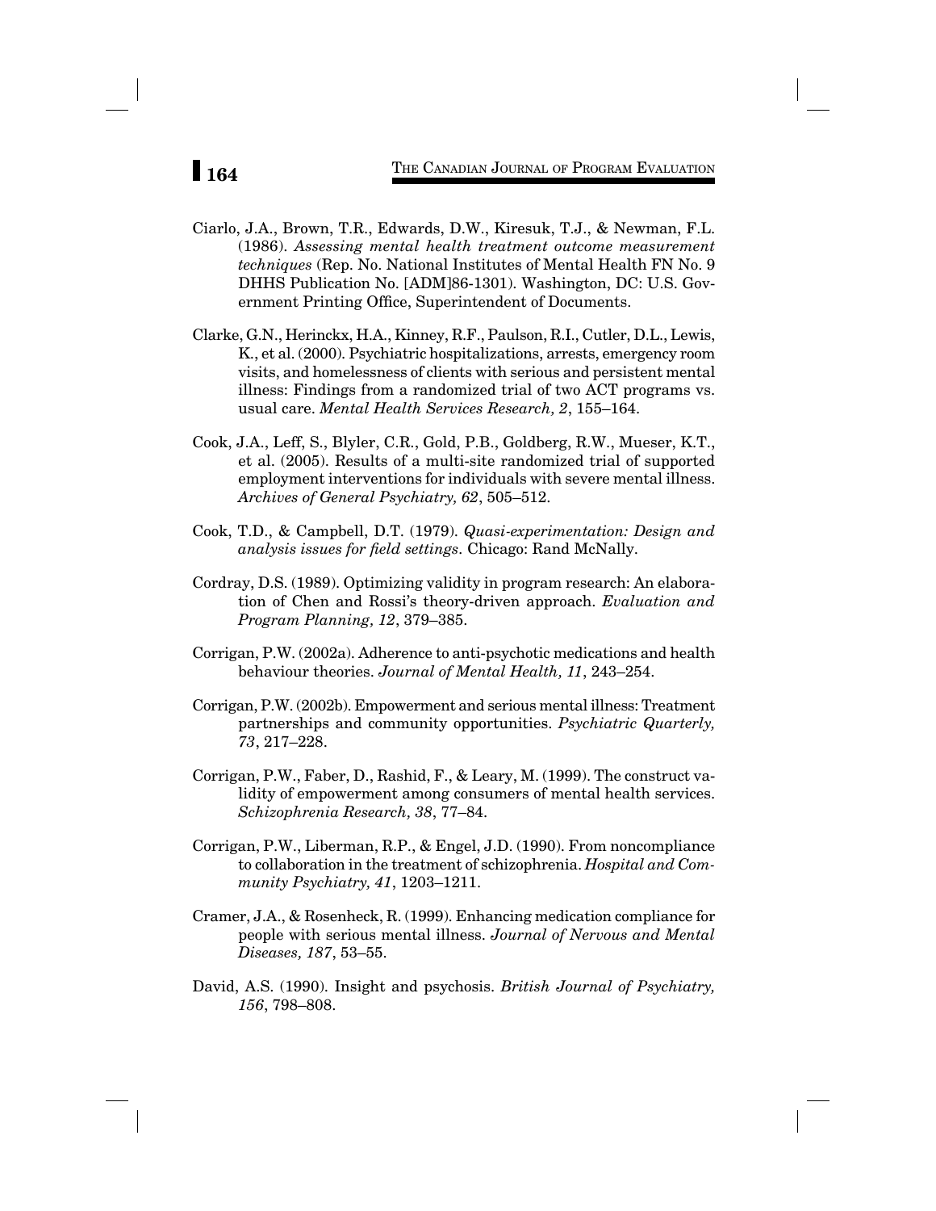Ciarlo, J.A., Brown, T.R., Edwards, D.W., Kiresuk, T.J., & Newman, F.L. (1986). *Assessing mental health treatment outcome measurement techniques* (Rep. No. National Institutes of Mental Health FN No. 9 DHHS Publication No. [ADM]86-1301). Washington, DC: U.S. Government Printing Office, Superintendent of Documents.

Clarke, G.N., Herinckx, H.A., Kinney, R.F., Paulson, R.I., Cutler, D.L., Lewis, K., et al. (2000). Psychiatric hospitalizations, arrests, emergency room visits, and homelessness of clients with serious and persistent mental illness: Findings from a randomized trial of two ACT programs vs. usual care. *Mental Health Services Research, 2*, 155–164.

Cook, J.A., Leff, S., Blyler, C.R., Gold, P.B., Goldberg, R.W., Mueser, K.T., et al. (2005). Results of a multi-site randomized trial of supported employment interventions for individuals with severe mental illness. *Archives of General Psychiatry, 62*, 505–512.

Cook, T.D., & Campbell, D.T. (1979). *Quasi-experimentation: Design and analysis issues for field settings*. Chicago: Rand McNally.

Cordray, D.S. (1989). Optimizing validity in program research: An elaboration of Chen and Rossi's theory-driven approach. *Evaluation and Program Planning, 12*, 379–385.

Corrigan, P.W. (2002a). Adherence to anti-psychotic medications and health behaviour theories. *Journal of Mental Health, 11*, 243–254.

Corrigan, P.W. (2002b). Empowerment and serious mental illness: Treatment partnerships and community opportunities. *Psychiatric Quarterly, 73*, 217–228.

Corrigan, P.W., Faber, D., Rashid, F., & Leary, M. (1999). The construct validity of empowerment among consumers of mental health services. *Schizophrenia Research, 38*, 77–84.

Corrigan, P.W., Liberman, R.P., & Engel, J.D. (1990). From noncompliance to collaboration in the treatment of schizophrenia. *Hospital and Community Psychiatry, 41*, 1203–1211.

Cramer, J.A., & Rosenheck, R. (1999). Enhancing medication compliance for people with serious mental illness. *Journal of Nervous and Mental Diseases, 187*, 53–55.

David, A.S. (1990). Insight and psychosis. *British Journal of Psychiatry, 156*, 798–808.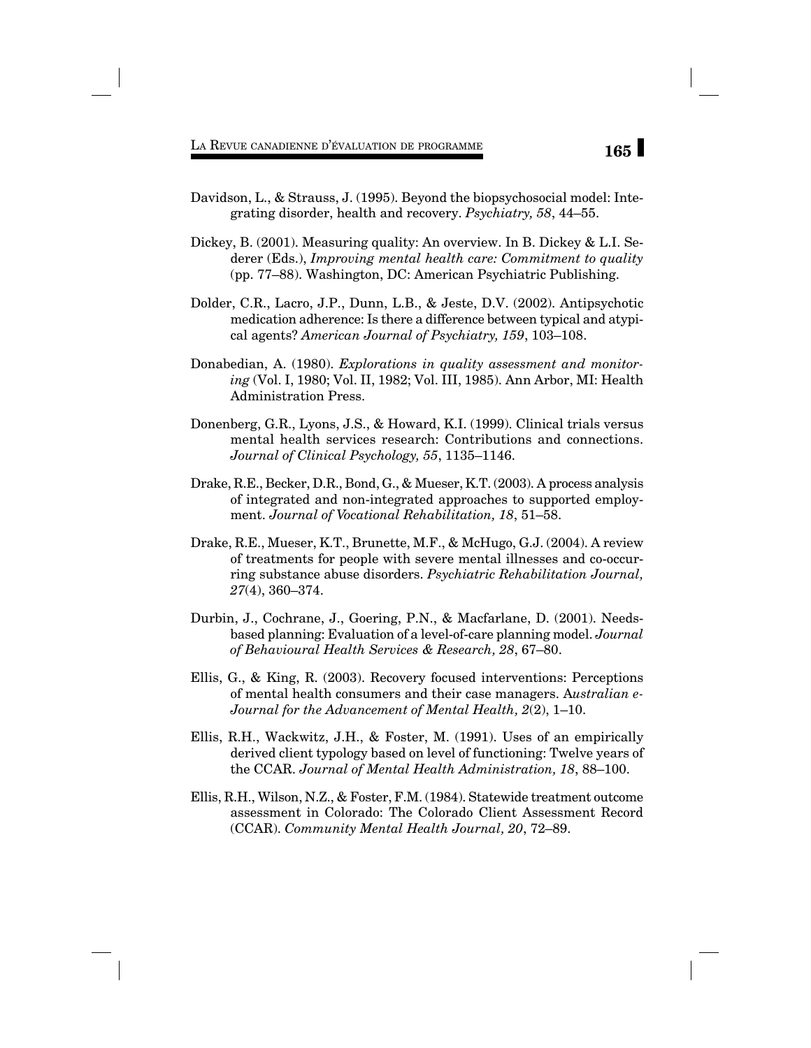Davidson, L., & Strauss, J. (1995). Beyond the biopsychosocial model: Integrating disorder, health and recovery. *Psychiatry, 58*, 44–55.

Dickey, B. (2001). Measuring quality: An overview. In B. Dickey & L.I. Sederer (Eds.), *Improving mental health care: Commitment to quality* (pp. 77–88). Washington, DC: American Psychiatric Publishing.

Dolder, C.R., Lacro, J.P., Dunn, L.B., & Jeste, D.V. (2002). Antipsychotic medication adherence: Is there a difference between typical and atypical agents? *American Journal of Psychiatry, 159*, 103–108.

Donabedian, A. (1980). *Explorations in quality assessment and monitoring* (Vol. I, 1980; Vol. II, 1982; Vol. III, 1985). Ann Arbor, MI: Health Administration Press.

Donenberg, G.R., Lyons, J.S., & Howard, K.I. (1999). Clinical trials versus mental health services research: Contributions and connections. *Journal of Clinical Psychology, 55*, 1135–1146.

Drake, R.E., Becker, D.R., Bond, G., & Mueser, K.T. (2003). A process analysis of integrated and non-integrated approaches to supported employment. *Journal of Vocational Rehabilitation, 18*, 51–58.

Drake, R.E., Mueser, K.T., Brunette, M.F., & McHugo, G.J. (2004). A review of treatments for people with severe mental illnesses and co-occurring substance abuse disorders. *Psychiatric Rehabilitation Journal, 27*(4), 360–374.

Durbin, J., Cochrane, J., Goering, P.N., & Macfarlane, D. (2001). Needs-based planning: Evaluation of a level-of-care planning model. *Journal of Behavioural Health Services & Research, 28*, 67–80.

Ellis, G., & King, R. (2003). Recovery focused interventions: Perceptions of mental health consumers and their case managers. *Australian e-Journal for the Advancement of Mental Health, 2*(2), 1–10.

Ellis, R.H., Wackwitz, J.H., & Foster, M. (1991). Uses of an empirically derived client typology based on level of functioning: Twelve years of the CCAR. *Journal of Mental Health Administration, 18*, 88–100.

Ellis, R.H., Wilson, N.Z., & Foster, F.M. (1984). Statewide treatment outcome assessment in Colorado: The Colorado Client Assessment Record (CCAR). *Community Mental Health Journal, 20*, 72–89.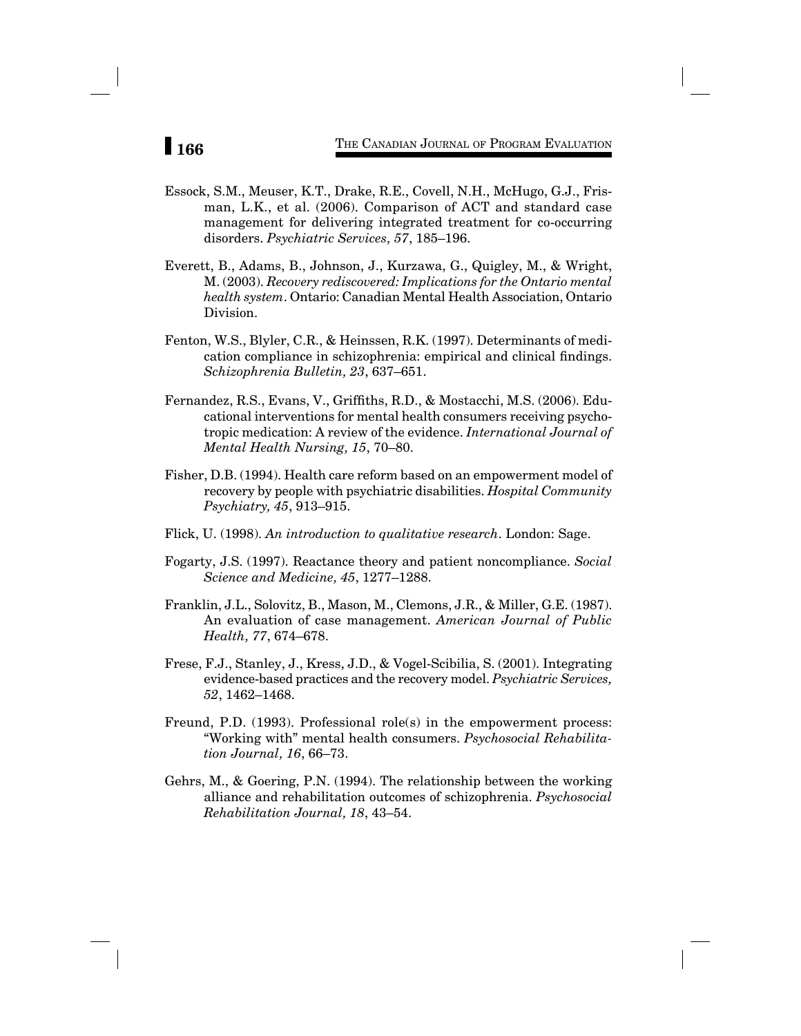Essock, S.M., Meuser, K.T., Drake, R.E., Covell, N.H., McHugo, G.J., Frisman, L.K., et al. (2006). Comparison of ACT and standard case management for delivering integrated treatment for co-occurring disorders. *Psychiatric Services, 57*, 185–196.

Everett, B., Adams, B., Johnson, J., Kurzawa, G., Quigley, M., & Wright, M. (2003). *Recovery rediscovered: Implications for the Ontario mental health system*. Ontario: Canadian Mental Health Association, Ontario Division.

Fenton, W.S., Blyler, C.R., & Heinssen, R.K. (1997). Determinants of medication compliance in schizophrenia: empirical and clinical findings. *Schizophrenia Bulletin, 23*, 637–651.

Fernandez, R.S., Evans, V., Griffiths, R.D., & Mostacchi, M.S. (2006). Educational interventions for mental health consumers receiving psychotropic medication: A review of the evidence. *International Journal of Mental Health Nursing, 15*, 70–80.

Fisher, D.B. (1994). Health care reform based on an empowerment model of recovery by people with psychiatric disabilities. *Hospital Community Psychiatry, 45*, 913–915.

Flick, U. (1998). *An introduction to qualitative research*. London: Sage.

Fogarty, J.S. (1997). Reactance theory and patient noncompliance. *Social Science and Medicine, 45*, 1277–1288.

Franklin, J.L., Solovitz, B., Mason, M., Clemons, J.R., & Miller, G.E. (1987). An evaluation of case management. *American Journal of Public Health, 77*, 674–678.

Frese, F.J., Stanley, J., Kress, J.D., & Vogel-Scibilia, S. (2001). Integrating evidence-based practices and the recovery model. *Psychiatric Services, 52*, 1462–1468.

Freund, P.D. (1993). Professional role(s) in the empowerment process: "Working with" mental health consumers. *Psychosocial Rehabilitation Journal, 16*, 66–73.

Gehrs, M., & Goering, P.N. (1994). The relationship between the working alliance and rehabilitation outcomes of schizophrenia. *Psychosocial Rehabilitation Journal, 18*, 43–54.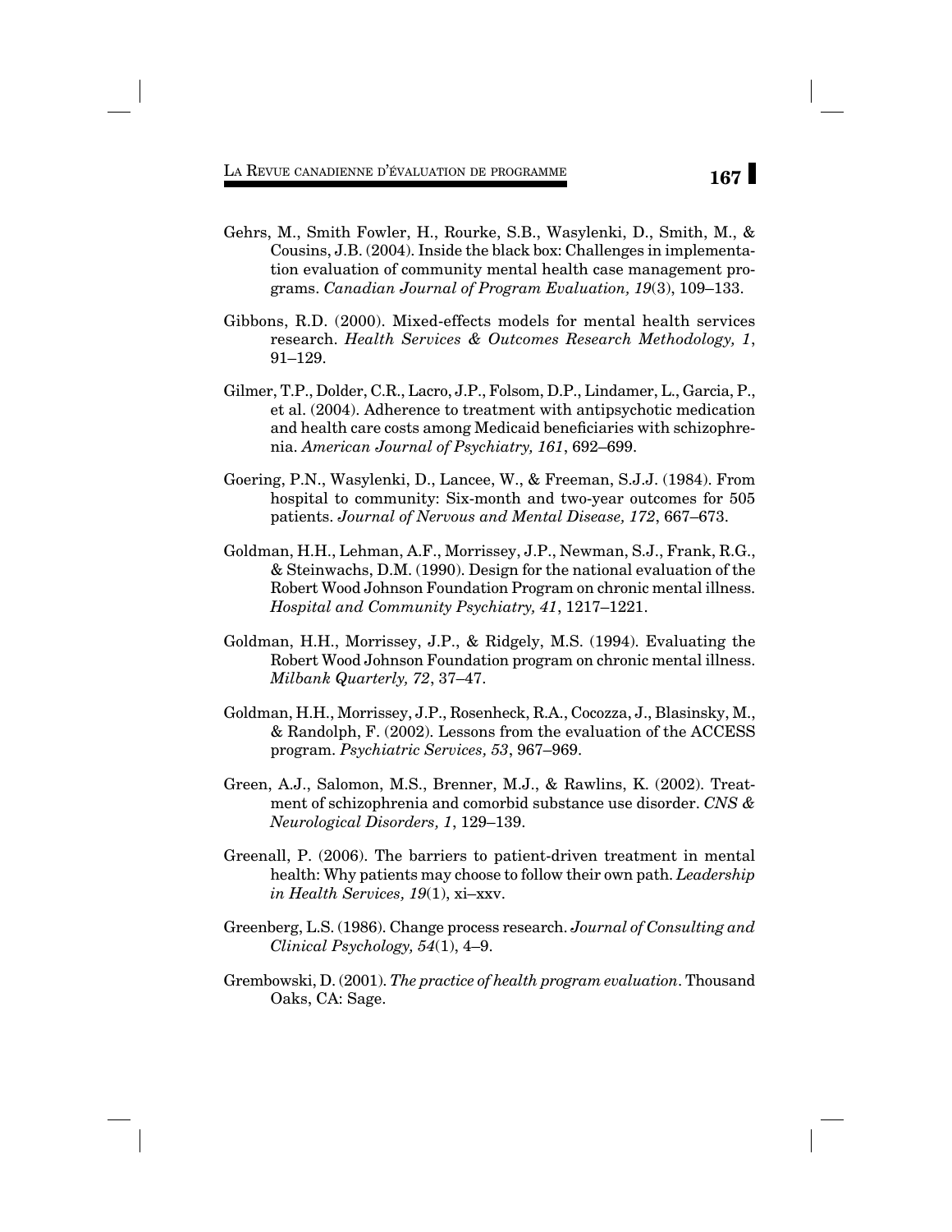Gehrs, M., Smith Fowler, H., Rourke, S.B., Wasylenki, D., Smith, M., & Cousins, J.B. (2004). Inside the black box: Challenges in implementation evaluation of community mental health case management programs. *Canadian Journal of Program Evaluation, 19*(3), 109–133.

Gibbons, R.D. (2000). Mixed-effects models for mental health services research. *Health Services & Outcomes Research Methodology, 1*, 91–129.

Gilmer, T.P., Dolder, C.R., Lacro, J.P., Folsom, D.P., Lindamer, L., Garcia, P., et al. (2004). Adherence to treatment with antipsychotic medication and health care costs among Medicaid beneficiaries with schizophrenia. *American Journal of Psychiatry, 161*, 692–699.

Goering, P.N., Wasylenki, D., Lancee, W., & Freeman, S.J.J. (1984). From hospital to community: Six-month and two-year outcomes for 505 patients. *Journal of Nervous and Mental Disease, 172*, 667–673.

Goldman, H.H., Lehman, A.F., Morrissey, J.P., Newman, S.J., Frank, R.G., & Steinwachs, D.M. (1990). Design for the national evaluation of the Robert Wood Johnson Foundation Program on chronic mental illness. *Hospital and Community Psychiatry, 41*, 1217–1221.

Goldman, H.H., Morrissey, J.P., & Ridgely, M.S. (1994). Evaluating the Robert Wood Johnson Foundation program on chronic mental illness. *Milbank Quarterly, 72*, 37–47.

Goldman, H.H., Morrissey, J.P., Rosenheck, R.A., Cocozza, J., Blasinsky, M., & Randolph, F. (2002). Lessons from the evaluation of the ACCESS program. *Psychiatric Services, 53*, 967–969.

Green, A.J., Salomon, M.S., Brenner, M.J., & Rawlins, K. (2002). Treatment of schizophrenia and comorbid substance use disorder. *CNS & Neurological Disorders, 1*, 129–139.

Greenall, P. (2006). The barriers to patient-driven treatment in mental health: Why patients may choose to follow their own path. *Leadership in Health Services, 19*(1), xi–xxv.

Greenberg, L.S. (1986). Change process research. *Journal of Consulting and Clinical Psychology, 54*(1), 4–9.

Grembowski, D. (2001). *The practice of health program evaluation*. Thousand Oaks, CA: Sage.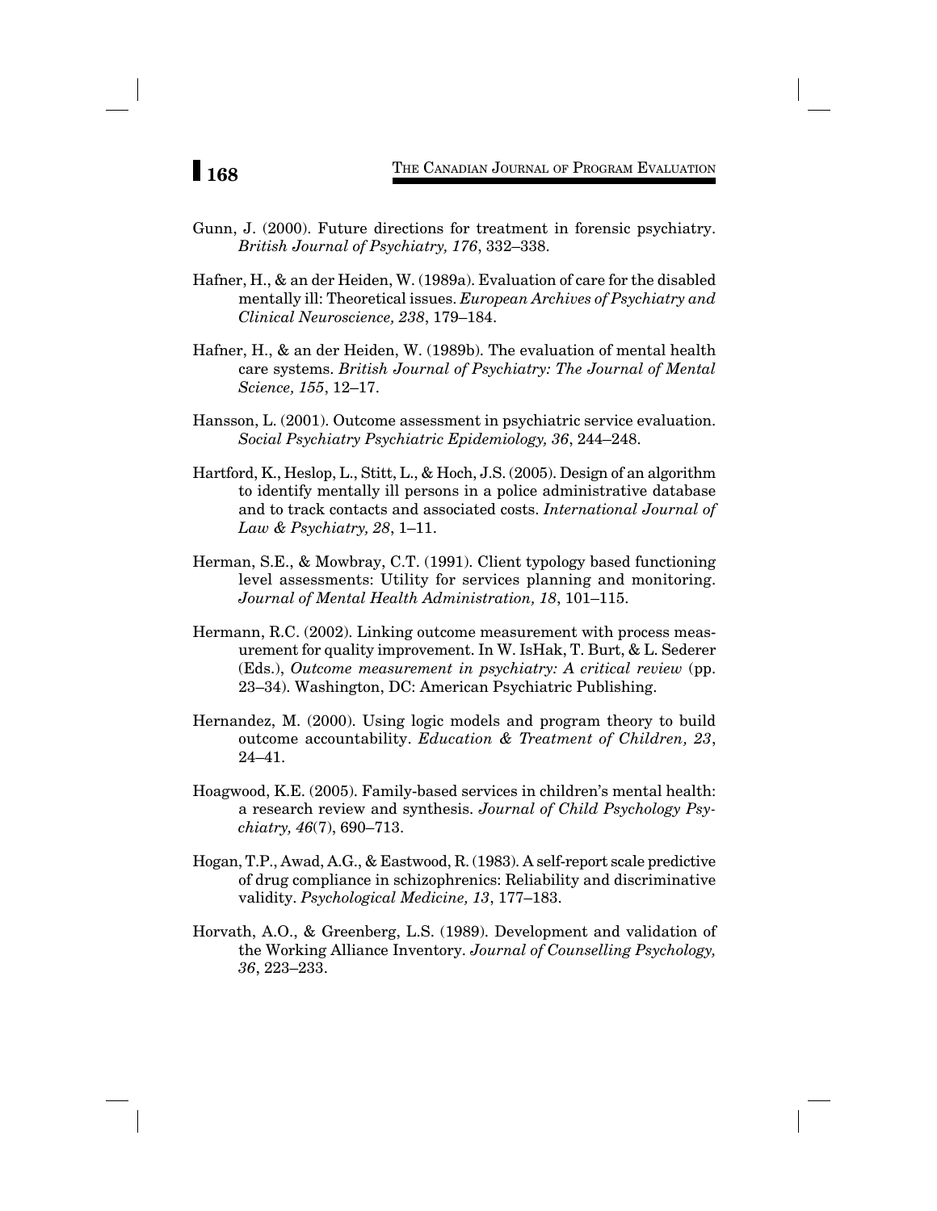Gunn, J. (2000). Future directions for treatment in forensic psychiatry. *British Journal of Psychiatry, 176*, 332–338.

Hafner, H., & an der Heiden, W. (1989a). Evaluation of care for the disabled mentally ill: Theoretical issues. *European Archives of Psychiatry and Clinical Neuroscience, 238*, 179–184.

Hafner, H., & an der Heiden, W. (1989b). The evaluation of mental health care systems. *British Journal of Psychiatry: The Journal of Mental Science, 155*, 12–17.

Hansson, L. (2001). Outcome assessment in psychiatric service evaluation. *Social Psychiatry Psychiatric Epidemiology, 36*, 244–248.

Hartford, K., Heslop, L., Stitt, L., & Hoch, J.S. (2005). Design of an algorithm to identify mentally ill persons in a police administrative database and to track contacts and associated costs. *International Journal of Law & Psychiatry, 28*, 1–11.

Herman, S.E., & Mowbray, C.T. (1991). Client typology based functioning level assessments: Utility for services planning and monitoring. *Journal of Mental Health Administration, 18*, 101–115.

Hermann, R.C. (2002). Linking outcome measurement with process measurement for quality improvement. In W. IsHak, T. Burt, & L. Sederer (Eds.), *Outcome measurement in psychiatry: A critical review* (pp. 23–34). Washington, DC: American Psychiatric Publishing.

Hernandez, M. (2000). Using logic models and program theory to build outcome accountability. *Education & Treatment of Children, 23*, 24–41.

Hoagwood, K.E. (2005). Family-based services in children's mental health: a research review and synthesis. *Journal of Child Psychology Psychiatry, 46*(7), 690–713.

Hogan, T.P., Awad, A.G., & Eastwood, R. (1983). A self-report scale predictive of drug compliance in schizophrenics: Reliability and discriminative validity. *Psychological Medicine, 13*, 177–183.

Horvath, A.O., & Greenberg, L.S. (1989). Development and validation of the Working Alliance Inventory. *Journal of Counselling Psychology, 36*, 223–233.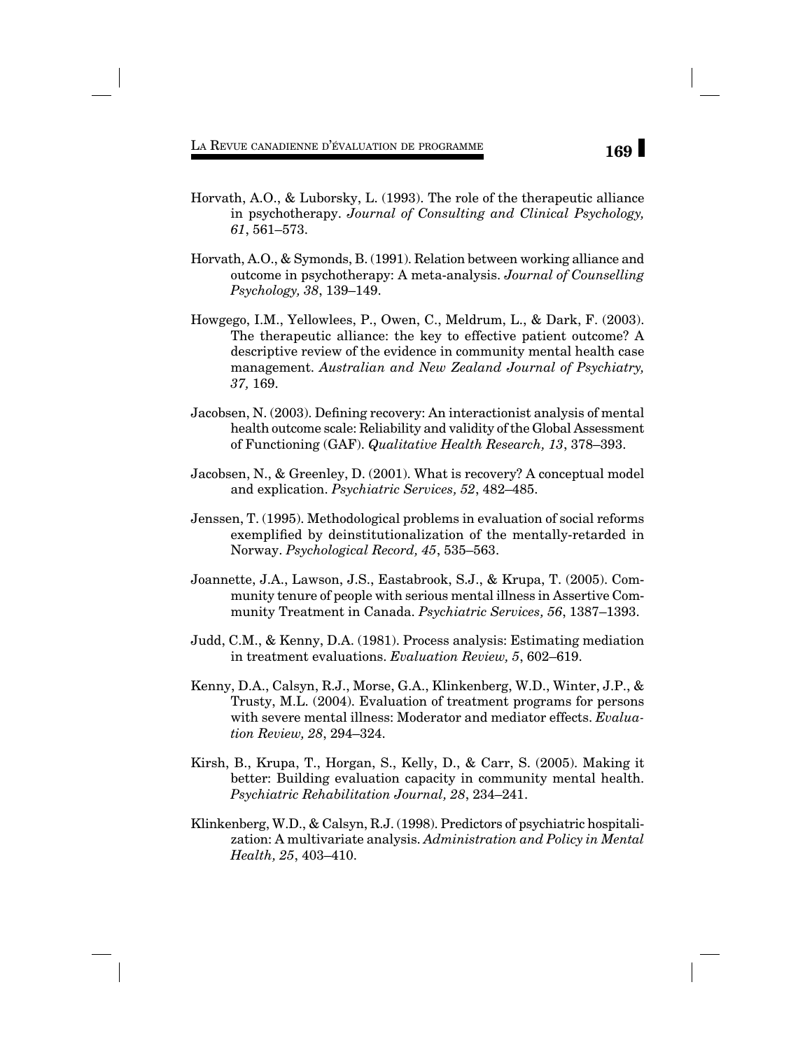Horvath, A.O., & Luborsky, L. (1993). The role of the therapeutic alliance in psychotherapy. *Journal of Consulting and Clinical Psychology, 61*, 561–573.

Horvath, A.O., & Symonds, B. (1991). Relation between working alliance and outcome in psychotherapy: A meta-analysis. *Journal of Counselling Psychology, 38*, 139–149.

Howgego, I.M., Yellowlees, P., Owen, C., Meldrum, L., & Dark, F. (2003). The therapeutic alliance: the key to effective patient outcome? A descriptive review of the evidence in community mental health case management. *Australian and New Zealand Journal of Psychiatry, 37,* 169.

Jacobsen, N. (2003). Defining recovery: An interactionist analysis of mental health outcome scale: Reliability and validity of the Global Assessment of Functioning (GAF). *Qualitative Health Research, 13*, 378–393.

Jacobsen, N., & Greenley, D. (2001). What is recovery? A conceptual model and explication. *Psychiatric Services, 52*, 482–485.

Jenssen, T. (1995). Methodological problems in evaluation of social reforms exemplified by deinstitutionalization of the mentally-retarded in Norway. *Psychological Record, 45*, 535–563.

Joannette, J.A., Lawson, J.S., Eastabrook, S.J., & Krupa, T. (2005). Community tenure of people with serious mental illness in Assertive Community Treatment in Canada. *Psychiatric Services, 56*, 1387–1393.

Judd, C.M., & Kenny, D.A. (1981). Process analysis: Estimating mediation in treatment evaluations. *Evaluation Review, 5*, 602–619.

Kenny, D.A., Calsyn, R.J., Morse, G.A., Klinkenberg, W.D., Winter, J.P., & Trusty, M.L. (2004). Evaluation of treatment programs for persons with severe mental illness: Moderator and mediator effects. *Evaluation Review, 28*, 294–324.

Kirsh, B., Krupa, T., Horgan, S., Kelly, D., & Carr, S. (2005). Making it better: Building evaluation capacity in community mental health. *Psychiatric Rehabilitation Journal, 28*, 234–241.

Klinkenberg, W.D., & Calsyn, R.J. (1998). Predictors of psychiatric hospitalization: A multivariate analysis. *Administration and Policy in Mental Health, 25*, 403–410.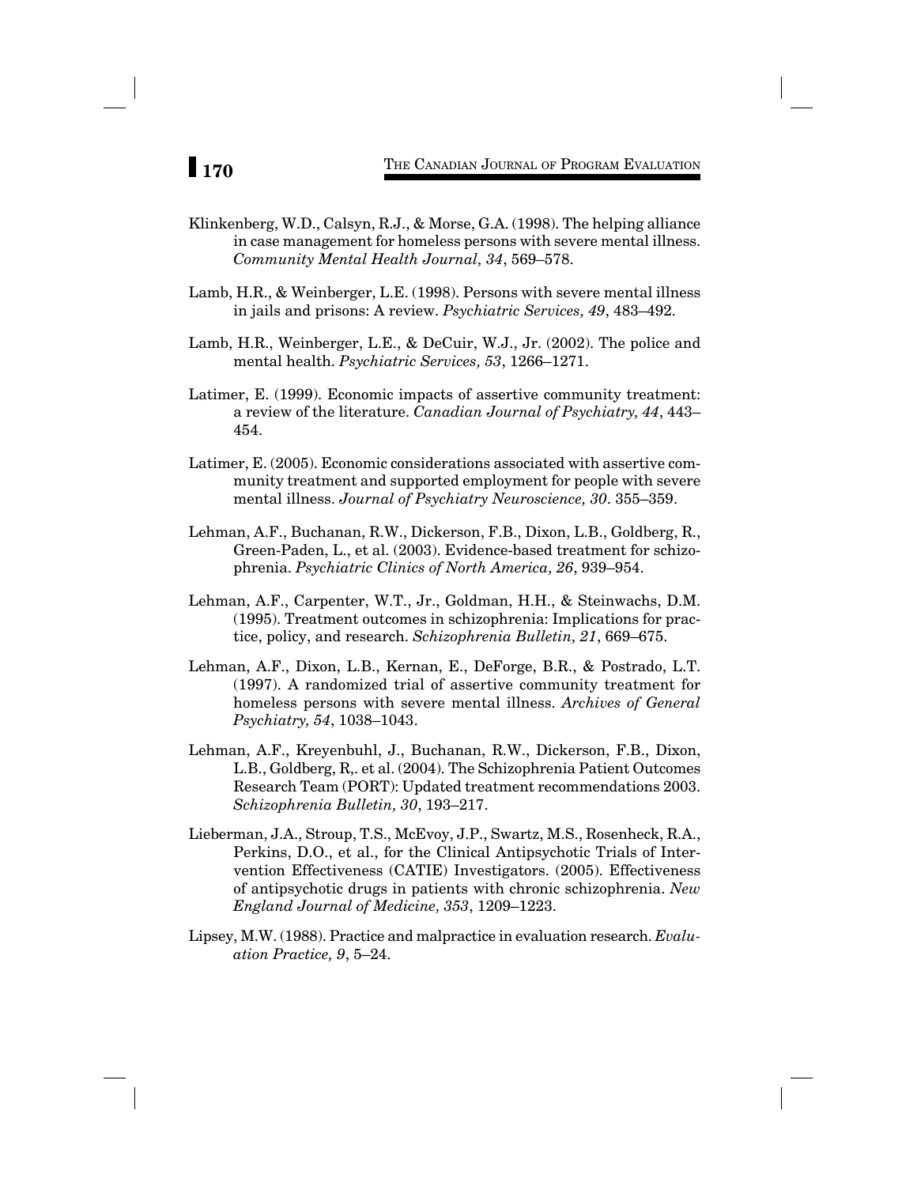Klinkenberg, W.D., Calsyn, R.J., & Morse, G.A. (1998). The helping alliance in case management for homeless persons with severe mental illness. *Community Mental Health Journal, 34*, 569–578.

Lamb, H.R., & Weinberger, L.E. (1998). Persons with severe mental illness in jails and prisons: A review. *Psychiatric Services, 49*, 483–492.

Lamb, H.R., Weinberger, L.E., & DeCuir, W.J., Jr. (2002). The police and mental health. *Psychiatric Services, 53*, 1266–1271.

Latimer, E. (1999). Economic impacts of assertive community treatment: a review of the literature. *Canadian Journal of Psychiatry, 44*, 443–454.

Latimer, E. (2005). Economic considerations associated with assertive community treatment and supported employment for people with severe mental illness. *Journal of Psychiatry Neuroscience, 30*. 355–359.

Lehman, A.F., Buchanan, R.W., Dickerson, F.B., Dixon, L.B., Goldberg, R., Green-Paden, L., et al. (2003). Evidence-based treatment for schizophrenia. *Psychiatric Clinics of North America, 26*, 939–954.

Lehman, A.F., Carpenter, W.T., Jr., Goldman, H.H., & Steinwachs, D.M. (1995). Treatment outcomes in schizophrenia: Implications for practice, policy, and research. *Schizophrenia Bulletin, 21*, 669–675.

Lehman, A.F., Dixon, L.B., Kernan, E., DeForge, B.R., & Postrado, L.T. (1997). A randomized trial of assertive community treatment for homeless persons with severe mental illness. *Archives of General Psychiatry, 54*, 1038–1043.

Lehman, A.F., Kreyenbuhl, J., Buchanan, R.W., Dickerson, F.B., Dixon, L.B., Goldberg, R,. et al. (2004). The Schizophrenia Patient Outcomes Research Team (PORT): Updated treatment recommendations 2003. *Schizophrenia Bulletin, 30*, 193–217.

Lieberman, J.A., Stroup, T.S., McEvoy, J.P., Swartz, M.S., Rosenheck, R.A., Perkins, D.O., et al., for the Clinical Antipsychotic Trials of Intervention Effectiveness (CATIE) Investigators. (2005). Effectiveness of antipsychotic drugs in patients with chronic schizophrenia. *New England Journal of Medicine, 353*, 1209–1223.

Lipsey, M.W. (1988). Practice and malpractice in evaluation research. *Evaluation Practice, 9*, 5–24.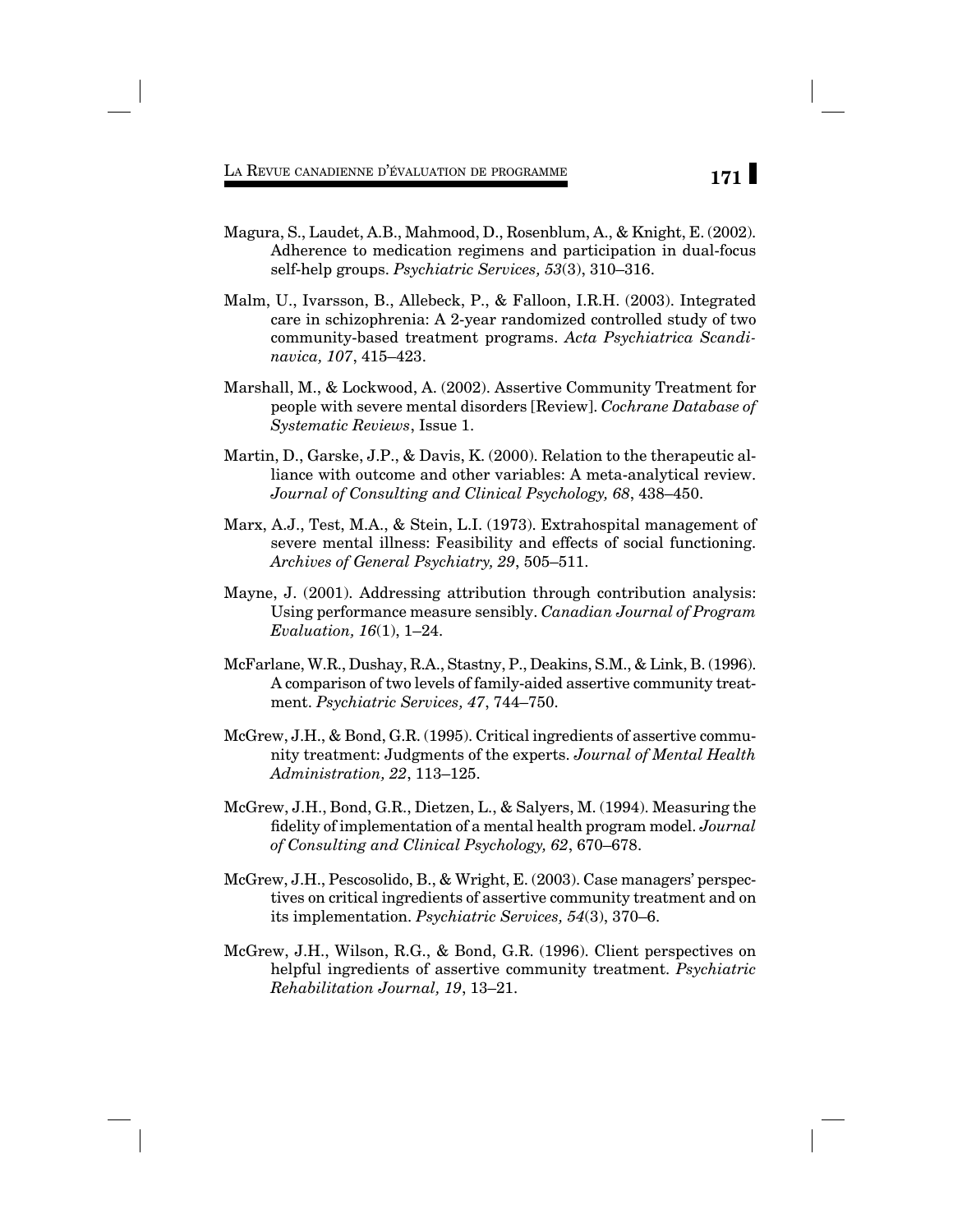Magura, S., Laudet, A.B., Mahmood, D., Rosenblum, A., & Knight, E. (2002). Adherence to medication regimens and participation in dual-focus self-help groups. *Psychiatric Services, 53*(3), 310–316.

Malm, U., Ivarsson, B., Allebeck, P., & Falloon, I.R.H. (2003). Integrated care in schizophrenia: A 2-year randomized controlled study of two community-based treatment programs. *Acta Psychiatrica Scandinavica, 107*, 415–423.

Marshall, M., & Lockwood, A. (2002). Assertive Community Treatment for people with severe mental disorders [Review]. *Cochrane Database of Systematic Reviews*, Issue 1.

Martin, D., Garske, J.P., & Davis, K. (2000). Relation to the therapeutic alliance with outcome and other variables: A meta-analytical review. *Journal of Consulting and Clinical Psychology, 68*, 438–450.

Marx, A.J., Test, M.A., & Stein, L.I. (1973). Extrahospital management of severe mental illness: Feasibility and effects of social functioning. *Archives of General Psychiatry, 29*, 505–511.

Mayne, J. (2001). Addressing attribution through contribution analysis: Using performance measure sensibly. *Canadian Journal of Program Evaluation, 16*(1), 1–24.

McFarlane, W.R., Dushay, R.A., Stastny, P., Deakins, S.M., & Link, B. (1996). A comparison of two levels of family-aided assertive community treatment. *Psychiatric Services, 47*, 744–750.

McGrew, J.H., & Bond, G.R. (1995). Critical ingredients of assertive community treatment: Judgments of the experts. *Journal of Mental Health Administration, 22*, 113–125.

McGrew, J.H., Bond, G.R., Dietzen, L., & Salyers, M. (1994). Measuring the fidelity of implementation of a mental health program model. *Journal of Consulting and Clinical Psychology, 62*, 670–678.

McGrew, J.H., Pescosolido, B., & Wright, E. (2003). Case managers' perspectives on critical ingredients of assertive community treatment and on its implementation. *Psychiatric Services, 54*(3), 370–6.

McGrew, J.H., Wilson, R.G., & Bond, G.R. (1996). Client perspectives on helpful ingredients of assertive community treatment. *Psychiatric Rehabilitation Journal, 19*, 13–21.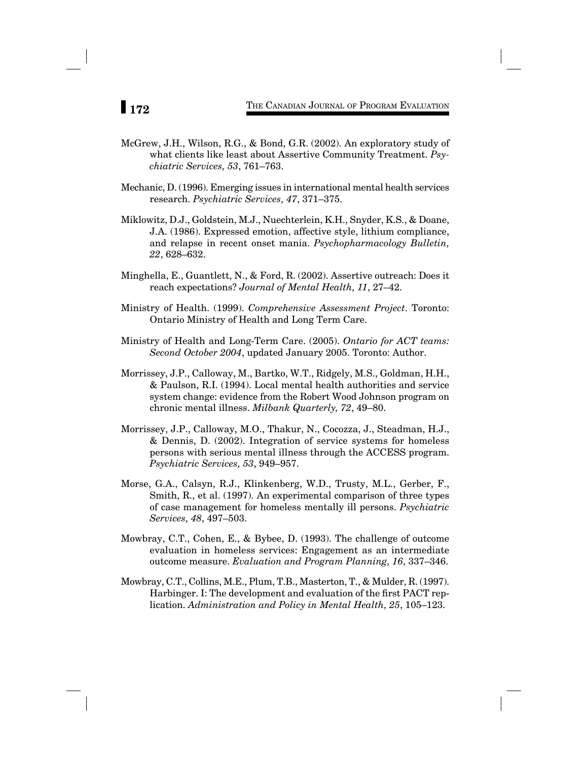McGrew, J.H., Wilson, R.G., & Bond, G.R. (2002). An exploratory study of what clients like least about Assertive Community Treatment. *Psychiatric Services, 53*, 761–763.

Mechanic, D. (1996). Emerging issues in international mental health services research. *Psychiatric Services, 47*, 371–375.

Miklowitz, D.J., Goldstein, M.J., Nuechterlein, K.H., Snyder, K.S., & Doane, J.A. (1986). Expressed emotion, affective style, lithium compliance, and relapse in recent onset mania. *Psychopharmacology Bulletin, 22*, 628–632.

Minghella, E., Guantlett, N., & Ford, R. (2002). Assertive outreach: Does it reach expectations? *Journal of Mental Health, 11*, 27–42.

Ministry of Health. (1999). *Comprehensive Assessment Project*. Toronto: Ontario Ministry of Health and Long Term Care.

Ministry of Health and Long-Term Care. (2005). *Ontario for ACT teams: Second October 2004*, updated January 2005. Toronto: Author.

Morrissey, J.P., Calloway, M., Bartko, W.T., Ridgely, M.S., Goldman, H.H., & Paulson, R.I. (1994). Local mental health authorities and service system change: evidence from the Robert Wood Johnson program on chronic mental illness. *Milbank Quarterly, 72*, 49–80.

Morrissey, J.P., Calloway, M.O., Thakur, N., Cocozza, J., Steadman, H.J., & Dennis, D. (2002). Integration of service systems for homeless persons with serious mental illness through the ACCESS program. *Psychiatric Services, 53*, 949–957.

Morse, G.A., Calsyn, R.J., Klinkenberg, W.D., Trusty, M.L., Gerber, F., Smith, R., et al. (1997). An experimental comparison of three types of case management for homeless mentally ill persons. *Psychiatric Services, 48*, 497–503.

Mowbray, C.T., Cohen, E., & Bybee, D. (1993). The challenge of outcome evaluation in homeless services: Engagement as an intermediate outcome measure. *Evaluation and Program Planning, 16*, 337–346.

Mowbray, C.T., Collins, M.E., Plum, T.B., Masterton, T., & Mulder, R. (1997). Harbinger. I: The development and evaluation of the first PACT replication. *Administration and Policy in Mental Health, 25*, 105–123.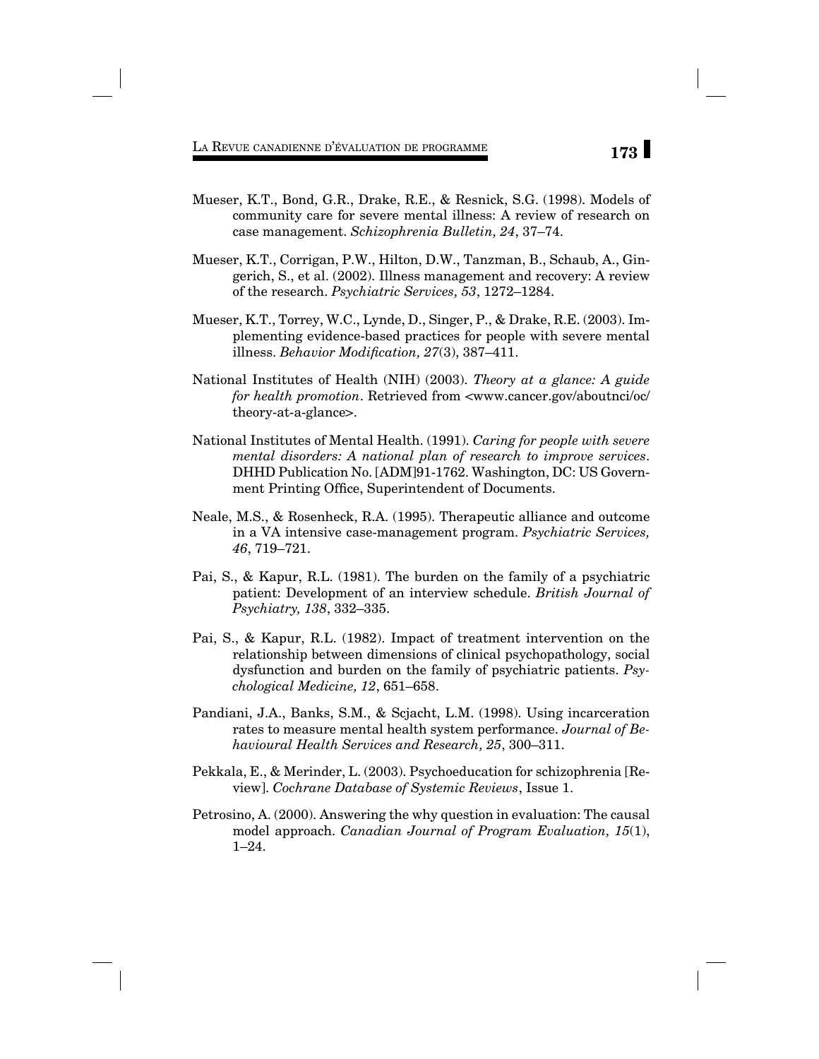Mueser, K.T., Bond, G.R., Drake, R.E., & Resnick, S.G. (1998). Models of community care for severe mental illness: A review of research on case management. *Schizophrenia Bulletin, 24*, 37–74.

Mueser, K.T., Corrigan, P.W., Hilton, D.W., Tanzman, B., Schaub, A., Gingerich, S., et al. (2002). Illness management and recovery: A review of the research. *Psychiatric Services, 53*, 1272–1284.

Mueser, K.T., Torrey, W.C., Lynde, D., Singer, P., & Drake, R.E. (2003). Implementing evidence-based practices for people with severe mental illness. *Behavior Modification, 27*(3), 387–411.

National Institutes of Health (NIH) (2003). *Theory at a glance: A guide for health promotion*. Retrieved from <www.cancer.gov/aboutnci/oc/theory-at-a-glance>.

National Institutes of Mental Health. (1991). *Caring for people with severe mental disorders: A national plan of research to improve services*. DHHD Publication No. [ADM]91-1762. Washington, DC: US Government Printing Office, Superintendent of Documents.

Neale, M.S., & Rosenheck, R.A. (1995). Therapeutic alliance and outcome in a VA intensive case-management program. *Psychiatric Services, 46*, 719–721.

Pai, S., & Kapur, R.L. (1981). The burden on the family of a psychiatric patient: Development of an interview schedule. *British Journal of Psychiatry, 138*, 332–335.

Pai, S., & Kapur, R.L. (1982). Impact of treatment intervention on the relationship between dimensions of clinical psychopathology, social dysfunction and burden on the family of psychiatric patients. *Psychological Medicine, 12*, 651–658.

Pandiani, J.A., Banks, S.M., & Scjacht, L.M. (1998). Using incarceration rates to measure mental health system performance. *Journal of Behavioural Health Services and Research, 25*, 300–311.

Pekkala, E., & Merinder, L. (2003). Psychoeducation for schizophrenia [Review]. *Cochrane Database of Systemic Reviews*, Issue 1.

Petrosino, A. (2000). Answering the why question in evaluation: The causal model approach. *Canadian Journal of Program Evaluation, 15*(1), 1–24.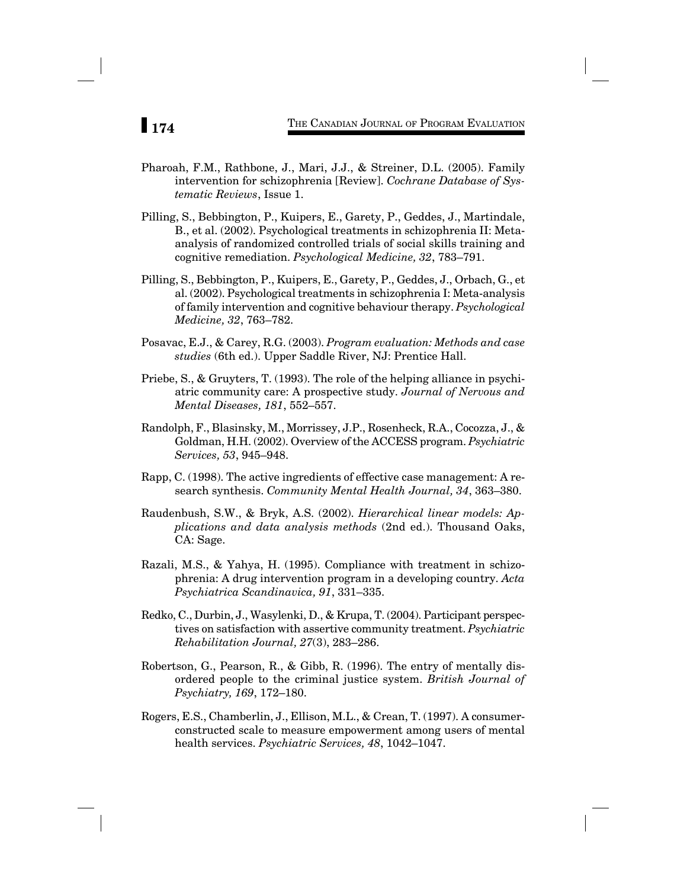Pharoah, F.M., Rathbone, J., Mari, J.J., & Streiner, D.L. (2005). Family intervention for schizophrenia [Review]. *Cochrane Database of Systematic Reviews*, Issue 1.

Pilling, S., Bebbington, P., Kuipers, E., Garety, P., Geddes, J., Martindale, B., et al. (2002). Psychological treatments in schizophrenia II: Meta-analysis of randomized controlled trials of social skills training and cognitive remediation. *Psychological Medicine, 32*, 783–791.

Pilling, S., Bebbington, P., Kuipers, E., Garety, P., Geddes, J., Orbach, G., et al. (2002). Psychological treatments in schizophrenia I: Meta-analysis of family intervention and cognitive behaviour therapy. *Psychological Medicine, 32*, 763–782.

Posavac, E.J., & Carey, R.G. (2003). *Program evaluation: Methods and case studies* (6th ed.). Upper Saddle River, NJ: Prentice Hall.

Priebe, S., & Gruyters, T. (1993). The role of the helping alliance in psychiatric community care: A prospective study. *Journal of Nervous and Mental Diseases, 181*, 552–557.

Randolph, F., Blasinsky, M., Morrissey, J.P., Rosenheck, R.A., Cocozza, J., & Goldman, H.H. (2002). Overview of the ACCESS program. *Psychiatric Services, 53*, 945–948.

Rapp, C. (1998). The active ingredients of effective case management: A research synthesis. *Community Mental Health Journal, 34*, 363–380.

Raudenbush, S.W., & Bryk, A.S. (2002). *Hierarchical linear models: Applications and data analysis methods* (2nd ed.). Thousand Oaks, CA: Sage.

Razali, M.S., & Yahya, H. (1995). Compliance with treatment in schizophrenia: A drug intervention program in a developing country. *Acta Psychiatrica Scandinavica, 91*, 331–335.

Redko, C., Durbin, J., Wasylenki, D., & Krupa, T. (2004). Participant perspectives on satisfaction with assertive community treatment. *Psychiatric Rehabilitation Journal, 27*(3), 283–286.

Robertson, G., Pearson, R., & Gibb, R. (1996). The entry of mentally disordered people to the criminal justice system. *British Journal of Psychiatry, 169*, 172–180.

Rogers, E.S., Chamberlin, J., Ellison, M.L., & Crean, T. (1997). A consumer-constructed scale to measure empowerment among users of mental health services. *Psychiatric Services, 48*, 1042–1047.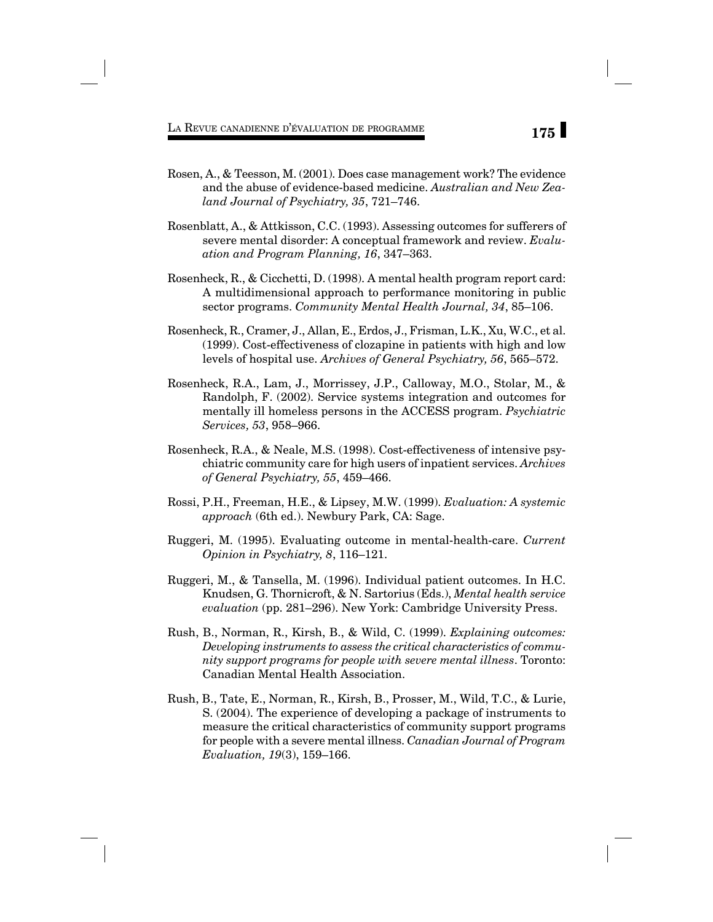Rosen, A., & Teesson, M. (2001). Does case management work? The evidence and the abuse of evidence-based medicine. *Australian and New Zealand Journal of Psychiatry, 35*, 721–746.

Rosenblatt, A., & Attkisson, C.C. (1993). Assessing outcomes for sufferers of severe mental disorder: A conceptual framework and review. *Evaluation and Program Planning, 16*, 347–363.

Rosenheck, R., & Cicchetti, D. (1998). A mental health program report card: A multidimensional approach to performance monitoring in public sector programs. *Community Mental Health Journal, 34*, 85–106.

Rosenheck, R., Cramer, J., Allan, E., Erdos, J., Frisman, L.K., Xu, W.C., et al. (1999). Cost-effectiveness of clozapine in patients with high and low levels of hospital use. *Archives of General Psychiatry, 56*, 565–572.

Rosenheck, R.A., Lam, J., Morrissey, J.P., Calloway, M.O., Stolar, M., & Randolph, F. (2002). Service systems integration and outcomes for mentally ill homeless persons in the ACCESS program. *Psychiatric Services, 53*, 958–966.

Rosenheck, R.A., & Neale, M.S. (1998). Cost-effectiveness of intensive psychiatric community care for high users of inpatient services. *Archives of General Psychiatry, 55*, 459–466.

Rossi, P.H., Freeman, H.E., & Lipsey, M.W. (1999). *Evaluation: A systemic approach* (6th ed.). Newbury Park, CA: Sage.

Ruggeri, M. (1995). Evaluating outcome in mental-health-care. *Current Opinion in Psychiatry, 8*, 116–121.

Ruggeri, M., & Tansella, M. (1996). Individual patient outcomes. In H.C. Knudsen, G. Thornicroft, & N. Sartorius (Eds.), *Mental health service evaluation* (pp. 281–296). New York: Cambridge University Press.

Rush, B., Norman, R., Kirsh, B., & Wild, C. (1999). *Explaining outcomes: Developing instruments to assess the critical characteristics of community support programs for people with severe mental illness*. Toronto: Canadian Mental Health Association.

Rush, B., Tate, E., Norman, R., Kirsh, B., Prosser, M., Wild, T.C., & Lurie, S. (2004). The experience of developing a package of instruments to measure the critical characteristics of community support programs for people with a severe mental illness. *Canadian Journal of Program Evaluation, 19*(3), 159–166.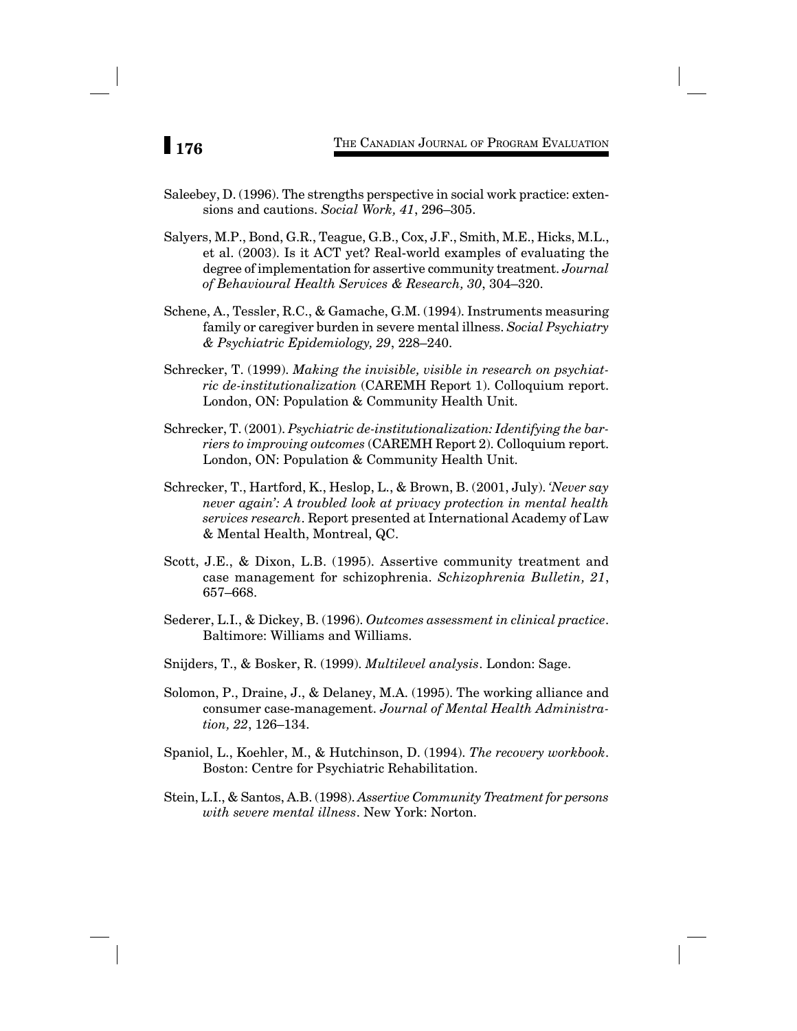Saleebey, D. (1996). The strengths perspective in social work practice: extensions and cautions. *Social Work, 41*, 296–305.

Salyers, M.P., Bond, G.R., Teague, G.B., Cox, J.F., Smith, M.E., Hicks, M.L., et al. (2003). Is it ACT yet? Real-world examples of evaluating the degree of implementation for assertive community treatment. *Journal of Behavioural Health Services & Research, 30*, 304–320.

Schene, A., Tessler, R.C., & Gamache, G.M. (1994). Instruments measuring family or caregiver burden in severe mental illness. *Social Psychiatry & Psychiatric Epidemiology, 29*, 228–240.

Schrecker, T. (1999). *Making the invisible, visible in research on psychiatric de-institutionalization* (CAREMH Report 1). Colloquium report. London, ON: Population & Community Health Unit.

Schrecker, T. (2001). *Psychiatric de-institutionalization: Identifying the barriers to improving outcomes* (CAREMH Report 2). Colloquium report. London, ON: Population & Community Health Unit.

Schrecker, T., Hartford, K., Heslop, L., & Brown, B. (2001, July). *'Never say never again': A troubled look at privacy protection in mental health services research*. Report presented at International Academy of Law & Mental Health, Montreal, QC.

Scott, J.E., & Dixon, L.B. (1995). Assertive community treatment and case management for schizophrenia. *Schizophrenia Bulletin, 21*, 657–668.

Sederer, L.I., & Dickey, B. (1996). *Outcomes assessment in clinical practice*. Baltimore: Williams and Williams.

Snijders, T., & Bosker, R. (1999). *Multilevel analysis*. London: Sage.

Solomon, P., Draine, J., & Delaney, M.A. (1995). The working alliance and consumer case-management. *Journal of Mental Health Administration, 22*, 126–134.

Spaniol, L., Koehler, M., & Hutchinson, D. (1994). *The recovery workbook*. Boston: Centre for Psychiatric Rehabilitation.

Stein, L.I., & Santos, A.B. (1998). *Assertive Community Treatment for persons with severe mental illness*. New York: Norton.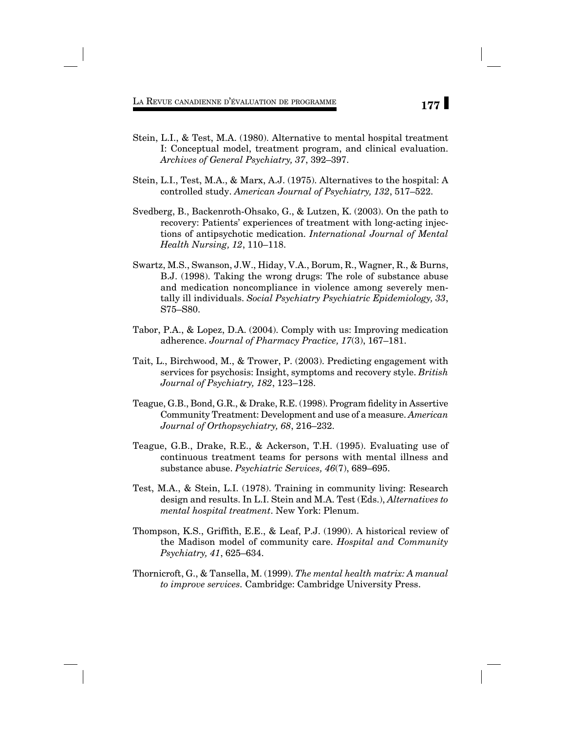Stein, L.I., & Test, M.A. (1980). Alternative to mental hospital treatment I: Conceptual model, treatment program, and clinical evaluation. *Archives of General Psychiatry, 37*, 392–397.

Stein, L.I., Test, M.A., & Marx, A.J. (1975). Alternatives to the hospital: A controlled study. *American Journal of Psychiatry, 132*, 517–522.

Svedberg, B., Backenroth-Ohsako, G., & Lutzen, K. (2003). On the path to recovery: Patients' experiences of treatment with long-acting injections of antipsychotic medication. *International Journal of Mental Health Nursing, 12*, 110–118.

Swartz, M.S., Swanson, J.W., Hiday, V.A., Borum, R., Wagner, R., & Burns, B.J. (1998). Taking the wrong drugs: The role of substance abuse and medication noncompliance in violence among severely mentally ill individuals. *Social Psychiatry Psychiatric Epidemiology, 33*, S75–S80.

Tabor, P.A., & Lopez, D.A. (2004). Comply with us: Improving medication adherence. *Journal of Pharmacy Practice, 17*(3), 167–181.

Tait, L., Birchwood, M., & Trower, P. (2003). Predicting engagement with services for psychosis: Insight, symptoms and recovery style. *British Journal of Psychiatry, 182*, 123–128.

Teague, G.B., Bond, G.R., & Drake, R.E. (1998). Program fidelity in Assertive Community Treatment: Development and use of a measure. *American Journal of Orthopsychiatry, 68*, 216–232.

Teague, G.B., Drake, R.E., & Ackerson, T.H. (1995). Evaluating use of continuous treatment teams for persons with mental illness and substance abuse. *Psychiatric Services, 46*(7), 689–695.

Test, M.A., & Stein, L.I. (1978). Training in community living: Research design and results. In L.I. Stein and M.A. Test (Eds.), *Alternatives to mental hospital treatment*. New York: Plenum.

Thompson, K.S., Griffith, E.E., & Leaf, P.J. (1990). A historical review of the Madison model of community care. *Hospital and Community Psychiatry, 41*, 625–634.

Thornicroft, G., & Tansella, M. (1999). *The mental health matrix: A manual to improve services*. Cambridge: Cambridge University Press.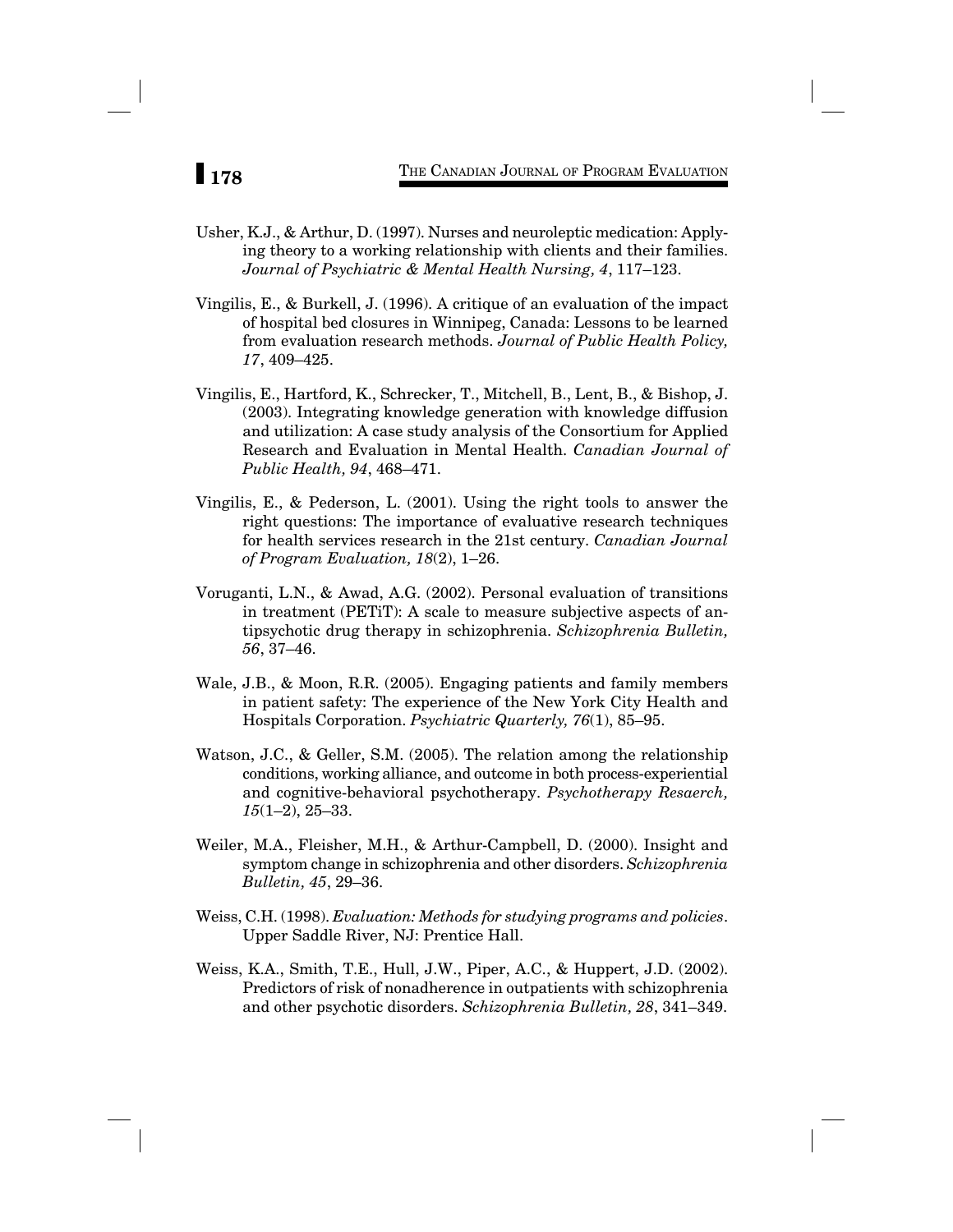Usher, K.J., & Arthur, D. (1997). Nurses and neuroleptic medication: Applying theory to a working relationship with clients and their families. *Journal of Psychiatric & Mental Health Nursing, 4*, 117–123.

Vingilis, E., & Burkell, J. (1996). A critique of an evaluation of the impact of hospital bed closures in Winnipeg, Canada: Lessons to be learned from evaluation research methods. *Journal of Public Health Policy, 17*, 409–425.

Vingilis, E., Hartford, K., Schrecker, T., Mitchell, B., Lent, B., & Bishop, J. (2003). Integrating knowledge generation with knowledge diffusion and utilization: A case study analysis of the Consortium for Applied Research and Evaluation in Mental Health. *Canadian Journal of Public Health, 94*, 468–471.

Vingilis, E., & Pederson, L. (2001). Using the right tools to answer the right questions: The importance of evaluative research techniques for health services research in the 21st century. *Canadian Journal of Program Evaluation, 18*(2), 1–26.

Voruganti, L.N., & Awad, A.G. (2002). Personal evaluation of transitions in treatment (PETiT): A scale to measure subjective aspects of antipsychotic drug therapy in schizophrenia. *Schizophrenia Bulletin, 56*, 37–46.

Wale, J.B., & Moon, R.R. (2005). Engaging patients and family members in patient safety: The experience of the New York City Health and Hospitals Corporation. *Psychiatric Quarterly, 76*(1), 85–95.

Watson, J.C., & Geller, S.M. (2005). The relation among the relationship conditions, working alliance, and outcome in both process-experiential and cognitive-behavioral psychotherapy. *Psychotherapy Resaerch, 15*(1–2), 25–33.

Weiler, M.A., Fleisher, M.H., & Arthur-Campbell, D. (2000). Insight and symptom change in schizophrenia and other disorders. *Schizophrenia Bulletin, 45*, 29–36.

Weiss, C.H. (1998). *Evaluation: Methods for studying programs and policies*. Upper Saddle River, NJ: Prentice Hall.

Weiss, K.A., Smith, T.E., Hull, J.W., Piper, A.C., & Huppert, J.D. (2002). Predictors of risk of nonadherence in outpatients with schizophrenia and other psychotic disorders. *Schizophrenia Bulletin, 28*, 341–349.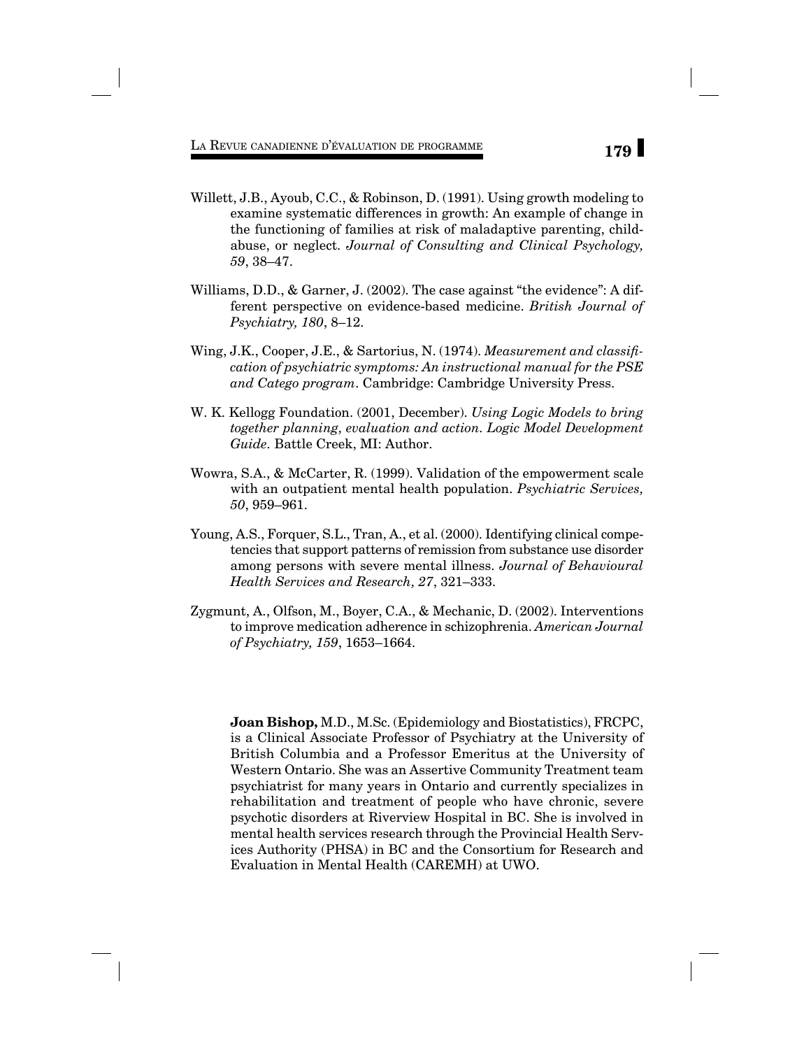Willett, J.B., Ayoub, C.C., & Robinson, D. (1991). Using growth modeling to examine systematic differences in growth: An example of change in the functioning of families at risk of maladaptive parenting, child-abuse, or neglect. *Journal of Consulting and Clinical Psychology, 59*, 38–47.

Williams, D.D., & Garner, J. (2002). The case against "the evidence": A different perspective on evidence-based medicine. *British Journal of Psychiatry, 180*, 8–12.

Wing, J.K., Cooper, J.E., & Sartorius, N. (1974). *Measurement and classification of psychiatric symptoms: An instructional manual for the PSE and Catego program*. Cambridge: Cambridge University Press.

W. K. Kellogg Foundation. (2001, December). *Using Logic Models to bring together planning, evaluation and action. Logic Model Development Guide*. Battle Creek, MI: Author.

Wowra, S.A., & McCarter, R. (1999). Validation of the empowerment scale with an outpatient mental health population. *Psychiatric Services, 50*, 959–961.

Young, A.S., Forquer, S.L., Tran, A., et al. (2000). Identifying clinical competencies that support patterns of remission from substance use disorder among persons with severe mental illness. *Journal of Behavioural Health Services and Research, 27*, 321–333.

Zygmunt, A., Olfson, M., Boyer, C.A., & Mechanic, D. (2002). Interventions to improve medication adherence in schizophrenia. *American Journal of Psychiatry, 159*, 1653–1664.

**Joan Bishop,** M.D., M.Sc. (Epidemiology and Biostatistics), FRCPC, is a Clinical Associate Professor of Psychiatry at the University of British Columbia and a Professor Emeritus at the University of Western Ontario. She was an Assertive Community Treatment team psychiatrist for many years in Ontario and currently specializes in rehabilitation and treatment of people who have chronic, severe psychotic disorders at Riverview Hospital in BC. She is involved in mental health services research through the Provincial Health Services Authority (PHSA) in BC and the Consortium for Research and Evaluation in Mental Health (CAREMH) at UWO.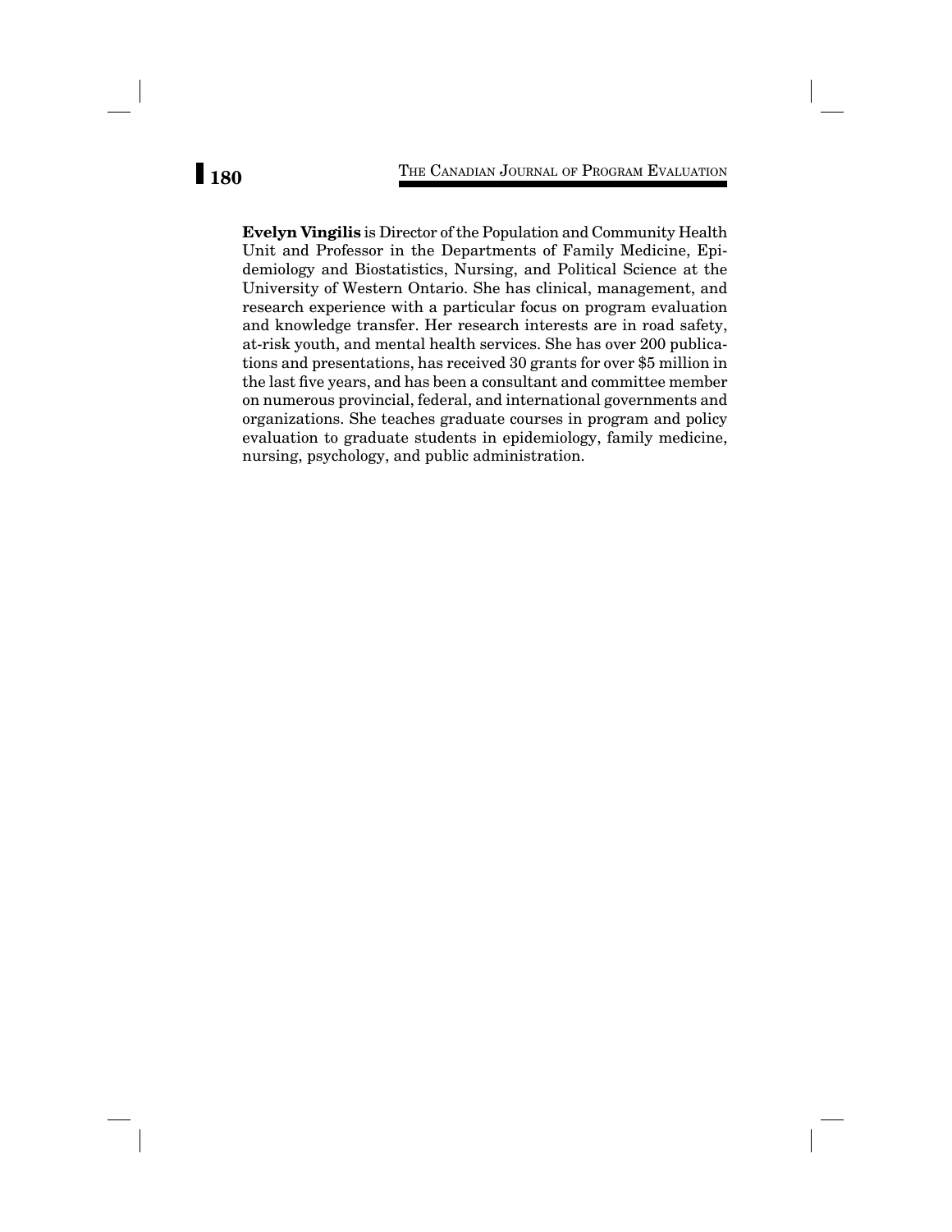**Evelyn Vingilis** is Director of the Population and Community Health Unit and Professor in the Departments of Family Medicine, Epidemiology and Biostatistics, Nursing, and Political Science at the University of Western Ontario. She has clinical, management, and research experience with a particular focus on program evaluation and knowledge transfer. Her research interests are in road safety, at-risk youth, and mental health services. She has over 200 publications and presentations, has received 30 grants for over $5 million in the last five years, and has been a consultant and committee member on numerous provincial, federal, and international governments and organizations. She teaches graduate courses in program and policy evaluation to graduate students in epidemiology, family medicine, nursing, psychology, and public administration.